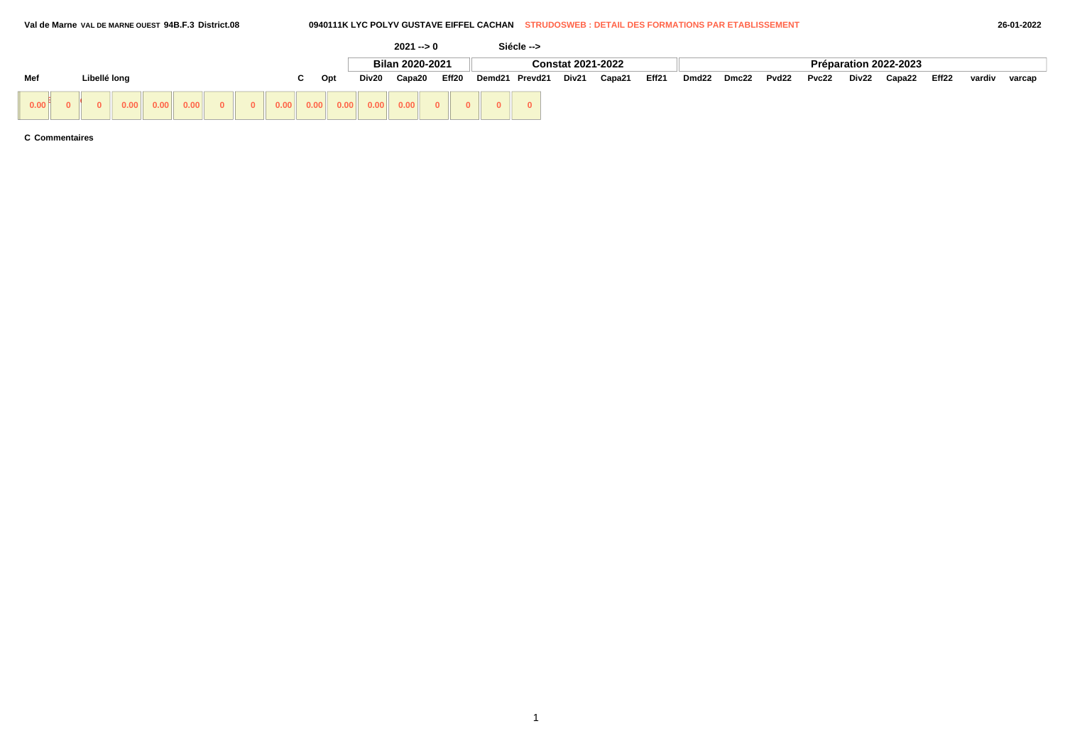Val de Marne VAL DE MARNE OUEST 94B.F.3 District.08 | 0940111K LYC POLYV GUSTAVE EIFFEL CACHAN | STRUDOSWEB : DETAIL DES FORMATIONS PAR ETABLISSEMENT | 26-01-2022

2021 --> 0 | Siécle -->

| Mef | Libellé long | C | Opt | Bilan 2020-2021 | | | Constat 2021-2022 | | | | | Préparation 2022-2023 | | | | | | | | |
|---|---|---|---|---|---|---|---|---|---|---|---|---|---|---|---|---|---|---|---|---|
| | | | | Div20 | Capa20 | Eff20 | Demd21 | Prevd21 | Div21 | Capa21 | Eff21 | Dmd22 | Dmc22 | Pvd22 | Pvc22 | Div22 | Capa22 | Eff22 | vardiv | varcap |
| 0.00 | 0 | 0 | 0.00 | 0.00 | 0.00 | 0 | 0 | 0.00 | 0.00 | 0.00 | 0.00 | 0.00 | 0 | 0 | 0 | 0 | | | | |

C Commentaires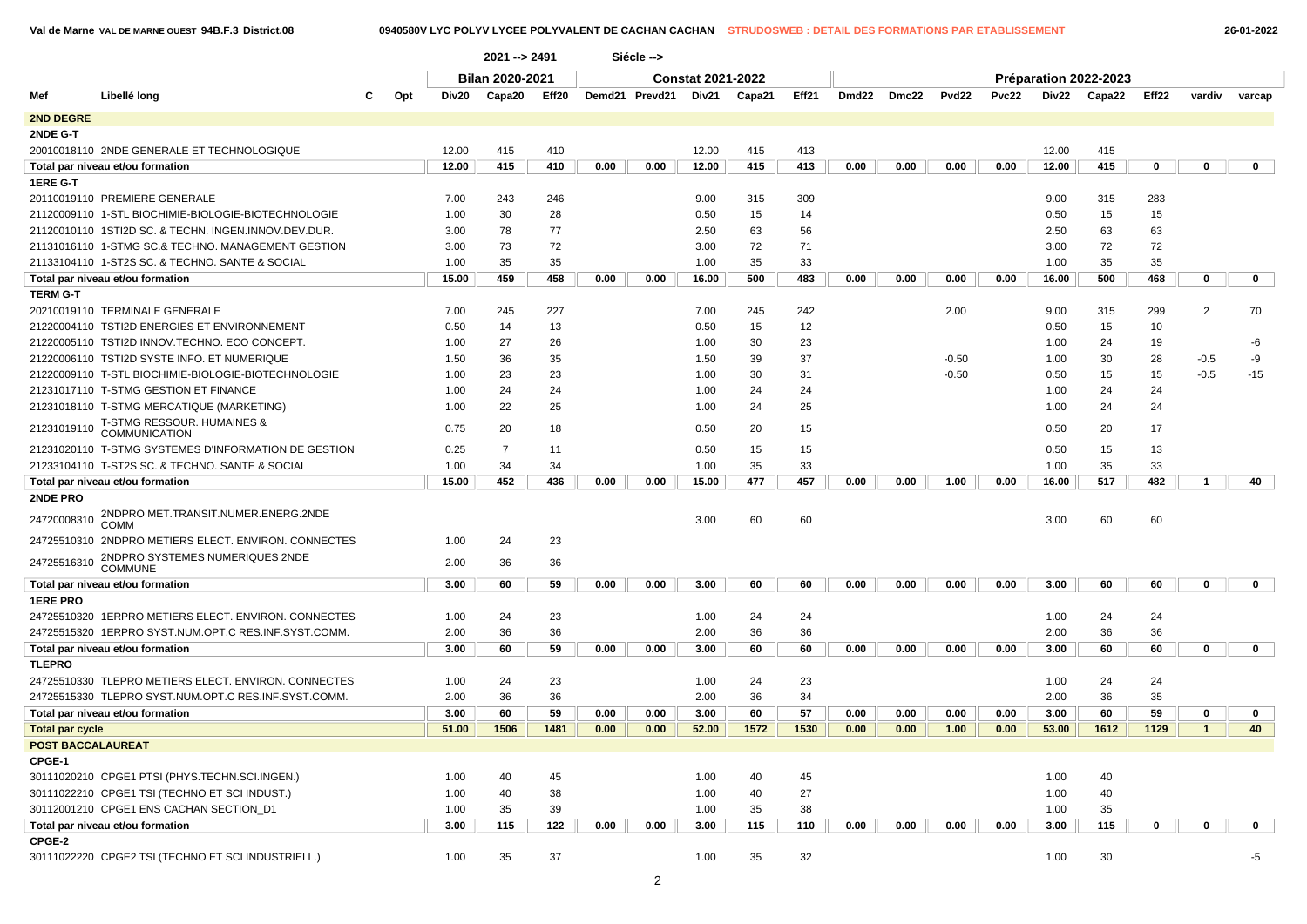Val de Marne VAL DE MARNE OUEST 94B.F.3 District.08 — 0940580V LYC POLYV LYCEE POLYVALENT DE CACHAN CACHAN — STRUDOSWEB : DETAIL DES FORMATIONS PAR ETABLISSEMENT — 26-01-2022

2021 --> 2491 Siécle -->

| Mef | Libellé long | C | Opt | Bilan 2020-2021 | | | Constat 2021-2022 | | | | | Préparation 2022-2023 | | | | | | | | |
|---|---|---|---|---|---|---|---|---|---|---|---|---|---|---|---|---|---|---|---|---|
| | | | | Div20 | Capa20 | Eff20 | Demd21 | Prevd21 | Div21 | Capa21 | Eff21 | Dmd22 | Dmc22 | Pvd22 | Pvc22 | Div22 | Capa22 | Eff22 | vardiv | varcap |
| **2ND DEGRE** | | | | | | | | | | | | | | | | | | | | |
| **2NDE G-T** | | | | | | | | | | | | | | | | | | | | |
| 20010018110 | 2NDE GENERALE ET TECHNOLOGIQUE | | | 12.00 | 415 | 410 | | | 12.00 | 415 | 413 | | | | | 12.00 | 415 | | | |
| **Total par niveau et/ou formation** | | | | 12.00 | 415 | 410 | 0.00 | 0.00 | 12.00 | 415 | 413 | 0.00 | 0.00 | 0.00 | 0.00 | 12.00 | 415 | 0 | 0 | 0 |
| **1ERE G-T** | | | | | | | | | | | | | | | | | | | | |
| 20110019110 | PREMIERE GENERALE | | | 7.00 | 243 | 246 | | | 9.00 | 315 | 309 | | | | | 9.00 | 315 | 283 | | |
| 21120009110 | 1-STL BIOCHIMIE-BIOLOGIE-BIOTECHNOLOGIE | | | 1.00 | 30 | 28 | | | 0.50 | 15 | 14 | | | | | 0.50 | 15 | 15 | | |
| 21120010110 | 1STI2D SC. & TECHN. INGEN.INNOV.DEV.DUR. | | | 3.00 | 78 | 77 | | | 2.50 | 63 | 56 | | | | | 2.50 | 63 | 63 | | |
| 21131016110 | 1-STMG SC.& TECHNO. MANAGEMENT GESTION | | | 3.00 | 73 | 72 | | | 3.00 | 72 | 71 | | | | | 3.00 | 72 | 72 | | |
| 21133104110 | 1-ST2S SC. & TECHNO. SANTE & SOCIAL | | | 1.00 | 35 | 35 | | | 1.00 | 35 | 33 | | | | | 1.00 | 35 | 35 | | |
| **Total par niveau et/ou formation** | | | | 15.00 | 459 | 458 | 0.00 | 0.00 | 16.00 | 500 | 483 | 0.00 | 0.00 | 0.00 | 0.00 | 16.00 | 500 | 468 | 0 | 0 |
| **TERM G-T** | | | | | | | | | | | | | | | | | | | | |
| 20210019110 | TERMINALE GENERALE | | | 7.00 | 245 | 227 | | | 7.00 | 245 | 242 | | | 2.00 | | 9.00 | 315 | 299 | 2 | 70 |
| 21220004110 | TSTI2D ENERGIES ET ENVIRONNEMENT | | | 0.50 | 14 | 13 | | | 0.50 | 15 | 12 | | | | | 0.50 | 15 | 10 | | |
| 21220005110 | TSTI2D INNOV.TECHNO. ECO CONCEPT. | | | 1.00 | 27 | 26 | | | 1.00 | 30 | 23 | | | | | 1.00 | 24 | 19 | | -6 |
| 21220006110 | TSTI2D SYSTE INFO. ET NUMERIQUE | | | 1.50 | 36 | 35 | | | 1.50 | 39 | 37 | | | -0.50 | | 1.00 | 30 | 28 | -0.5 | -9 |
| 21220009110 | T-STL BIOCHIMIE-BIOLOGIE-BIOTECHNOLOGIE | | | 1.00 | 23 | 23 | | | 1.00 | 30 | 31 | | | -0.50 | | 0.50 | 15 | 15 | -0.5 | -15 |
| 21231017110 | T-STMG GESTION ET FINANCE | | | 1.00 | 24 | 24 | | | 1.00 | 24 | 24 | | | | | 1.00 | 24 | 24 | | |
| 21231018110 | T-STMG MERCATIQUE (MARKETING) | | | 1.00 | 22 | 25 | | | 1.00 | 24 | 25 | | | | | 1.00 | 24 | 24 | | |
| 21231019110 | T-STMG RESSOUR. HUMAINES & COMMUNICATION | | | 0.75 | 20 | 18 | | | 0.50 | 20 | 15 | | | | | 0.50 | 20 | 17 | | |
| 21231020110 | T-STMG SYSTEMES D'INFORMATION DE GESTION | | | 0.25 | 7 | 11 | | | 0.50 | 15 | 15 | | | | | 0.50 | 15 | 13 | | |
| 21233104110 | T-ST2S SC. & TECHNO. SANTE & SOCIAL | | | 1.00 | 34 | 34 | | | 1.00 | 35 | 33 | | | | | 1.00 | 35 | 33 | | |
| **Total par niveau et/ou formation** | | | | 15.00 | 452 | 436 | 0.00 | 0.00 | 15.00 | 477 | 457 | 0.00 | 0.00 | 1.00 | 0.00 | 16.00 | 517 | 482 | 1 | 40 |
| **2NDE PRO** | | | | | | | | | | | | | | | | | | | | |
| 24720008310 | 2NDPRO MET.TRANSIT.NUMER.ENERG.2NDE COMM | | | | | | | | 3.00 | 60 | 60 | | | | | 3.00 | 60 | 60 | | |
| 24725510310 | 2NDPRO METIERS ELECT. ENVIRON. CONNECTES | | | 1.00 | 24 | 23 | | | | | | | | | | | | | | |
| 24725516310 | 2NDPRO SYSTEMES NUMERIQUES 2NDE COMMUNE | | | 2.00 | 36 | 36 | | | | | | | | | | | | | | |
| **Total par niveau et/ou formation** | | | | 3.00 | 60 | 59 | 0.00 | 0.00 | 3.00 | 60 | 60 | 0.00 | 0.00 | 0.00 | 0.00 | 3.00 | 60 | 60 | 0 | 0 |
| **1ERE PRO** | | | | | | | | | | | | | | | | | | | | |
| 24725510320 | 1ERPRO METIERS ELECT. ENVIRON. CONNECTES | | | 1.00 | 24 | 23 | | | 1.00 | 24 | 24 | | | | | 1.00 | 24 | 24 | | |
| 24725515320 | 1ERPRO SYST.NUM.OPT.C RES.INF.SYST.COMM. | | | 2.00 | 36 | 36 | | | 2.00 | 36 | 36 | | | | | 2.00 | 36 | 36 | | |
| **Total par niveau et/ou formation** | | | | 3.00 | 60 | 59 | 0.00 | 0.00 | 3.00 | 60 | 60 | 0.00 | 0.00 | 0.00 | 0.00 | 3.00 | 60 | 60 | 0 | 0 |
| **TLEPRO** | | | | | | | | | | | | | | | | | | | | |
| 24725510330 | TLEPRO METIERS ELECT. ENVIRON. CONNECTES | | | 1.00 | 24 | 23 | | | 1.00 | 24 | 23 | | | | | 1.00 | 24 | 24 | | |
| 24725515330 | TLEPRO SYST.NUM.OPT.C RES.INF.SYST.COMM. | | | 2.00 | 36 | 36 | | | 2.00 | 36 | 34 | | | | | 2.00 | 36 | 35 | | |
| **Total par niveau et/ou formation** | | | | 3.00 | 60 | 59 | 0.00 | 0.00 | 3.00 | 60 | 57 | 0.00 | 0.00 | 0.00 | 0.00 | 3.00 | 60 | 59 | 0 | 0 |
| **Total par cycle** | | | | 51.00 | 1506 | 1481 | 0.00 | 0.00 | 52.00 | 1572 | 1530 | 0.00 | 0.00 | 1.00 | 0.00 | 53.00 | 1612 | 1129 | 1 | 40 |
| **POST BACCALAUREAT** | | | | | | | | | | | | | | | | | | | | |
| **CPGE-1** | | | | | | | | | | | | | | | | | | | | |
| 30111020210 | CPGE1 PTSI (PHYS.TECHN.SCI.INGEN.) | | | 1.00 | 40 | 45 | | | 1.00 | 40 | 45 | | | | | 1.00 | 40 | | | |
| 30111022210 | CPGE1 TSI (TECHNO ET SCI INDUST.) | | | 1.00 | 40 | 38 | | | 1.00 | 40 | 27 | | | | | 1.00 | 40 | | | |
| 30112001210 | CPGE1 ENS CACHAN SECTION_D1 | | | 1.00 | 35 | 39 | | | 1.00 | 35 | 38 | | | | | 1.00 | 35 | | | |
| **Total par niveau et/ou formation** | | | | 3.00 | 115 | 122 | 0.00 | 0.00 | 3.00 | 115 | 110 | 0.00 | 0.00 | 0.00 | 0.00 | 3.00 | 115 | 0 | 0 | 0 |
| **CPGE-2** | | | | | | | | | | | | | | | | | | | | |
| 30111022220 | CPGE2 TSI (TECHNO ET SCI INDUSTRIELL.) | | | 1.00 | 35 | 37 | | | 1.00 | 35 | 32 | | | | | 1.00 | 30 | | | -5 |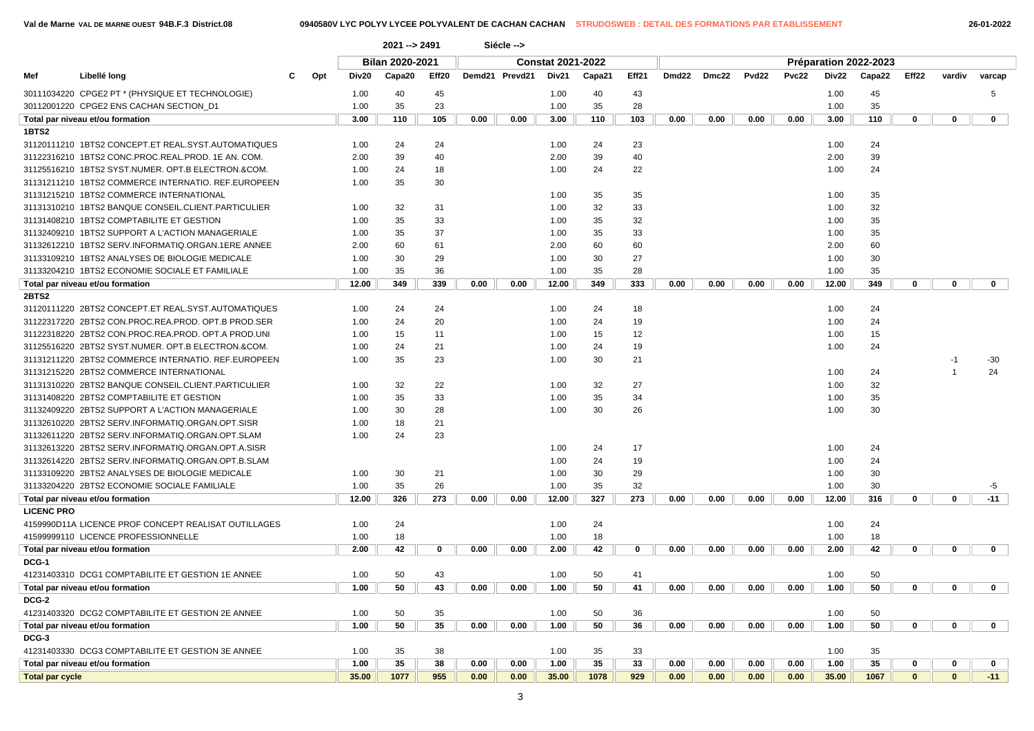Val de Marne VAL DE MARNE OUEST 94B.F.3 District.08 — 0940580V LYC POLYV LYCEE POLYVALENT DE CACHAN CACHAN — STRUDOSWEB : DETAIL DES FORMATIONS PAR ETABLISSEMENT — 26-01-2022

2021 --> 2491 Siécle -->

| Mef | Libellé long | C | Opt | Bilan 2020-2021 | | | Constat 2021-2022 | | | | | Préparation 2022-2023 | | | | | | | | |
|---|---|---|---|---|---|---|---|---|---|---|---|---|---|---|---|---|---|---|---|---|
| | | | | Div20 | Capa20 | Eff20 | Demd21 | Prevd21 | Div21 | Capa21 | Eff21 | Dmd22 | Dmc22 | Pvd22 | Pvc22 | Div22 | Capa22 | Eff22 | vardiv | varcap |
| 30111034220 | CPGE2 PT * (PHYSIQUE ET TECHNOLOGIE) | | | 1.00 | 40 | 45 | | | 1.00 | 40 | 43 | | | | | 1.00 | 45 | | | 5 |
| 30112001220 | CPGE2 ENS CACHAN SECTION_D1 | | | 1.00 | 35 | 23 | | | 1.00 | 35 | 28 | | | | | 1.00 | 35 | | | |
| **Total par niveau et/ou formation** | | | | **3.00** | **110** | **105** | **0.00** | **0.00** | **3.00** | **110** | **103** | **0.00** | **0.00** | **0.00** | **0.00** | **3.00** | **110** | **0** | **0** | **0** |
| **1BTS2** | | | | | | | | | | | | | | | | | | | | |
| 31120111210 | 1BTS2 CONCEPT.ET REAL.SYST.AUTOMATIQUES | | | 1.00 | 24 | 24 | | | 1.00 | 24 | 23 | | | | | 1.00 | 24 | | | |
| 31122316210 | 1BTS2 CONC.PROC.REAL.PROD. 1E AN. COM. | | | 2.00 | 39 | 40 | | | 2.00 | 39 | 40 | | | | | 2.00 | 39 | | | |
| 31125516210 | 1BTS2 SYST.NUMER. OPT.B ELECTRON.&COM. | | | 1.00 | 24 | 18 | | | 1.00 | 24 | 22 | | | | | 1.00 | 24 | | | |
| 31131211210 | 1BTS2 COMMERCE INTERNATIO. REF.EUROPEEN | | | 1.00 | 35 | 30 | | | | | | | | | | | | | | |
| 31131215210 | 1BTS2 COMMERCE INTERNATIONAL | | | | | | | | 1.00 | 35 | 35 | | | | | 1.00 | 35 | | | |
| 31131310210 | 1BTS2 BANQUE CONSEIL.CLIENT.PARTICULIER | | | 1.00 | 32 | 31 | | | 1.00 | 32 | 33 | | | | | 1.00 | 32 | | | |
| 31131408210 | 1BTS2 COMPTABILITE ET GESTION | | | 1.00 | 35 | 33 | | | 1.00 | 35 | 32 | | | | | 1.00 | 35 | | | |
| 31132409210 | 1BTS2 SUPPORT A L'ACTION MANAGERIALE | | | 1.00 | 35 | 37 | | | 1.00 | 35 | 33 | | | | | 1.00 | 35 | | | |
| 31132612210 | 1BTS2 SERV.INFORMATIQ.ORGAN.1ERE ANNEE | | | 2.00 | 60 | 61 | | | 2.00 | 60 | 60 | | | | | 2.00 | 60 | | | |
| 31133109210 | 1BTS2 ANALYSES DE BIOLOGIE MEDICALE | | | 1.00 | 30 | 29 | | | 1.00 | 30 | 27 | | | | | 1.00 | 30 | | | |
| 31133204210 | 1BTS2 ECONOMIE SOCIALE ET FAMILIALE | | | 1.00 | 35 | 36 | | | 1.00 | 35 | 28 | | | | | 1.00 | 35 | | | |
| **Total par niveau et/ou formation** | | | | **12.00** | **349** | **339** | **0.00** | **0.00** | **12.00** | **349** | **333** | **0.00** | **0.00** | **0.00** | **0.00** | **12.00** | **349** | **0** | **0** | **0** |
| **2BTS2** | | | | | | | | | | | | | | | | | | | | |
| 31120111220 | 2BTS2 CONCEPT.ET REAL.SYST.AUTOMATIQUES | | | 1.00 | 24 | 24 | | | 1.00 | 24 | 18 | | | | | 1.00 | 24 | | | |
| 31122317220 | 2BTS2 CON.PROC.REA.PROD. OPT.B PROD.SER | | | 1.00 | 24 | 20 | | | 1.00 | 24 | 19 | | | | | 1.00 | 24 | | | |
| 31122318220 | 2BTS2 CON.PROC.REA.PROD. OPT.A PROD.UNI | | | 1.00 | 15 | 11 | | | 1.00 | 15 | 12 | | | | | 1.00 | 15 | | | |
| 31125516220 | 2BTS2 SYST.NUMER. OPT.B ELECTRON.&COM. | | | 1.00 | 24 | 21 | | | 1.00 | 24 | 19 | | | | | 1.00 | 24 | | | |
| 31131211220 | 2BTS2 COMMERCE INTERNATIO. REF.EUROPEEN | | | 1.00 | 35 | 23 | | | 1.00 | 30 | 21 | | | | | | | | -1 | -30 |
| 31131215220 | 2BTS2 COMMERCE INTERNATIONAL | | | | | | | | | | | | | | | 1.00 | 24 | | 1 | 24 |
| 31131310220 | 2BTS2 BANQUE CONSEIL.CLIENT.PARTICULIER | | | 1.00 | 32 | 22 | | | 1.00 | 32 | 27 | | | | | 1.00 | 32 | | | |
| 31131408220 | 2BTS2 COMPTABILITE ET GESTION | | | 1.00 | 35 | 33 | | | 1.00 | 35 | 34 | | | | | 1.00 | 35 | | | |
| 31132409220 | 2BTS2 SUPPORT A L'ACTION MANAGERIALE | | | 1.00 | 30 | 28 | | | 1.00 | 30 | 26 | | | | | 1.00 | 30 | | | |
| 31132610220 | 2BTS2 SERV.INFORMATIQ.ORGAN.OPT.SISR | | | 1.00 | 18 | 21 | | | | | | | | | | | | | | |
| 31132611220 | 2BTS2 SERV.INFORMATIQ.ORGAN.OPT.SLAM | | | 1.00 | 24 | 23 | | | | | | | | | | | | | | |
| 31132613220 | 2BTS2 SERV.INFORMATIQ.ORGAN.OPT.A.SISR | | | | | | | | 1.00 | 24 | 17 | | | | | 1.00 | 24 | | | |
| 31132614220 | 2BTS2 SERV.INFORMATIQ.ORGAN.OPT.B.SLAM | | | | | | | | 1.00 | 24 | 19 | | | | | 1.00 | 24 | | | |
| 31133109220 | 2BTS2 ANALYSES DE BIOLOGIE MEDICALE | | | 1.00 | 30 | 21 | | | 1.00 | 30 | 29 | | | | | 1.00 | 30 | | | |
| 31133204220 | 2BTS2 ECONOMIE SOCIALE FAMILIALE | | | 1.00 | 35 | 26 | | | 1.00 | 35 | 32 | | | | | 1.00 | 30 | | | -5 |
| **Total par niveau et/ou formation** | | | | **12.00** | **326** | **273** | **0.00** | **0.00** | **12.00** | **327** | **273** | **0.00** | **0.00** | **0.00** | **0.00** | **12.00** | **316** | **0** | **0** | **-11** |
| **LICENC PRO** | | | | | | | | | | | | | | | | | | | | |
| 4159990D11A | LICENCE PROF CONCEPT REALISAT OUTILLAGES | | | 1.00 | 24 | | | | 1.00 | 24 | | | | | | 1.00 | 24 | | | |
| 41599999110 | LICENCE PROFESSIONNELLE | | | 1.00 | 18 | | | | 1.00 | 18 | | | | | | 1.00 | 18 | | | |
| **Total par niveau et/ou formation** | | | | **2.00** | **42** | **0** | **0.00** | **0.00** | **2.00** | **42** | **0** | **0.00** | **0.00** | **0.00** | **0.00** | **2.00** | **42** | **0** | **0** | **0** |
| **DCG-1** | | | | | | | | | | | | | | | | | | | | |
| 41231403310 | DCG1 COMPTABILITE ET GESTION 1E ANNEE | | | 1.00 | 50 | 43 | | | 1.00 | 50 | 41 | | | | | 1.00 | 50 | | | |
| **Total par niveau et/ou formation** | | | | **1.00** | **50** | **43** | **0.00** | **0.00** | **1.00** | **50** | **41** | **0.00** | **0.00** | **0.00** | **0.00** | **1.00** | **50** | **0** | **0** | **0** |
| **DCG-2** | | | | | | | | | | | | | | | | | | | | |
| 41231403320 | DCG2 COMPTABILITE ET GESTION 2E ANNEE | | | 1.00 | 50 | 35 | | | 1.00 | 50 | 36 | | | | | 1.00 | 50 | | | |
| **Total par niveau et/ou formation** | | | | **1.00** | **50** | **35** | **0.00** | **0.00** | **1.00** | **50** | **36** | **0.00** | **0.00** | **0.00** | **0.00** | **1.00** | **50** | **0** | **0** | **0** |
| **DCG-3** | | | | | | | | | | | | | | | | | | | | |
| 41231403330 | DCG3 COMPTABILITE ET GESTION 3E ANNEE | | | 1.00 | 35 | 38 | | | 1.00 | 35 | 33 | | | | | 1.00 | 35 | | | |
| **Total par niveau et/ou formation** | | | | **1.00** | **35** | **38** | **0.00** | **0.00** | **1.00** | **35** | **33** | **0.00** | **0.00** | **0.00** | **0.00** | **1.00** | **35** | **0** | **0** | **0** |
| **Total par cycle** | | | | **35.00** | **1077** | **955** | **0.00** | **0.00** | **35.00** | **1078** | **929** | **0.00** | **0.00** | **0.00** | **0.00** | **35.00** | **1067** | **0** | **0** | **-11** |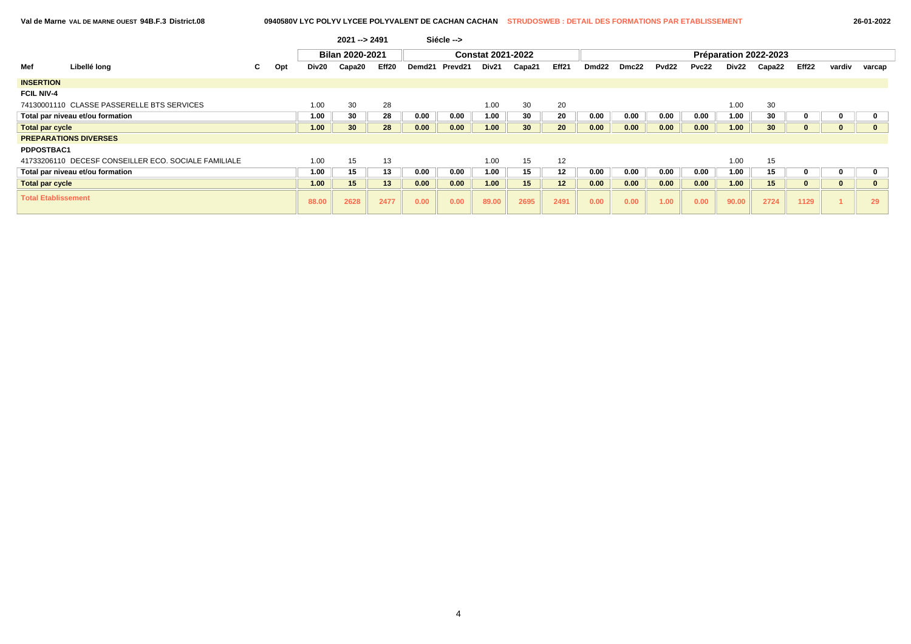Val de Marne VAL DE MARNE OUEST 94B.F.3 District.08 — 0940580V LYC POLYV LYCEE POLYVALENT DE CACHAN CACHAN — STRUDOSWEB : DETAIL DES FORMATIONS PAR ETABLISSEMENT — 26-01-2022

2021 --> 2491 Siécle -->

| Mef | Libellé long | C | Opt | Bilan 2020-2021 | | | Constat 2021-2022 | | | | | Préparation 2022-2023 | | | | | | | | |
|---|---|---|---|---|---|---|---|---|---|---|---|---|---|---|---|---|---|---|---|---|
| | | | | Div20 | Capa20 | Eff20 | Demd21 | Prevd21 | Div21 | Capa21 | Eff21 | Dmd22 | Dmc22 | Pvd22 | Pvc22 | Div22 | Capa22 | Eff22 | vardiv | varcap |
| **INSERTION** | | | | | | | | | | | | | | | | | | | | |
| **FCIL NIV-4** | | | | | | | | | | | | | | | | | | | | |
| 74130001110 | CLASSE PASSERELLE BTS SERVICES | | | 1.00 | 30 | 28 | | | 1.00 | 30 | 20 | | | | | 1.00 | 30 | | | |
| **Total par niveau et/ou formation** | | | | 1.00 | 30 | 28 | 0.00 | 0.00 | 1.00 | 30 | 20 | 0.00 | 0.00 | 0.00 | 0.00 | 1.00 | 30 | 0 | 0 | 0 |
| **Total par cycle** | | | | 1.00 | 30 | 28 | 0.00 | 0.00 | 1.00 | 30 | 20 | 0.00 | 0.00 | 0.00 | 0.00 | 1.00 | 30 | 0 | 0 | 0 |
| **PREPARATIONS DIVERSES** | | | | | | | | | | | | | | | | | | | | |
| **PDPOSTBAC1** | | | | | | | | | | | | | | | | | | | | |
| 41733206110 | DECESF CONSEILLER ECO. SOCIALE FAMILIALE | | | 1.00 | 15 | 13 | | | 1.00 | 15 | 12 | | | | | 1.00 | 15 | | | |
| **Total par niveau et/ou formation** | | | | 1.00 | 15 | 13 | 0.00 | 0.00 | 1.00 | 15 | 12 | 0.00 | 0.00 | 0.00 | 0.00 | 1.00 | 15 | 0 | 0 | 0 |
| **Total par cycle** | | | | 1.00 | 15 | 13 | 0.00 | 0.00 | 1.00 | 15 | 12 | 0.00 | 0.00 | 0.00 | 0.00 | 1.00 | 15 | 0 | 0 | 0 |
| **Total Etablissement** | | | | 88.00 | 2628 | 2477 | 0.00 | 0.00 | 89.00 | 2695 | 2491 | 0.00 | 0.00 | 1.00 | 0.00 | 90.00 | 2724 | 1129 | 1 | 29 |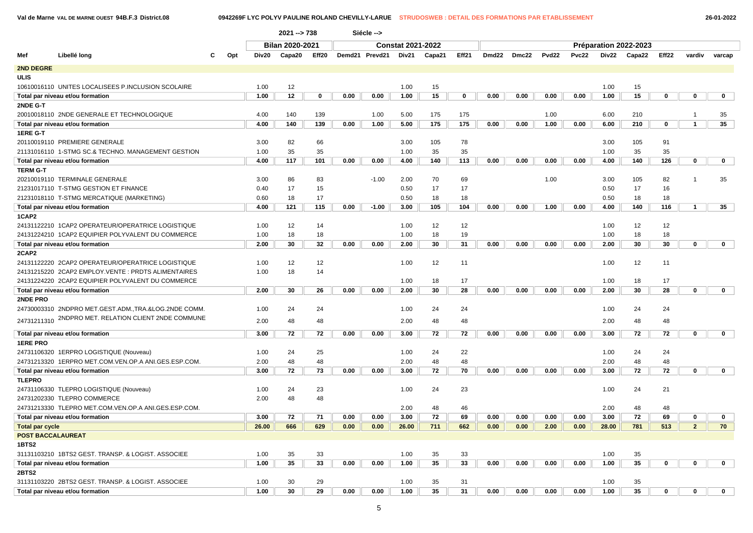Val de Marne VAL DE MARNE OUEST 94B.F.3 District.08 — 0942269F LYC POLYV PAULINE ROLAND CHEVILLY-LARUE — STRUDOSWEB : DETAIL DES FORMATIONS PAR ETABLISSEMENT — 26-01-2022

2021 --> 738 Siécle -->

| Mef | Libellé long | C | Opt | Bilan 2020-2021 Div20 | Capa20 | Eff20 | Constat 2021-2022 Demd21 | Prevd21 | Div21 | Capa21 | Eff21 | Préparation 2022-2023 Dmd22 | Dmc22 | Pvd22 | Pvc22 | Div22 | Capa22 | Eff22 | vardiv | varcap |
|---|---|---|---|---|---|---|---|---|---|---|---|---|---|---|---|---|---|---|---|---|
| **2ND DEGRE** | | | | | | | | | | | | | | | | | | | | |
| **ULIS** | | | | | | | | | | | | | | | | | | | | |
| 10610016110 | UNITES LOCALISEES P.INCLUSION SCOLAIRE | | | 1.00 | 12 | | | | 1.00 | 15 | | | | | | 1.00 | 15 | | | |
| Total par niveau et/ou formation | | | | 1.00 | 12 | 0 | 0.00 | 0.00 | 1.00 | 15 | 0 | 0.00 | 0.00 | 0.00 | 0.00 | 1.00 | 15 | 0 | 0 | 0 |
| **2NDE G-T** | | | | | | | | | | | | | | | | | | | | |
| 20010018110 | 2NDE GENERALE ET TECHNOLOGIQUE | | | 4.00 | 140 | 139 | | 1.00 | 5.00 | 175 | 175 | | | 1.00 | | 6.00 | 210 | | 1 | 35 |
| Total par niveau et/ou formation | | | | 4.00 | 140 | 139 | 0.00 | 1.00 | 5.00 | 175 | 175 | 0.00 | 0.00 | 1.00 | 0.00 | 6.00 | 210 | 0 | 1 | 35 |
| **1ERE G-T** | | | | | | | | | | | | | | | | | | | | |
| 20110019110 | PREMIERE GENERALE | | | 3.00 | 82 | 66 | | | 3.00 | 105 | 78 | | | | | 3.00 | 105 | 91 | | |
| 21131016110 | 1-STMG SC.& TECHNO. MANAGEMENT GESTION | | | 1.00 | 35 | 35 | | | 1.00 | 35 | 35 | | | | | 1.00 | 35 | 35 | | |
| Total par niveau et/ou formation | | | | 4.00 | 117 | 101 | 0.00 | 0.00 | 4.00 | 140 | 113 | 0.00 | 0.00 | 0.00 | 0.00 | 4.00 | 140 | 126 | 0 | 0 |
| **TERM G-T** | | | | | | | | | | | | | | | | | | | | |
| 20210019110 | TERMINALE GENERALE | | | 3.00 | 86 | 83 | | -1.00 | 2.00 | 70 | 69 | | | 1.00 | | 3.00 | 105 | 82 | 1 | 35 |
| 21231017110 | T-STMG GESTION ET FINANCE | | | 0.40 | 17 | 15 | | | 0.50 | 17 | 17 | | | | | 0.50 | 17 | 16 | | |
| 21231018110 | T-STMG MERCATIQUE (MARKETING) | | | 0.60 | 18 | 17 | | | 0.50 | 18 | 18 | | | | | 0.50 | 18 | 18 | | |
| Total par niveau et/ou formation | | | | 4.00 | 121 | 115 | 0.00 | -1.00 | 3.00 | 105 | 104 | 0.00 | 0.00 | 1.00 | 0.00 | 4.00 | 140 | 116 | 1 | 35 |
| **1CAP2** | | | | | | | | | | | | | | | | | | | | |
| 24131122210 | 1CAP2 OPERATEUR/OPERATRICE LOGISTIQUE | | | 1.00 | 12 | 14 | | | 1.00 | 12 | 12 | | | | | 1.00 | 12 | 12 | | |
| 24131224210 | 1CAP2 EQUIPIER POLYVALENT DU COMMERCE | | | 1.00 | 18 | 18 | | | 1.00 | 18 | 19 | | | | | 1.00 | 18 | 18 | | |
| Total par niveau et/ou formation | | | | 2.00 | 30 | 32 | 0.00 | 0.00 | 2.00 | 30 | 31 | 0.00 | 0.00 | 0.00 | 0.00 | 2.00 | 30 | 30 | 0 | 0 |
| **2CAP2** | | | | | | | | | | | | | | | | | | | | |
| 24131122220 | 2CAP2 OPERATEUR/OPERATRICE LOGISTIQUE | | | 1.00 | 12 | 12 | | | 1.00 | 12 | 11 | | | | | 1.00 | 12 | 11 | | |
| 24131215220 | 2CAP2 EMPLOY.VENTE : PRDTS ALIMENTAIRES | | | 1.00 | 18 | 14 | | | | | | | | | | | | | | |
| 24131224220 | 2CAP2 EQUIPIER POLYVALENT DU COMMERCE | | | | | | | | 1.00 | 18 | 17 | | | | | 1.00 | 18 | 17 | | |
| Total par niveau et/ou formation | | | | 2.00 | 30 | 26 | 0.00 | 0.00 | 2.00 | 30 | 28 | 0.00 | 0.00 | 0.00 | 0.00 | 2.00 | 30 | 28 | 0 | 0 |
| **2NDE PRO** | | | | | | | | | | | | | | | | | | | | |
| 24730003310 | 2NDPRO MET.GEST.ADM.,TRA.&LOG.2NDE COMM. | | | 1.00 | 24 | 24 | | | 1.00 | 24 | 24 | | | | | 1.00 | 24 | 24 | | |
| 24731211310 | 2NDPRO MET. RELATION CLIENT 2NDE COMMUNE | | | 2.00 | 48 | 48 | | | 2.00 | 48 | 48 | | | | | 2.00 | 48 | 48 | | |
| Total par niveau et/ou formation | | | | 3.00 | 72 | 72 | 0.00 | 0.00 | 3.00 | 72 | 72 | 0.00 | 0.00 | 0.00 | 0.00 | 3.00 | 72 | 72 | 0 | 0 |
| **1ERE PRO** | | | | | | | | | | | | | | | | | | | | |
| 24731106320 | 1ERPRO LOGISTIQUE (Nouveau) | | | 1.00 | 24 | 25 | | | 1.00 | 24 | 22 | | | | | 1.00 | 24 | 24 | | |
| 24731213320 | 1ERPRO MET.COM.VEN.OP.A ANI.GES.ESP.COM. | | | 2.00 | 48 | 48 | | | 2.00 | 48 | 48 | | | | | 2.00 | 48 | 48 | | |
| Total par niveau et/ou formation | | | | 3.00 | 72 | 73 | 0.00 | 0.00 | 3.00 | 72 | 70 | 0.00 | 0.00 | 0.00 | 0.00 | 3.00 | 72 | 72 | 0 | 0 |
| **TLEPRO** | | | | | | | | | | | | | | | | | | | | |
| 24731106330 | TLEPRO LOGISTIQUE (Nouveau) | | | 1.00 | 24 | 23 | | | 1.00 | 24 | 23 | | | | | 1.00 | 24 | 21 | | |
| 24731202330 | TLEPRO COMMERCE | | | 2.00 | 48 | 48 | | | | | | | | | | | | | | |
| 24731213330 | TLEPRO MET.COM.VEN.OP.A ANI.GES.ESP.COM. | | | | | | | | 2.00 | 48 | 46 | | | | | 2.00 | 48 | 48 | | |
| Total par niveau et/ou formation | | | | 3.00 | 72 | 71 | 0.00 | 0.00 | 3.00 | 72 | 69 | 0.00 | 0.00 | 0.00 | 0.00 | 3.00 | 72 | 69 | 0 | 0 |
| **Total par cycle** | | | | 26.00 | 666 | 629 | 0.00 | 0.00 | 26.00 | 711 | 662 | 0.00 | 0.00 | 2.00 | 0.00 | 28.00 | 781 | 513 | 2 | 70 |
| **POST BACCALAUREAT** | | | | | | | | | | | | | | | | | | | | |
| **1BTS2** | | | | | | | | | | | | | | | | | | | | |
| 31131103210 | 1BTS2 GEST. TRANSP. & LOGIST. ASSOCIEE | | | 1.00 | 35 | 33 | | | 1.00 | 35 | 33 | | | | | 1.00 | 35 | | | |
| Total par niveau et/ou formation | | | | 1.00 | 35 | 33 | 0.00 | 0.00 | 1.00 | 35 | 33 | 0.00 | 0.00 | 0.00 | 0.00 | 1.00 | 35 | 0 | 0 | 0 |
| **2BTS2** | | | | | | | | | | | | | | | | | | | | |
| 31131103220 | 2BTS2 GEST. TRANSP. & LOGIST. ASSOCIEE | | | 1.00 | 30 | 29 | | | 1.00 | 35 | 31 | | | | | 1.00 | 35 | | | |
| Total par niveau et/ou formation | | | | 1.00 | 30 | 29 | 0.00 | 0.00 | 1.00 | 35 | 31 | 0.00 | 0.00 | 0.00 | 0.00 | 1.00 | 35 | 0 | 0 | 0 |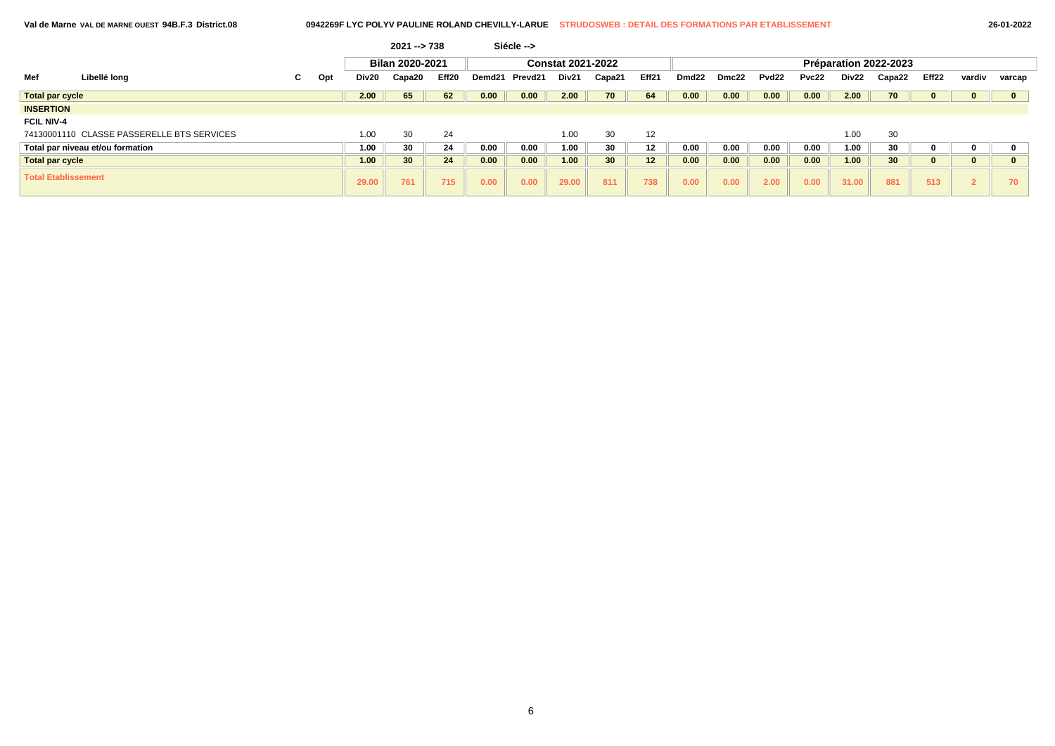Val de Marne VAL DE MARNE OUEST 94B.F.3 District.08 — 0942269F LYC POLYV PAULINE ROLAND CHEVILLY-LARUE — STRUDOSWEB : DETAIL DES FORMATIONS PAR ETABLISSEMENT — 26-01-2022

2021 --> 738 Siécle -->

| Mef | Libellé long | C | Opt | Bilan 2020-2021 | | | Constat 2021-2022 | | | | | Préparation 2022-2023 | | | | | | | | |
|---|---|---|---|---|---|---|---|---|---|---|---|---|---|---|---|---|---|---|---|---|
| | | | | Div20 | Capa20 | Eff20 | Demd21 | Prevd21 | Div21 | Capa21 | Eff21 | Dmd22 | Dmc22 | Pvd22 | Pvc22 | Div22 | Capa22 | Eff22 | vardiv | varcap |
| **Total par cycle** | | | | **2.00** | **65** | **62** | **0.00** | **0.00** | **2.00** | **70** | **64** | **0.00** | **0.00** | **0.00** | **0.00** | **2.00** | **70** | **0** | **0** | **0** |
| **INSERTION** | | | | | | | | | | | | | | | | | | | | |
| **FCIL NIV-4** | | | | | | | | | | | | | | | | | | | | |
| 74130001110 | CLASSE PASSERELLE BTS SERVICES | | | 1.00 | 30 | 24 | | | 1.00 | 30 | 12 | | | | | 1.00 | 30 | | | |
| **Total par niveau et/ou formation** | | | | **1.00** | **30** | **24** | **0.00** | **0.00** | **1.00** | **30** | **12** | **0.00** | **0.00** | **0.00** | **0.00** | **1.00** | **30** | **0** | **0** | **0** |
| **Total par cycle** | | | | **1.00** | **30** | **24** | **0.00** | **0.00** | **1.00** | **30** | **12** | **0.00** | **0.00** | **0.00** | **0.00** | **1.00** | **30** | **0** | **0** | **0** |
| **Total Etablissement** | | | | **29.00** | **761** | **715** | **0.00** | **0.00** | **29.00** | **811** | **738** | **0.00** | **0.00** | **2.00** | **0.00** | **31.00** | **881** | **513** | **2** | **70** |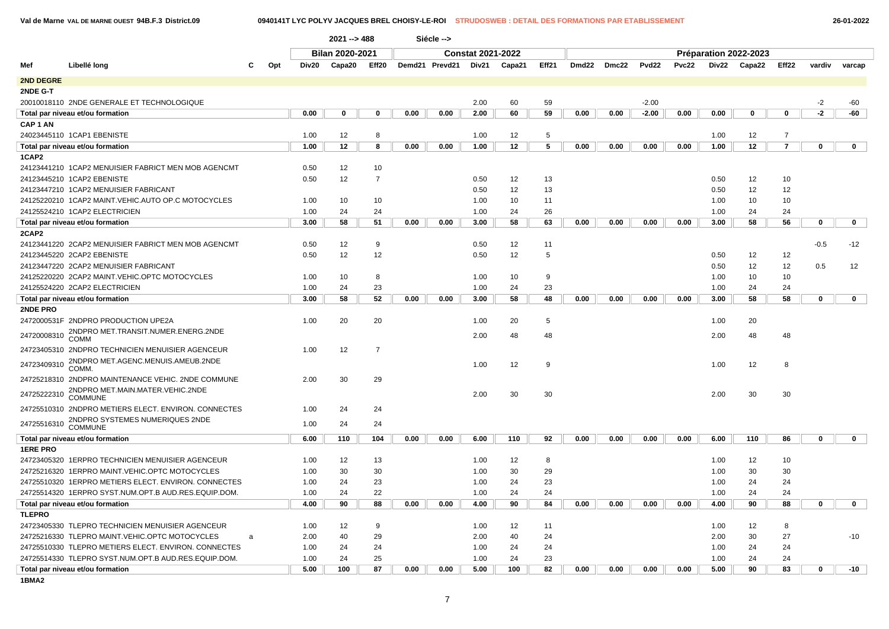2021 --> 488 Siécle -->

| Mef | Libellé long | C | Opt | Bilan 2020-2021 | | | Constat 2021-2022 | | | | | Préparation 2022-2023 | | | | | | | | |
|---|---|---|---|---|---|---|---|---|---|---|---|---|---|---|---|---|---|---|---|---|
| | | | | Div20 | Capa20 | Eff20 | Demd21 | Prevd21 | Div21 | Capa21 | Eff21 | Dmd22 | Dmc22 | Pvd22 | Pvc22 | Div22 | Capa22 | Eff22 | vardiv | varcap |
| **2ND DEGRE** | | | | | | | | | | | | | | | | | | | | |
| **2NDE G-T** | | | | | | | | | | | | | | | | | | | | |
| 20010018110 | 2NDE GENERALE ET TECHNOLOGIQUE | | | | | | | | 2.00 | 60 | 59 | | | -2.00 | | | | | -2 | -60 |
| **Total par niveau et/ou formation** | | | | 0.00 | 0 | 0 | 0.00 | 0.00 | 2.00 | 60 | 59 | 0.00 | 0.00 | -2.00 | 0.00 | 0.00 | 0 | 0 | -2 | -60 |
| **CAP 1 AN** | | | | | | | | | | | | | | | | | | | | |
| 24023445110 | 1CAP1 EBENISTE | | | 1.00 | 12 | 8 | | | 1.00 | 12 | 5 | | | | | 1.00 | 12 | 7 | | |
| **Total par niveau et/ou formation** | | | | 1.00 | 12 | 8 | 0.00 | 0.00 | 1.00 | 12 | 5 | 0.00 | 0.00 | 0.00 | 0.00 | 1.00 | 12 | 7 | 0 | 0 |
| **1CAP2** | | | | | | | | | | | | | | | | | | | | |
| 24123441210 | 1CAP2 MENUISIER FABRICT MEN MOB AGENCMT | | | 0.50 | 12 | 10 | | | | | | | | | | | | | | |
| 24123445210 | 1CAP2 EBENISTE | | | 0.50 | 12 | 7 | | | 0.50 | 12 | 13 | | | | | 0.50 | 12 | 10 | | |
| 24123447210 | 1CAP2 MENUISIER FABRICANT | | | | | | | | 0.50 | 12 | 13 | | | | | 0.50 | 12 | 12 | | |
| 24125220210 | 1CAP2 MAINT.VEHIC.AUTO OP.C MOTOCYCLES | | | 1.00 | 10 | 10 | | | 1.00 | 10 | 11 | | | | | 1.00 | 10 | 10 | | |
| 24125524210 | 1CAP2 ELECTRICIEN | | | 1.00 | 24 | 24 | | | 1.00 | 24 | 26 | | | | | 1.00 | 24 | 24 | | |
| **Total par niveau et/ou formation** | | | | 3.00 | 58 | 51 | 0.00 | 0.00 | 3.00 | 58 | 63 | 0.00 | 0.00 | 0.00 | 0.00 | 3.00 | 58 | 56 | 0 | 0 |
| **2CAP2** | | | | | | | | | | | | | | | | | | | | |
| 24123441220 | 2CAP2 MENUISIER FABRICT MEN MOB AGENCMT | | | 0.50 | 12 | 9 | | | 0.50 | 12 | 11 | | | | | | | | -0.5 | -12 |
| 24123445220 | 2CAP2 EBENISTE | | | 0.50 | 12 | 12 | | | 0.50 | 12 | 5 | | | | | 0.50 | 12 | 12 | | |
| 24123447220 | 2CAP2 MENUISIER FABRICANT | | | | | | | | | | | | | | | 0.50 | 12 | 12 | 0.5 | 12 |
| 24125220220 | 2CAP2 MAINT.VEHIC.OPTC MOTOCYCLES | | | 1.00 | 10 | 8 | | | 1.00 | 10 | 9 | | | | | 1.00 | 10 | 10 | | |
| 24125524220 | 2CAP2 ELECTRICIEN | | | 1.00 | 24 | 23 | | | 1.00 | 24 | 23 | | | | | 1.00 | 24 | 24 | | |
| **Total par niveau et/ou formation** | | | | 3.00 | 58 | 52 | 0.00 | 0.00 | 3.00 | 58 | 48 | 0.00 | 0.00 | 0.00 | 0.00 | 3.00 | 58 | 58 | 0 | 0 |
| **2NDE PRO** | | | | | | | | | | | | | | | | | | | | |
| 2472000531F | 2NDPRO PRODUCTION UPE2A | | | 1.00 | 20 | 20 | | | 1.00 | 20 | 5 | | | | | 1.00 | 20 | | | |
| 24720008310 | 2NDPRO MET.TRANSIT.NUMER.ENERG.2NDE COMM | | | | | | | | 2.00 | 48 | 48 | | | | | 2.00 | 48 | 48 | | |
| 24723405310 | 2NDPRO TECHNICIEN MENUISIER AGENCEUR | | | 1.00 | 12 | 7 | | | | | | | | | | | | | | |
| 24723409310 | 2NDPRO MET.AGENC.MENUIS.AMEUB.2NDE COMM. | | | | | | | | 1.00 | 12 | 9 | | | | | 1.00 | 12 | 8 | | |
| 24725218310 | 2NDPRO MAINTENANCE VEHIC. 2NDE COMMUNE | | | 2.00 | 30 | 29 | | | | | | | | | | | | | | |
| 24725222310 | 2NDPRO MET.MAIN.MATER.VEHIC.2NDE COMMUNE | | | | | | | | 2.00 | 30 | 30 | | | | | 2.00 | 30 | 30 | | |
| 24725510310 | 2NDPRO METIERS ELECT. ENVIRON. CONNECTES | | | 1.00 | 24 | 24 | | | | | | | | | | | | | | |
| 24725516310 | 2NDPRO SYSTEMES NUMERIQUES 2NDE COMMUNE | | | 1.00 | 24 | 24 | | | | | | | | | | | | | | |
| **Total par niveau et/ou formation** | | | | 6.00 | 110 | 104 | 0.00 | 0.00 | 6.00 | 110 | 92 | 0.00 | 0.00 | 0.00 | 0.00 | 6.00 | 110 | 86 | 0 | 0 |
| **1ERE PRO** | | | | | | | | | | | | | | | | | | | | |
| 24723405320 | 1ERPRO TECHNICIEN MENUISIER AGENCEUR | | | 1.00 | 12 | 13 | | | 1.00 | 12 | 8 | | | | | 1.00 | 12 | 10 | | |
| 24725216320 | 1ERPRO MAINT.VEHIC.OPTC MOTOCYCLES | | | 1.00 | 30 | 30 | | | 1.00 | 30 | 29 | | | | | 1.00 | 30 | 30 | | |
| 24725510320 | 1ERPRO METIERS ELECT. ENVIRON. CONNECTES | | | 1.00 | 24 | 23 | | | 1.00 | 24 | 23 | | | | | 1.00 | 24 | 24 | | |
| 24725514320 | 1ERPRO SYST.NUM.OPT.B AUD.RES.EQUIP.DOM. | | | 1.00 | 24 | 22 | | | 1.00 | 24 | 24 | | | | | 1.00 | 24 | 24 | | |
| **Total par niveau et/ou formation** | | | | 4.00 | 90 | 88 | 0.00 | 0.00 | 4.00 | 90 | 84 | 0.00 | 0.00 | 0.00 | 0.00 | 4.00 | 90 | 88 | 0 | 0 |
| **TLEPRO** | | | | | | | | | | | | | | | | | | | | |
| 24723405330 | TLEPRO TECHNICIEN MENUISIER AGENCEUR | | | 1.00 | 12 | 9 | | | 1.00 | 12 | 11 | | | | | 1.00 | 12 | 8 | | |
| 24725216330 | TLEPRO MAINT.VEHIC.OPTC MOTOCYCLES | a | | 2.00 | 40 | 29 | | | 2.00 | 40 | 24 | | | | | 2.00 | 30 | 27 | | -10 |
| 24725510330 | TLEPRO METIERS ELECT. ENVIRON. CONNECTES | | | 1.00 | 24 | 24 | | | 1.00 | 24 | 24 | | | | | 1.00 | 24 | 24 | | |
| 24725514330 | TLEPRO SYST.NUM.OPT.B AUD.RES.EQUIP.DOM. | | | 1.00 | 24 | 25 | | | 1.00 | 24 | 23 | | | | | 1.00 | 24 | 24 | | |
| **Total par niveau et/ou formation** | | | | 5.00 | 100 | 87 | 0.00 | 0.00 | 5.00 | 100 | 82 | 0.00 | 0.00 | 0.00 | 0.00 | 5.00 | 90 | 83 | 0 | -10 |
| **1BMA2** | | | | | | | | | | | | | | | | | | | | |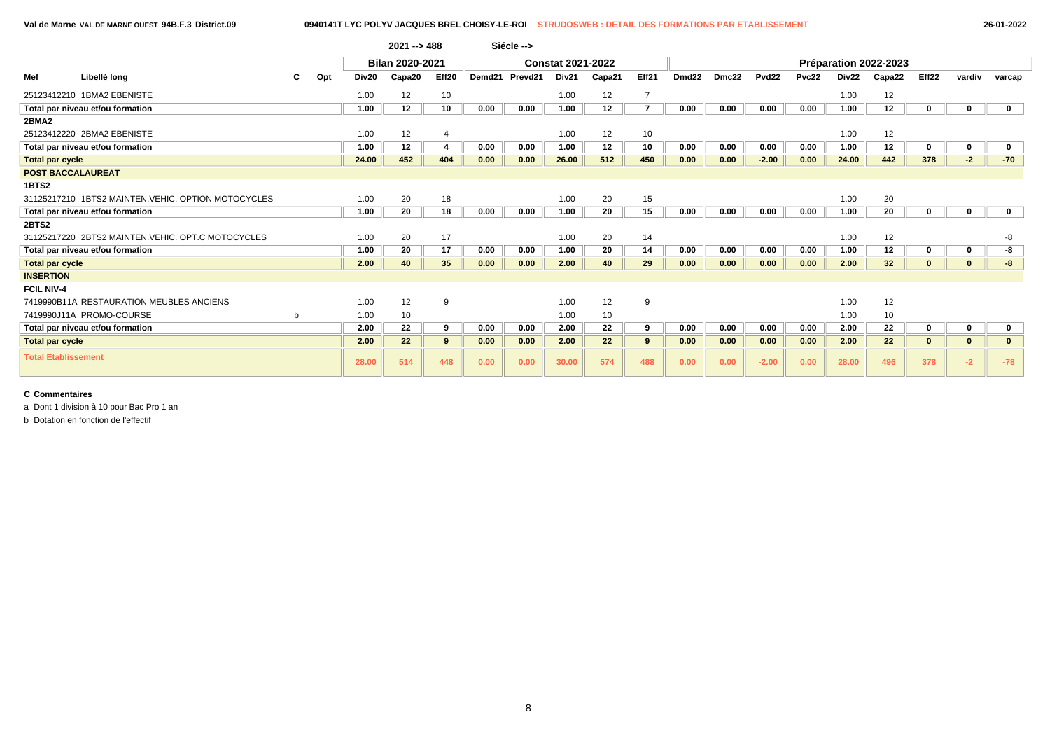Val de Marne VAL DE MARNE OUEST 94B.F.3 District.09 — 0940141T LYC POLYV JACQUES BREL CHOISY-LE-ROI — STRUDOSWEB : DETAIL DES FORMATIONS PAR ETABLISSEMENT — 26-01-2022

2021 --> 488 Siécle -->

| Mef | Libellé long | C | Opt | Bilan 2020-2021 | | | Constat 2021-2022 | | | | | Préparation 2022-2023 | | | | | | | | |
|---|---|---|---|---|---|---|---|---|---|---|---|---|---|---|---|---|---|---|---|---|
| | | | | Div20 | Capa20 | Eff20 | Demd21 | Prevd21 | Div21 | Capa21 | Eff21 | Dmd22 | Dmc22 | Pvd22 | Pvc22 | Div22 | Capa22 | Eff22 | vardiv | varcap |
| 25123412210 | 1BMA2 EBENISTE | | | 1.00 | 12 | 10 | | | 1.00 | 12 | 7 | | | | | 1.00 | 12 | | | |
| **Total par niveau et/ou formation** | | | | **1.00** | **12** | **10** | **0.00** | **0.00** | **1.00** | **12** | **7** | **0.00** | **0.00** | **0.00** | **0.00** | **1.00** | **12** | **0** | **0** | **0** |
| **2BMA2** | | | | | | | | | | | | | | | | | | | | |
| 25123412220 | 2BMA2 EBENISTE | | | 1.00 | 12 | 4 | | | 1.00 | 12 | 10 | | | | | 1.00 | 12 | | | |
| **Total par niveau et/ou formation** | | | | **1.00** | **12** | **4** | **0.00** | **0.00** | **1.00** | **12** | **10** | **0.00** | **0.00** | **0.00** | **0.00** | **1.00** | **12** | **0** | **0** | **0** |
| **Total par cycle** | | | | **24.00** | **452** | **404** | **0.00** | **0.00** | **26.00** | **512** | **450** | **0.00** | **0.00** | **-2.00** | **0.00** | **24.00** | **442** | **378** | **-2** | **-70** |
| **POST BACCALAUREAT** | | | | | | | | | | | | | | | | | | | | |
| **1BTS2** | | | | | | | | | | | | | | | | | | | | |
| 31125217210 | 1BTS2 MAINTEN.VEHIC. OPTION MOTOCYCLES | | | 1.00 | 20 | 18 | | | 1.00 | 20 | 15 | | | | | 1.00 | 20 | | | |
| **Total par niveau et/ou formation** | | | | **1.00** | **20** | **18** | **0.00** | **0.00** | **1.00** | **20** | **15** | **0.00** | **0.00** | **0.00** | **0.00** | **1.00** | **20** | **0** | **0** | **0** |
| **2BTS2** | | | | | | | | | | | | | | | | | | | | |
| 31125217220 | 2BTS2 MAINTEN.VEHIC. OPT.C MOTOCYCLES | | | 1.00 | 20 | 17 | | | 1.00 | 20 | 14 | | | | | 1.00 | 12 | | | -8 |
| **Total par niveau et/ou formation** | | | | **1.00** | **20** | **17** | **0.00** | **0.00** | **1.00** | **20** | **14** | **0.00** | **0.00** | **0.00** | **0.00** | **1.00** | **12** | **0** | **0** | **-8** |
| **Total par cycle** | | | | **2.00** | **40** | **35** | **0.00** | **0.00** | **2.00** | **40** | **29** | **0.00** | **0.00** | **0.00** | **0.00** | **2.00** | **32** | **0** | **0** | **-8** |
| **INSERTION** | | | | | | | | | | | | | | | | | | | | |
| **FCIL NIV-4** | | | | | | | | | | | | | | | | | | | | |
| 7419990B11A | RESTAURATION MEUBLES ANCIENS | | | 1.00 | 12 | 9 | | | 1.00 | 12 | 9 | | | | | 1.00 | 12 | | | |
| 7419990J11A | PROMO-COURSE | b | | 1.00 | 10 | | | | 1.00 | 10 | | | | | | 1.00 | 10 | | | |
| **Total par niveau et/ou formation** | | | | **2.00** | **22** | **9** | **0.00** | **0.00** | **2.00** | **22** | **9** | **0.00** | **0.00** | **0.00** | **0.00** | **2.00** | **22** | **0** | **0** | **0** |
| **Total par cycle** | | | | **2.00** | **22** | **9** | **0.00** | **0.00** | **2.00** | **22** | **9** | **0.00** | **0.00** | **0.00** | **0.00** | **2.00** | **22** | **0** | **0** | **0** |
| **Total Etablissement** | | | | **28.00** | **514** | **448** | **0.00** | **0.00** | **30.00** | **574** | **488** | **0.00** | **0.00** | **-2.00** | **0.00** | **28.00** | **496** | **378** | **-2** | **-78** |

**C Commentaires**

a Dont 1 division à 10 pour Bac Pro 1 an

b Dotation en fonction de l'effectif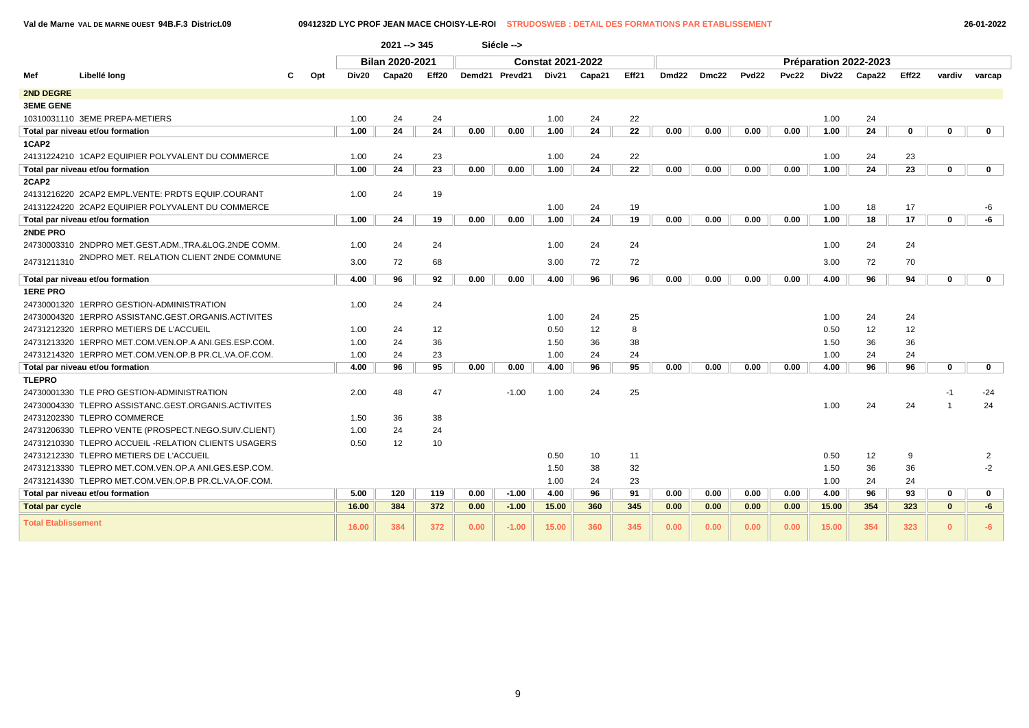**Val de Marne** VAL DE MARNE OUEST **94B.F.3 District.09** — **0941232D LYC PROF JEAN MACE CHOISY-LE-ROI** STRUDOSWEB : DETAIL DES FORMATIONS PAR ETABLISSEMENT — 26-01-2022

2021 --> 345 | Siécle -->

| | | | | Bilan 2020-2021 | | | | | Constat 2021-2022 | | | | | | | Préparation 2022-2023 | | | | |
|---|---|---|---|---|---|---|---|---|---|---|---|---|---|---|---|---|---|---|---|---|
| Mef | Libellé long | C | Opt | Div20 | Capa20 | Eff20 | Demd21 | Prevd21 | Div21 | Capa21 | Eff21 | Dmd22 | Dmc22 | Pvd22 | Pvc22 | Div22 | Capa22 | Eff22 | vardiv | varcap |
| **2ND DEGRE** | | | | | | | | | | | | | | | | | | | | |
| **3EME GENE** | | | | | | | | | | | | | | | | | | | | |
| 10310031110 | 3EME PREPA-METIERS | | | 1.00 | 24 | 24 | | | 1.00 | 24 | 22 | | | | | 1.00 | 24 | | | |
| **Total par niveau et/ou formation** | | | | **1.00** | **24** | **24** | **0.00** | **0.00** | **1.00** | **24** | **22** | **0.00** | **0.00** | **0.00** | **0.00** | **1.00** | **24** | **0** | **0** | **0** |
| **1CAP2** | | | | | | | | | | | | | | | | | | | | |
| 24131224210 | 1CAP2 EQUIPIER POLYVALENT DU COMMERCE | | | 1.00 | 24 | 23 | | | 1.00 | 24 | 22 | | | | | 1.00 | 24 | 23 | | |
| **Total par niveau et/ou formation** | | | | **1.00** | **24** | **23** | **0.00** | **0.00** | **1.00** | **24** | **22** | **0.00** | **0.00** | **0.00** | **0.00** | **1.00** | **24** | **23** | **0** | **0** |
| **2CAP2** | | | | | | | | | | | | | | | | | | | | |
| 24131216220 | 2CAP2 EMPL.VENTE: PRDTS EQUIP.COURANT | | | 1.00 | 24 | 19 | | | | | | | | | | | | | | |
| 24131224220 | 2CAP2 EQUIPIER POLYVALENT DU COMMERCE | | | | | | | | 1.00 | 24 | 19 | | | | | 1.00 | 18 | 17 | | -6 |
| **Total par niveau et/ou formation** | | | | **1.00** | **24** | **19** | **0.00** | **0.00** | **1.00** | **24** | **19** | **0.00** | **0.00** | **0.00** | **0.00** | **1.00** | **18** | **17** | **0** | **-6** |
| **2NDE PRO** | | | | | | | | | | | | | | | | | | | | |
| 24730003310 | 2NDPRO MET.GEST.ADM.,TRA.&LOG.2NDE COMM. | | | 1.00 | 24 | 24 | | | 1.00 | 24 | 24 | | | | | 1.00 | 24 | 24 | | |
| 24731211310 | 2NDPRO MET. RELATION CLIENT 2NDE COMMUNE | | | 3.00 | 72 | 68 | | | 3.00 | 72 | 72 | | | | | 3.00 | 72 | 70 | | |
| **Total par niveau et/ou formation** | | | | **4.00** | **96** | **92** | **0.00** | **0.00** | **4.00** | **96** | **96** | **0.00** | **0.00** | **0.00** | **0.00** | **4.00** | **96** | **94** | **0** | **0** |
| **1ERE PRO** | | | | | | | | | | | | | | | | | | | | |
| 24730001320 | 1ERPRO GESTION-ADMINISTRATION | | | 1.00 | 24 | 24 | | | | | | | | | | | | | | |
| 24730004320 | 1ERPRO ASSISTANC.GEST.ORGANIS.ACTIVITES | | | | | | | | 1.00 | 24 | 25 | | | | | 1.00 | 24 | 24 | | |
| 24731212320 | 1ERPRO METIERS DE L'ACCUEIL | | | 1.00 | 24 | 12 | | | 0.50 | 12 | 8 | | | | | 0.50 | 12 | 12 | | |
| 24731213320 | 1ERPRO MET.COM.VEN.OP.A ANI.GES.ESP.COM. | | | 1.00 | 24 | 36 | | | 1.50 | 36 | 38 | | | | | 1.50 | 36 | 36 | | |
| 24731214320 | 1ERPRO MET.COM.VEN.OP.B PR.CL.VA.OF.COM. | | | 1.00 | 24 | 23 | | | 1.00 | 24 | 24 | | | | | 1.00 | 24 | 24 | | |
| **Total par niveau et/ou formation** | | | | **4.00** | **96** | **95** | **0.00** | **0.00** | **4.00** | **96** | **95** | **0.00** | **0.00** | **0.00** | **0.00** | **4.00** | **96** | **96** | **0** | **0** |
| **TLEPRO** | | | | | | | | | | | | | | | | | | | | |
| 24730001330 | TLE PRO GESTION-ADMINISTRATION | | | 2.00 | 48 | 47 | | -1.00 | 1.00 | 24 | 25 | | | | | | | | -1 | -24 |
| 24730004330 | TLEPRO ASSISTANC.GEST.ORGANIS.ACTIVITES | | | | | | | | | | | | | | | 1.00 | 24 | 24 | 1 | 24 |
| 24731202330 | TLEPRO COMMERCE | | | 1.50 | 36 | 38 | | | | | | | | | | | | | | |
| 24731206330 | TLEPRO VENTE (PROSPECT.NEGO.SUIV.CLIENT) | | | 1.00 | 24 | 24 | | | | | | | | | | | | | | |
| 24731210330 | TLEPRO ACCUEIL -RELATION CLIENTS USAGERS | | | 0.50 | 12 | 10 | | | | | | | | | | | | | | |
| 24731212330 | TLEPRO METIERS DE L'ACCUEIL | | | | | | | | 0.50 | 10 | 11 | | | | | 0.50 | 12 | 9 | | 2 |
| 24731213330 | TLEPRO MET.COM.VEN.OP.A ANI.GES.ESP.COM. | | | | | | | | 1.50 | 38 | 32 | | | | | 1.50 | 36 | 36 | | -2 |
| 24731214330 | TLEPRO MET.COM.VEN.OP.B PR.CL.VA.OF.COM. | | | | | | | | 1.00 | 24 | 23 | | | | | 1.00 | 24 | 24 | | |
| **Total par niveau et/ou formation** | | | | **5.00** | **120** | **119** | **0.00** | **-1.00** | **4.00** | **96** | **91** | **0.00** | **0.00** | **0.00** | **0.00** | **4.00** | **96** | **93** | **0** | **0** |
| **Total par cycle** | | | | **16.00** | **384** | **372** | **0.00** | **-1.00** | **15.00** | **360** | **345** | **0.00** | **0.00** | **0.00** | **0.00** | **15.00** | **354** | **323** | **0** | **-6** |
| **Total Etablissement** | | | | **16.00** | **384** | **372** | **0.00** | **-1.00** | **15.00** | **360** | **345** | **0.00** | **0.00** | **0.00** | **0.00** | **15.00** | **354** | **323** | **0** | **-6** |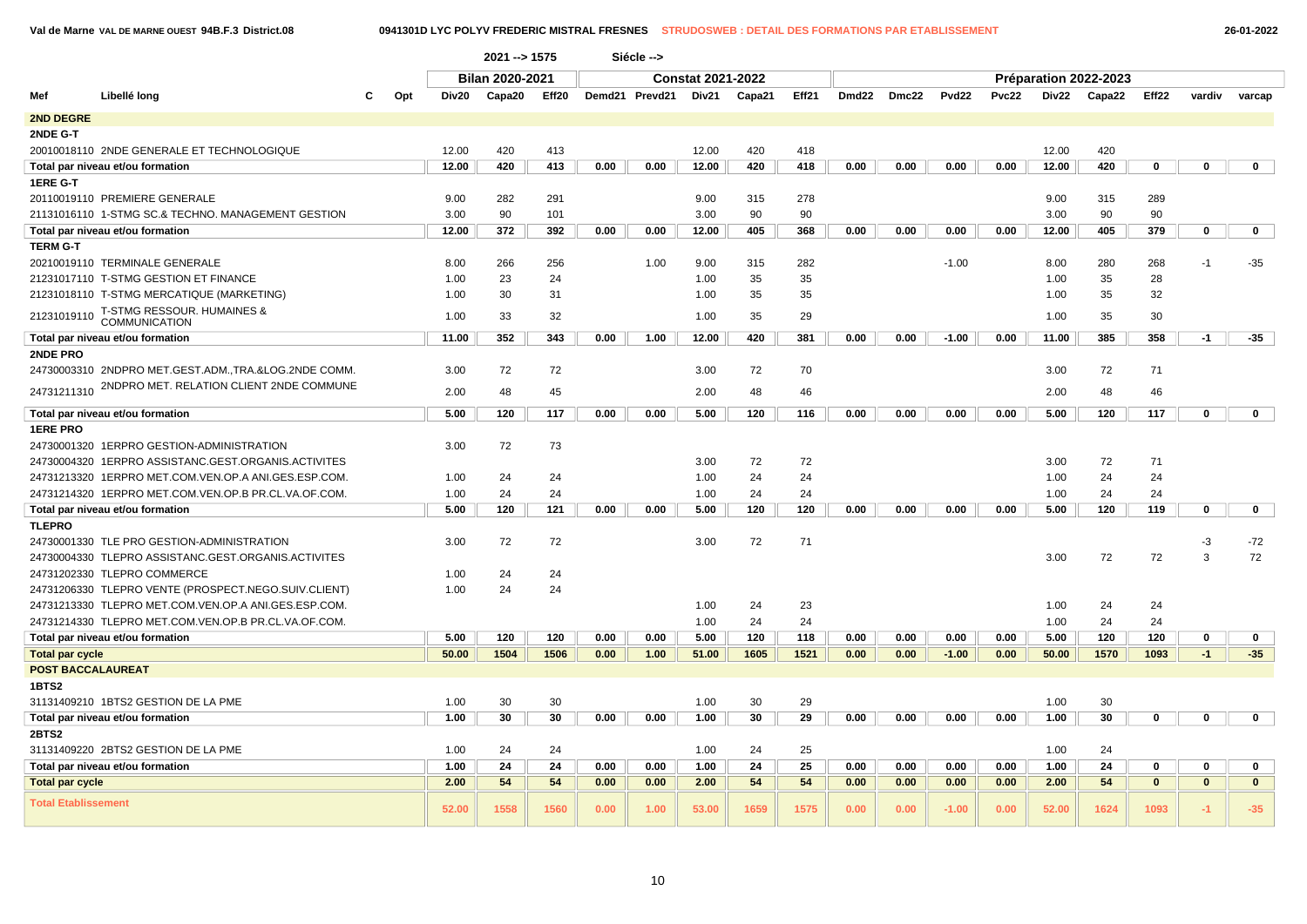Val de Marne VAL DE MARNE OUEST 94B.F.3 District.08 — 0941301D LYC POLYV FREDERIC MISTRAL FRESNES — STRUDOSWEB : DETAIL DES FORMATIONS PAR ETABLISSEMENT — 26-01-2022

2021 --> 1575 — Siécle -->

| Mef | Libellé long | C | Opt | Bilan 2020-2021 | | | Constat 2021-2022 | | | | | Préparation 2022-2023 | | | | | | | | | |
|---|---|---|---|---|---|---|---|---|---|---|---|---|---|---|---|---|---|---|---|---|---|
| | | | | Div20 | Capa20 | Eff20 | Demd21 | Prevd21 | Div21 | Capa21 | Eff21 | Dmd22 | Dmc22 | Pvd22 | Pvc22 | Div22 | Capa22 | Eff22 | vardiv | varcap |
| **2ND DEGRE** | | | | | | | | | | | | | | | | | | | | |
| **2NDE G-T** | | | | | | | | | | | | | | | | | | | | |
| 20010018110 | 2NDE GENERALE ET TECHNOLOGIQUE | | | 12.00 | 420 | 413 | | | 12.00 | 420 | 418 | | | | | 12.00 | 420 | | | |
| **Total par niveau et/ou formation** | | | | 12.00 | 420 | 413 | 0.00 | 0.00 | 12.00 | 420 | 418 | 0.00 | 0.00 | 0.00 | 0.00 | 12.00 | 420 | 0 | 0 | 0 |
| **1ERE G-T** | | | | | | | | | | | | | | | | | | | | |
| 20110019110 | PREMIERE GENERALE | | | 9.00 | 282 | 291 | | | 9.00 | 315 | 278 | | | | | 9.00 | 315 | 289 | | |
| 21131016110 | 1-STMG SC.& TECHNO. MANAGEMENT GESTION | | | 3.00 | 90 | 101 | | | 3.00 | 90 | 90 | | | | | 3.00 | 90 | 90 | | |
| **Total par niveau et/ou formation** | | | | 12.00 | 372 | 392 | 0.00 | 0.00 | 12.00 | 405 | 368 | 0.00 | 0.00 | 0.00 | 0.00 | 12.00 | 405 | 379 | 0 | 0 |
| **TERM G-T** | | | | | | | | | | | | | | | | | | | | |
| 20210019110 | TERMINALE GENERALE | | | 8.00 | 266 | 256 | | 1.00 | 9.00 | 315 | 282 | | | -1.00 | | 8.00 | 280 | 268 | -1 | -35 |
| 21231017110 | T-STMG GESTION ET FINANCE | | | 1.00 | 23 | 24 | | | 1.00 | 35 | 35 | | | | | 1.00 | 35 | 28 | | |
| 21231018110 | T-STMG MERCATIQUE (MARKETING) | | | 1.00 | 30 | 31 | | | 1.00 | 35 | 35 | | | | | 1.00 | 35 | 32 | | |
| 21231019110 | T-STMG RESSOUR. HUMAINES & COMMUNICATION | | | 1.00 | 33 | 32 | | | 1.00 | 35 | 29 | | | | | 1.00 | 35 | 30 | | |
| **Total par niveau et/ou formation** | | | | 11.00 | 352 | 343 | 0.00 | 1.00 | 12.00 | 420 | 381 | 0.00 | 0.00 | -1.00 | 0.00 | 11.00 | 385 | 358 | -1 | -35 |
| **2NDE PRO** | | | | | | | | | | | | | | | | | | | | |
| 24730003310 | 2NDPRO MET.GEST.ADM.,TRA.&LOG.2NDE COMM. | | | 3.00 | 72 | 72 | | | 3.00 | 72 | 70 | | | | | 3.00 | 72 | 71 | | |
| 24731211310 | 2NDPRO MET. RELATION CLIENT 2NDE COMMUNE | | | 2.00 | 48 | 45 | | | 2.00 | 48 | 46 | | | | | 2.00 | 48 | 46 | | |
| **Total par niveau et/ou formation** | | | | 5.00 | 120 | 117 | 0.00 | 0.00 | 5.00 | 120 | 116 | 0.00 | 0.00 | 0.00 | 0.00 | 5.00 | 120 | 117 | 0 | 0 |
| **1ERE PRO** | | | | | | | | | | | | | | | | | | | | |
| 24730001320 | 1ERPRO GESTION-ADMINISTRATION | | | 3.00 | 72 | 73 | | | | | | | | | | | | | | |
| 24730004320 | 1ERPRO ASSISTANC.GEST.ORGANIS.ACTIVITES | | | | | | | | 3.00 | 72 | 72 | | | | | 3.00 | 72 | 71 | | |
| 24731213320 | 1ERPRO MET.COM.VEN.OP.A ANI.GES.ESP.COM. | | | 1.00 | 24 | 24 | | | 1.00 | 24 | 24 | | | | | 1.00 | 24 | 24 | | |
| 24731214320 | 1ERPRO MET.COM.VEN.OP.B PR.CL.VA.OF.COM. | | | 1.00 | 24 | 24 | | | 1.00 | 24 | 24 | | | | | 1.00 | 24 | 24 | | |
| **Total par niveau et/ou formation** | | | | 5.00 | 120 | 121 | 0.00 | 0.00 | 5.00 | 120 | 120 | 0.00 | 0.00 | 0.00 | 0.00 | 5.00 | 120 | 119 | 0 | 0 |
| **TLEPRO** | | | | | | | | | | | | | | | | | | | | |
| 24730001330 | TLE PRO GESTION-ADMINISTRATION | | | 3.00 | 72 | 72 | | | 3.00 | 72 | 71 | | | | | | | | -3 | -72 |
| 24730004330 | TLEPRO ASSISTANC.GEST.ORGANIS.ACTIVITES | | | | | | | | | | | | | | | 3.00 | 72 | 72 | 3 | 72 |
| 24731202330 | TLEPRO COMMERCE | | | 1.00 | 24 | 24 | | | | | | | | | | | | | | |
| 24731206330 | TLEPRO VENTE (PROSPECT.NEGO.SUIV.CLIENT) | | | 1.00 | 24 | 24 | | | | | | | | | | | | | | |
| 24731213330 | TLEPRO MET.COM.VEN.OP.A ANI.GES.ESP.COM. | | | | | | | | 1.00 | 24 | 23 | | | | | 1.00 | 24 | 24 | | |
| 24731214330 | TLEPRO MET.COM.VEN.OP.B PR.CL.VA.OF.COM. | | | | | | | | 1.00 | 24 | 24 | | | | | 1.00 | 24 | 24 | | |
| **Total par niveau et/ou formation** | | | | 5.00 | 120 | 120 | 0.00 | 0.00 | 5.00 | 120 | 118 | 0.00 | 0.00 | 0.00 | 0.00 | 5.00 | 120 | 120 | 0 | 0 |
| **Total par cycle** | | | | 50.00 | 1504 | 1506 | 0.00 | 1.00 | 51.00 | 1605 | 1521 | 0.00 | 0.00 | -1.00 | 0.00 | 50.00 | 1570 | 1093 | -1 | -35 |
| **POST BACCALAUREAT** | | | | | | | | | | | | | | | | | | | | |
| **1BTS2** | | | | | | | | | | | | | | | | | | | | |
| 31131409210 | 1BTS2 GESTION DE LA PME | | | 1.00 | 30 | 30 | | | 1.00 | 30 | 29 | | | | | 1.00 | 30 | | | |
| **Total par niveau et/ou formation** | | | | 1.00 | 30 | 30 | 0.00 | 0.00 | 1.00 | 30 | 29 | 0.00 | 0.00 | 0.00 | 0.00 | 1.00 | 30 | 0 | 0 | 0 |
| **2BTS2** | | | | | | | | | | | | | | | | | | | | |
| 31131409220 | 2BTS2 GESTION DE LA PME | | | 1.00 | 24 | 24 | | | 1.00 | 24 | 25 | | | | | 1.00 | 24 | | | |
| **Total par niveau et/ou formation** | | | | 1.00 | 24 | 24 | 0.00 | 0.00 | 1.00 | 24 | 25 | 0.00 | 0.00 | 0.00 | 0.00 | 1.00 | 24 | 0 | 0 | 0 |
| **Total par cycle** | | | | 2.00 | 54 | 54 | 0.00 | 0.00 | 2.00 | 54 | 54 | 0.00 | 0.00 | 0.00 | 0.00 | 2.00 | 54 | 0 | 0 | 0 |
| **Total Etablissement** | | | | 52.00 | 1558 | 1560 | 0.00 | 1.00 | 53.00 | 1659 | 1575 | 0.00 | 0.00 | -1.00 | 0.00 | 52.00 | 1624 | 1093 | -1 | -35 |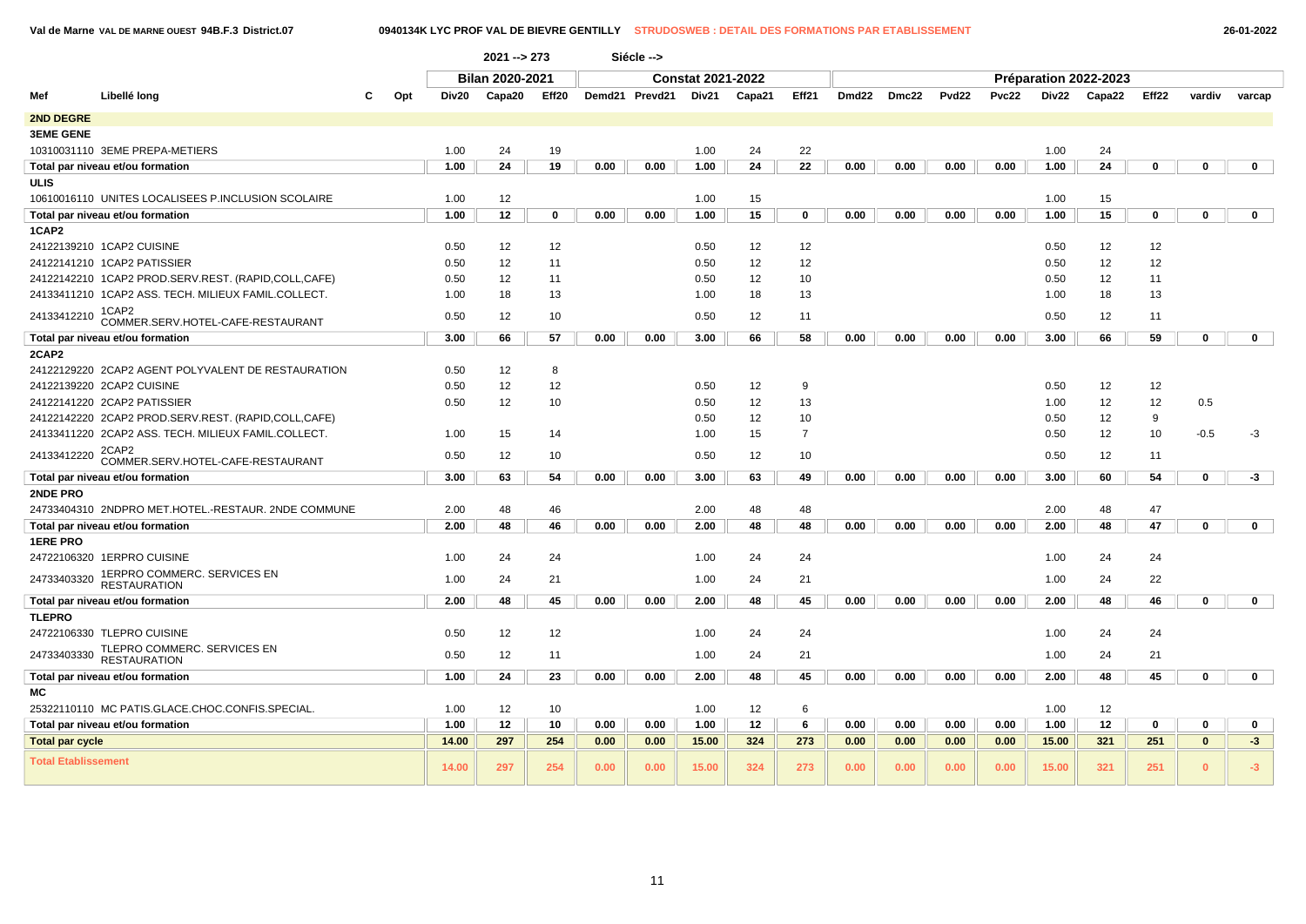**Val de Marne VAL DE MARNE OUEST 94B.F.3 District.07** — **0940134K LYC PROF VAL DE BIEVRE GENTILLY** — STRUDOSWEB : DETAIL DES FORMATIONS PAR ETABLISSEMENT — 26-01-2022

2021 --> 273 Siécle -->

| | | | | Bilan 2020-2021 | | | Constat 2021-2022 | | | | | Préparation 2022-2023 | | | | | | | | |
|---|---|---|---|---|---|---|---|---|---|---|---|---|---|---|---|---|---|---|---|---|
| Mef | Libellé long | C | Opt | Div20 | Capa20 | Eff20 | Demd21 | Prevd21 | Div21 | Capa21 | Eff21 | Dmd22 | Dmc22 | Pvd22 | Pvc22 | Div22 | Capa22 | Eff22 | vardiv | varcap |
| **2ND DEGRE** | | | | | | | | | | | | | | | | | | | | |
| **3EME GENE** | | | | | | | | | | | | | | | | | | | | |
| 10310031110 | 3EME PREPA-METIERS | | | 1.00 | 24 | 19 | | | 1.00 | 24 | 22 | | | | | 1.00 | 24 | | | |
| **Total par niveau et/ou formation** | | | | **1.00** | **24** | **19** | **0.00** | **0.00** | **1.00** | **24** | **22** | **0.00** | **0.00** | **0.00** | **0.00** | **1.00** | **24** | **0** | **0** | **0** |
| **ULIS** | | | | | | | | | | | | | | | | | | | | |
| 10610016110 | UNITES LOCALISEES P.INCLUSION SCOLAIRE | | | 1.00 | 12 | | | | 1.00 | 15 | | | | | | 1.00 | 15 | | | |
| **Total par niveau et/ou formation** | | | | **1.00** | **12** | **0** | **0.00** | **0.00** | **1.00** | **15** | **0** | **0.00** | **0.00** | **0.00** | **0.00** | **1.00** | **15** | **0** | **0** | **0** |
| **1CAP2** | | | | | | | | | | | | | | | | | | | | |
| 24122139210 | 1CAP2 CUISINE | | | 0.50 | 12 | 12 | | | 0.50 | 12 | 12 | | | | | 0.50 | 12 | 12 | | |
| 24122141210 | 1CAP2 PATISSIER | | | 0.50 | 12 | 11 | | | 0.50 | 12 | 12 | | | | | 0.50 | 12 | 12 | | |
| 24122142210 | 1CAP2 PROD.SERV.REST. (RAPID,COLL,CAFE) | | | 0.50 | 12 | 11 | | | 0.50 | 12 | 10 | | | | | 0.50 | 12 | 11 | | |
| 24133411210 | 1CAP2 ASS. TECH. MILIEUX FAMIL.COLLECT. | | | 1.00 | 18 | 13 | | | 1.00 | 18 | 13 | | | | | 1.00 | 18 | 13 | | |
| 24133412210 | 1CAP2 COMMER.SERV.HOTEL-CAFE-RESTAURANT | | | 0.50 | 12 | 10 | | | 0.50 | 12 | 11 | | | | | 0.50 | 12 | 11 | | |
| **Total par niveau et/ou formation** | | | | **3.00** | **66** | **57** | **0.00** | **0.00** | **3.00** | **66** | **58** | **0.00** | **0.00** | **0.00** | **0.00** | **3.00** | **66** | **59** | **0** | **0** |
| **2CAP2** | | | | | | | | | | | | | | | | | | | | |
| 24122129220 | 2CAP2 AGENT POLYVALENT DE RESTAURATION | | | 0.50 | 12 | 8 | | | | | | | | | | | | | | |
| 24122139220 | 2CAP2 CUISINE | | | 0.50 | 12 | 12 | | | 0.50 | 12 | 9 | | | | | 0.50 | 12 | 12 | | |
| 24122141220 | 2CAP2 PATISSIER | | | 0.50 | 12 | 10 | | | 0.50 | 12 | 13 | | | | | 1.00 | 12 | 12 | 0.5 | |
| 24122142220 | 2CAP2 PROD.SERV.REST. (RAPID,COLL,CAFE) | | | | | | | | 0.50 | 12 | 10 | | | | | 0.50 | 12 | 9 | | |
| 24133411220 | 2CAP2 ASS. TECH. MILIEUX FAMIL.COLLECT. | | | 1.00 | 15 | 14 | | | 1.00 | 15 | 7 | | | | | 0.50 | 12 | 10 | -0.5 | -3 |
| 24133412220 | 2CAP2 COMMER.SERV.HOTEL-CAFE-RESTAURANT | | | 0.50 | 12 | 10 | | | 0.50 | 12 | 10 | | | | | 0.50 | 12 | 11 | | |
| **Total par niveau et/ou formation** | | | | **3.00** | **63** | **54** | **0.00** | **0.00** | **3.00** | **63** | **49** | **0.00** | **0.00** | **0.00** | **0.00** | **3.00** | **60** | **54** | **0** | **-3** |
| **2NDE PRO** | | | | | | | | | | | | | | | | | | | | |
| 24733404310 | 2NDPRO MET.HOTEL.-RESTAUR. 2NDE COMMUNE | | | 2.00 | 48 | 46 | | | 2.00 | 48 | 48 | | | | | 2.00 | 48 | 47 | | |
| **Total par niveau et/ou formation** | | | | **2.00** | **48** | **46** | **0.00** | **0.00** | **2.00** | **48** | **48** | **0.00** | **0.00** | **0.00** | **0.00** | **2.00** | **48** | **47** | **0** | **0** |
| **1ERE PRO** | | | | | | | | | | | | | | | | | | | | |
| 24722106320 | 1ERPRO CUISINE | | | 1.00 | 24 | 24 | | | 1.00 | 24 | 24 | | | | | 1.00 | 24 | 24 | | |
| 24733403320 | 1ERPRO COMMERC. SERVICES EN RESTAURATION | | | 1.00 | 24 | 21 | | | 1.00 | 24 | 21 | | | | | 1.00 | 24 | 22 | | |
| **Total par niveau et/ou formation** | | | | **2.00** | **48** | **45** | **0.00** | **0.00** | **2.00** | **48** | **45** | **0.00** | **0.00** | **0.00** | **0.00** | **2.00** | **48** | **46** | **0** | **0** |
| **TLEPRO** | | | | | | | | | | | | | | | | | | | | |
| 24722106330 | TLEPRO CUISINE | | | 0.50 | 12 | 12 | | | 1.00 | 24 | 24 | | | | | 1.00 | 24 | 24 | | |
| 24733403330 | TLEPRO COMMERC. SERVICES EN RESTAURATION | | | 0.50 | 12 | 11 | | | 1.00 | 24 | 21 | | | | | 1.00 | 24 | 21 | | |
| **Total par niveau et/ou formation** | | | | **1.00** | **24** | **23** | **0.00** | **0.00** | **2.00** | **48** | **45** | **0.00** | **0.00** | **0.00** | **0.00** | **2.00** | **48** | **45** | **0** | **0** |
| **MC** | | | | | | | | | | | | | | | | | | | | |
| 25322110110 | MC PATIS.GLACE.CHOC.CONFIS.SPECIAL. | | | 1.00 | 12 | 10 | | | 1.00 | 12 | 6 | | | | | 1.00 | 12 | | | |
| **Total par niveau et/ou formation** | | | | **1.00** | **12** | **10** | **0.00** | **0.00** | **1.00** | **12** | **6** | **0.00** | **0.00** | **0.00** | **0.00** | **1.00** | **12** | **0** | **0** | **0** |
| **Total par cycle** | | | | **14.00** | **297** | **254** | **0.00** | **0.00** | **15.00** | **324** | **273** | **0.00** | **0.00** | **0.00** | **0.00** | **15.00** | **321** | **251** | **0** | **-3** |
| **Total Etablissement** | | | | **14.00** | **297** | **254** | **0.00** | **0.00** | **15.00** | **324** | **273** | **0.00** | **0.00** | **0.00** | **0.00** | **15.00** | **321** | **251** | **0** | **-3** |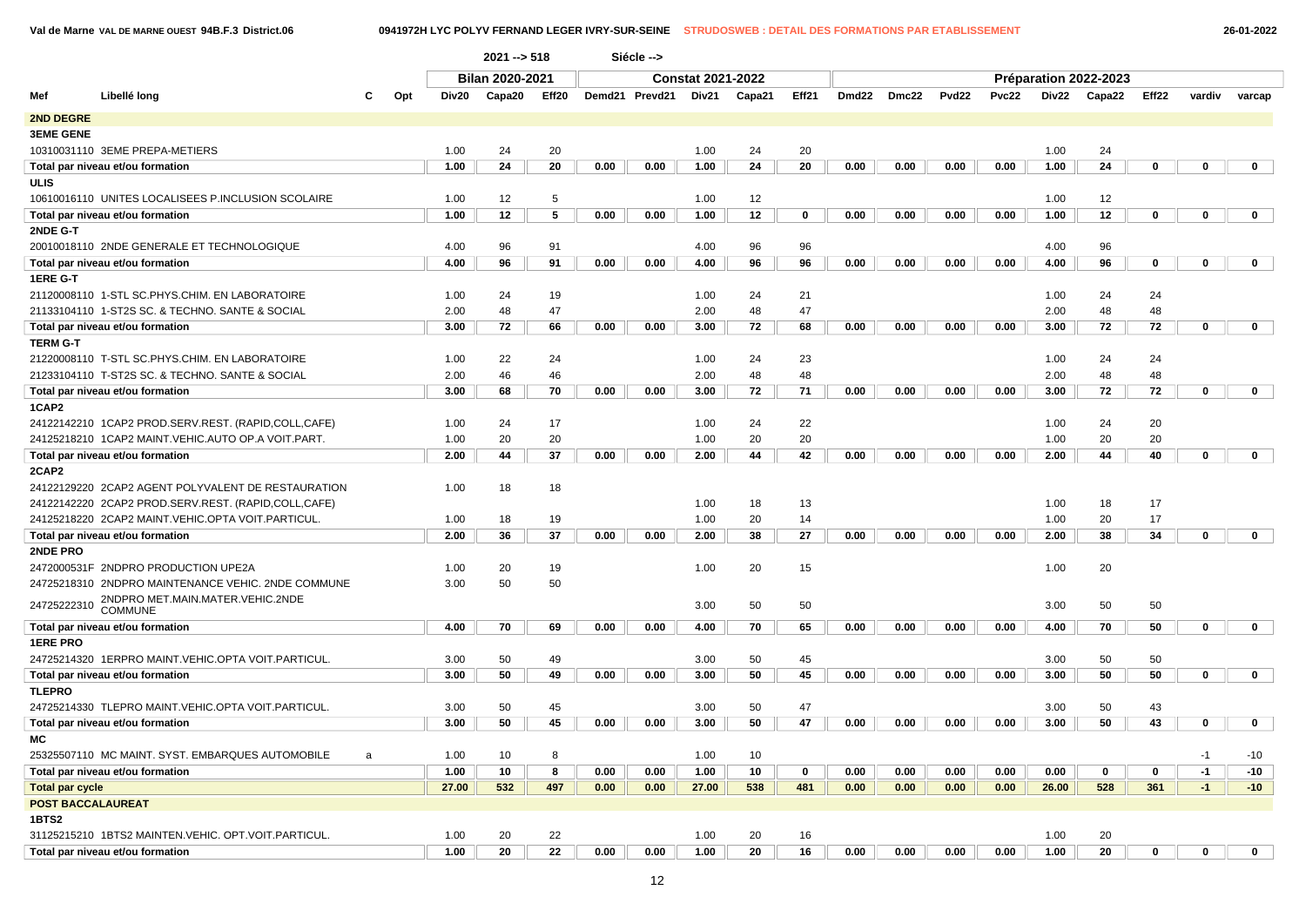Val de Marne VAL DE MARNE OUEST 94B.F.3 District.06 — 0941972H LYC POLYV FERNAND LEGER IVRY-SUR-SEINE — STRUDOSWEB : DETAIL DES FORMATIONS PAR ETABLISSEMENT — 26-01-2022

2021 --> 518 Siécle -->

| Mef | Libellé long | C | Opt | Bilan 2020-2021 Div20 | Capa20 | Eff20 | Constat 2021-2022 Demd21 | Prevd21 | Div21 | Capa21 | Eff21 | Préparation 2022-2023 Dmd22 | Dmc22 | Pvd22 | Pvc22 | Div22 | Capa22 | Eff22 | vardiv | varcap |
|---|---|---|---|---|---|---|---|---|---|---|---|---|---|---|---|---|---|---|---|---|
| **2ND DEGRE** | | | | | | | | | | | | | | | | | | | | |
| **3EME GENE** | | | | | | | | | | | | | | | | | | | | |
| 10310031110 | 3EME PREPA-METIERS | | | 1.00 | 24 | 20 | | | 1.00 | 24 | 20 | | | | | 1.00 | 24 | | | |
| **Total par niveau et/ou formation** | | | | **1.00** | **24** | **20** | **0.00** | **0.00** | **1.00** | **24** | **20** | **0.00** | **0.00** | **0.00** | **0.00** | **1.00** | **24** | **0** | **0** | **0** |
| **ULIS** | | | | | | | | | | | | | | | | | | | | |
| 10610016110 | UNITES LOCALISEES P.INCLUSION SCOLAIRE | | | 1.00 | 12 | 5 | | | 1.00 | 12 | | | | | | 1.00 | 12 | | | |
| **Total par niveau et/ou formation** | | | | **1.00** | **12** | **5** | **0.00** | **0.00** | **1.00** | **12** | **0** | **0.00** | **0.00** | **0.00** | **0.00** | **1.00** | **12** | **0** | **0** | **0** |
| **2NDE G-T** | | | | | | | | | | | | | | | | | | | | |
| 20010018110 | 2NDE GENERALE ET TECHNOLOGIQUE | | | 4.00 | 96 | 91 | | | 4.00 | 96 | 96 | | | | | 4.00 | 96 | | | |
| **Total par niveau et/ou formation** | | | | **4.00** | **96** | **91** | **0.00** | **0.00** | **4.00** | **96** | **96** | **0.00** | **0.00** | **0.00** | **0.00** | **4.00** | **96** | **0** | **0** | **0** |
| **1ERE G-T** | | | | | | | | | | | | | | | | | | | | |
| 21120008110 | 1-STL SC.PHYS.CHIM. EN LABORATOIRE | | | 1.00 | 24 | 19 | | | 1.00 | 24 | 21 | | | | | 1.00 | 24 | 24 | | |
| 21133104110 | 1-ST2S SC. & TECHNO. SANTE & SOCIAL | | | 2.00 | 48 | 47 | | | 2.00 | 48 | 47 | | | | | 2.00 | 48 | 48 | | |
| **Total par niveau et/ou formation** | | | | **3.00** | **72** | **66** | **0.00** | **0.00** | **3.00** | **72** | **68** | **0.00** | **0.00** | **0.00** | **0.00** | **3.00** | **72** | **72** | **0** | **0** |
| **TERM G-T** | | | | | | | | | | | | | | | | | | | | |
| 21220008110 | T-STL SC.PHYS.CHIM. EN LABORATOIRE | | | 1.00 | 22 | 24 | | | 1.00 | 24 | 23 | | | | | 1.00 | 24 | 24 | | |
| 21233104110 | T-ST2S SC. & TECHNO. SANTE & SOCIAL | | | 2.00 | 46 | 46 | | | 2.00 | 48 | 48 | | | | | 2.00 | 48 | 48 | | |
| **Total par niveau et/ou formation** | | | | **3.00** | **68** | **70** | **0.00** | **0.00** | **3.00** | **72** | **71** | **0.00** | **0.00** | **0.00** | **0.00** | **3.00** | **72** | **72** | **0** | **0** |
| **1CAP2** | | | | | | | | | | | | | | | | | | | | |
| 24122142210 | 1CAP2 PROD.SERV.REST. (RAPID,COLL,CAFE) | | | 1.00 | 24 | 17 | | | 1.00 | 24 | 22 | | | | | 1.00 | 24 | 20 | | |
| 24125218210 | 1CAP2 MAINT.VEHIC.AUTO OP.A VOIT.PART. | | | 1.00 | 20 | 20 | | | 1.00 | 20 | 20 | | | | | 1.00 | 20 | 20 | | |
| **Total par niveau et/ou formation** | | | | **2.00** | **44** | **37** | **0.00** | **0.00** | **2.00** | **44** | **42** | **0.00** | **0.00** | **0.00** | **0.00** | **2.00** | **44** | **40** | **0** | **0** |
| **2CAP2** | | | | | | | | | | | | | | | | | | | | |
| 24122129220 | 2CAP2 AGENT POLYVALENT DE RESTAURATION | | | 1.00 | 18 | 18 | | | | | | | | | | | | | | |
| 24122142220 | 2CAP2 PROD.SERV.REST. (RAPID,COLL,CAFE) | | | | | | | | 1.00 | 18 | 13 | | | | | 1.00 | 18 | 17 | | |
| 24125218220 | 2CAP2 MAINT.VEHIC.OPTA VOIT.PARTICUL. | | | 1.00 | 18 | 19 | | | 1.00 | 20 | 14 | | | | | 1.00 | 20 | 17 | | |
| **Total par niveau et/ou formation** | | | | **2.00** | **36** | **37** | **0.00** | **0.00** | **2.00** | **38** | **27** | **0.00** | **0.00** | **0.00** | **0.00** | **2.00** | **38** | **34** | **0** | **0** |
| **2NDE PRO** | | | | | | | | | | | | | | | | | | | | |
| 2472000531F | 2NDPRO PRODUCTION UPE2A | | | 1.00 | 20 | 19 | | | 1.00 | 20 | 15 | | | | | 1.00 | 20 | | | |
| 24725218310 | 2NDPRO MAINTENANCE VEHIC. 2NDE COMMUNE | | | 3.00 | 50 | 50 | | | | | | | | | | | | | | |
| 24725222310 | 2NDPRO MET.MAIN.MATER.VEHIC.2NDE COMMUNE | | | | | | | | 3.00 | 50 | 50 | | | | | 3.00 | 50 | 50 | | |
| **Total par niveau et/ou formation** | | | | **4.00** | **70** | **69** | **0.00** | **0.00** | **4.00** | **70** | **65** | **0.00** | **0.00** | **0.00** | **0.00** | **4.00** | **70** | **50** | **0** | **0** |
| **1ERE PRO** | | | | | | | | | | | | | | | | | | | | |
| 24725214320 | 1ERPRO MAINT.VEHIC.OPTA VOIT.PARTICUL. | | | 3.00 | 50 | 49 | | | 3.00 | 50 | 45 | | | | | 3.00 | 50 | 50 | | |
| **Total par niveau et/ou formation** | | | | **3.00** | **50** | **49** | **0.00** | **0.00** | **3.00** | **50** | **45** | **0.00** | **0.00** | **0.00** | **0.00** | **3.00** | **50** | **50** | **0** | **0** |
| **TLEPRO** | | | | | | | | | | | | | | | | | | | | |
| 24725214330 | TLEPRO MAINT.VEHIC.OPTA VOIT.PARTICUL. | | | 3.00 | 50 | 45 | | | 3.00 | 50 | 47 | | | | | 3.00 | 50 | 43 | | |
| **Total par niveau et/ou formation** | | | | **3.00** | **50** | **45** | **0.00** | **0.00** | **3.00** | **50** | **47** | **0.00** | **0.00** | **0.00** | **0.00** | **3.00** | **50** | **43** | **0** | **0** |
| **MC** | | | | | | | | | | | | | | | | | | | | |
| 25325507110 | MC MAINT. SYST. EMBARQUES AUTOMOBILE | a | | 1.00 | 10 | 8 | | | 1.00 | 10 | | | | | | | | | -1 | -10 |
| **Total par niveau et/ou formation** | | | | **1.00** | **10** | **8** | **0.00** | **0.00** | **1.00** | **10** | **0** | **0.00** | **0.00** | **0.00** | **0.00** | **0.00** | **0** | **0** | **-1** | **-10** |
| **Total par cycle** | | | | **27.00** | **532** | **497** | **0.00** | **0.00** | **27.00** | **538** | **481** | **0.00** | **0.00** | **0.00** | **0.00** | **26.00** | **528** | **361** | **-1** | **-10** |
| **POST BACCALAUREAT** | | | | | | | | | | | | | | | | | | | | |
| **1BTS2** | | | | | | | | | | | | | | | | | | | | |
| 31125215210 | 1BTS2 MAINTEN.VEHIC. OPT.VOIT.PARTICUL. | | | 1.00 | 20 | 22 | | | 1.00 | 20 | 16 | | | | | 1.00 | 20 | | | |
| **Total par niveau et/ou formation** | | | | **1.00** | **20** | **22** | **0.00** | **0.00** | **1.00** | **20** | **16** | **0.00** | **0.00** | **0.00** | **0.00** | **1.00** | **20** | **0** | **0** | **0** |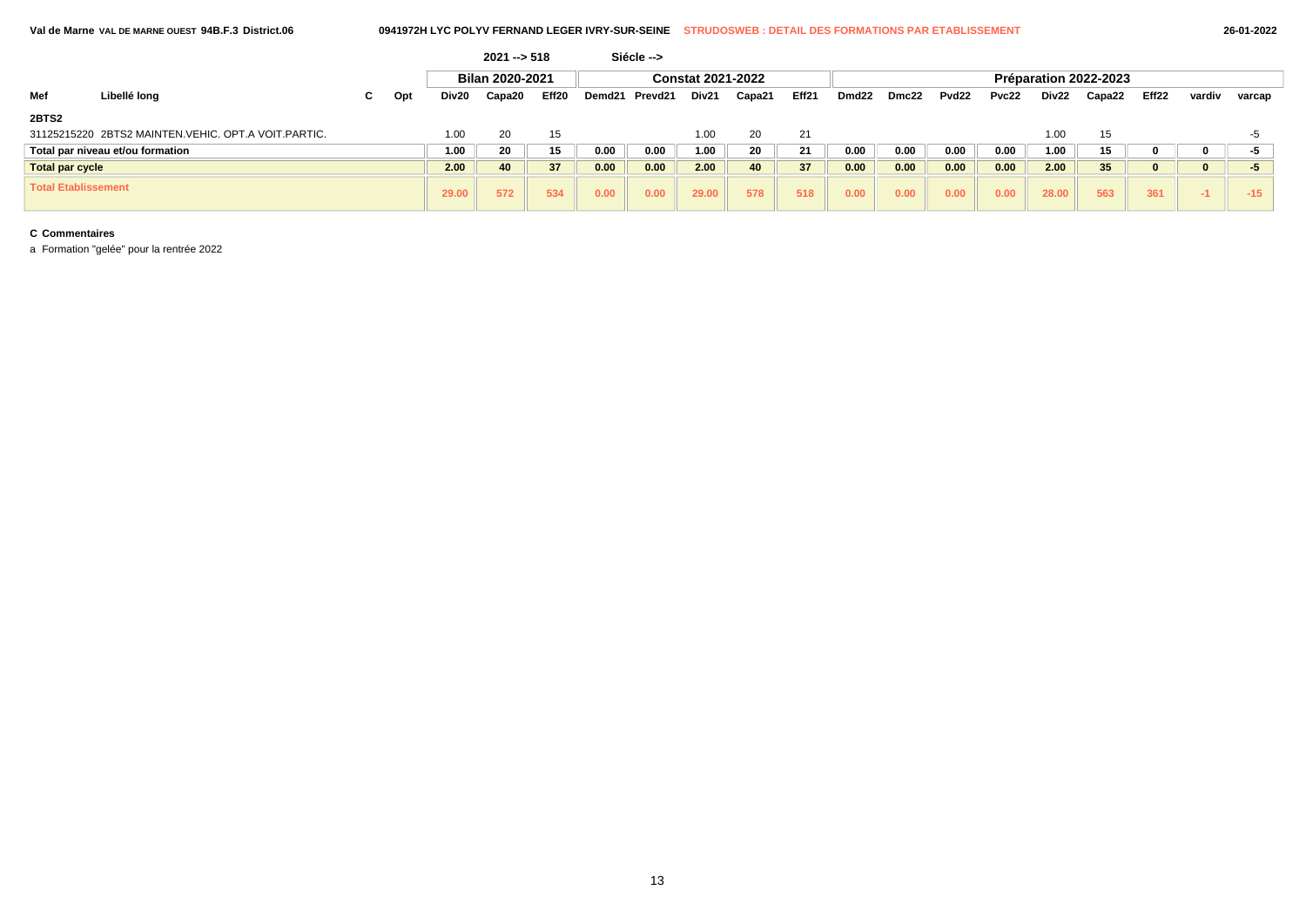Val de Marne VAL DE MARNE OUEST 94B.F.3 District.06 — 0941972H LYC POLYV FERNAND LEGER IVRY-SUR-SEINE — STRUDOSWEB : DETAIL DES FORMATIONS PAR ETABLISSEMENT — 26-01-2022

2021 --> 518 Siécle -->

| Mef | Libellé long | C | Opt | Bilan 2020-2021 | | | Constat 2021-2022 | | | | | Préparation 2022-2023 | | | | | | | | |
|---|---|---|---|---|---|---|---|---|---|---|---|---|---|---|---|---|---|---|---|---|
| | | | | Div20 | Capa20 | Eff20 | Demd21 | Prevd21 | Div21 | Capa21 | Eff21 | Dmd22 | Dmc22 | Pvd22 | Pvc22 | Div22 | Capa22 | Eff22 | vardiv | varcap |
| **2BTS2** | | | | | | | | | | | | | | | | | | | | |
| 31125215220 | 2BTS2 MAINTEN.VEHIC. OPT.A VOIT.PARTIC. | | | 1.00 | 20 | 15 | | | 1.00 | 20 | 21 | | | | | 1.00 | 15 | | | -5 |
| **Total par niveau et/ou formation** | | | | **1.00** | **20** | **15** | **0.00** | **0.00** | **1.00** | **20** | **21** | **0.00** | **0.00** | **0.00** | **0.00** | **1.00** | **15** | **0** | **0** | **-5** |
| **Total par cycle** | | | | **2.00** | **40** | **37** | **0.00** | **0.00** | **2.00** | **40** | **37** | **0.00** | **0.00** | **0.00** | **0.00** | **2.00** | **35** | **0** | **0** | **-5** |
| **Total Etablissement** | | | | **29.00** | **572** | **534** | **0.00** | **0.00** | **29.00** | **578** | **518** | **0.00** | **0.00** | **0.00** | **0.00** | **28.00** | **563** | **361** | **-1** | **-15** |

**C Commentaires**

a Formation "gelée" pour la rentrée 2022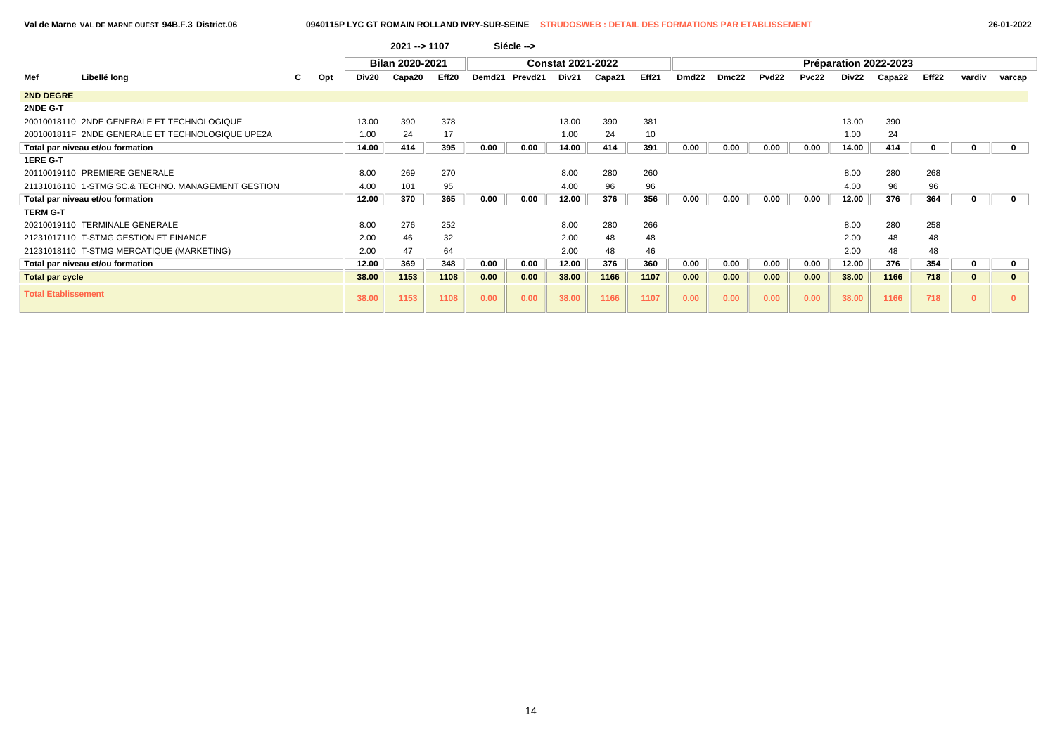Val de Marne VAL DE MARNE OUEST 94B.F.3 District.06 — 0940115P LYC GT ROMAIN ROLLAND IVRY-SUR-SEINE — STRUDOSWEB : DETAIL DES FORMATIONS PAR ETABLISSEMENT — 26-01-2022

2021 --> 1107 — Siécle -->

| Mef | Libellé long | C | Opt | Bilan 2020-2021 | | | Constat 2021-2022 | | | | | Préparation 2022-2023 | | | | | | | | |
|---|---|---|---|---|---|---|---|---|---|---|---|---|---|---|---|---|---|---|---|---|
| | | | | Div20 | Capa20 | Eff20 | Demd21 | Prevd21 | Div21 | Capa21 | Eff21 | Dmd22 | Dmc22 | Pvd22 | Pvc22 | Div22 | Capa22 | Eff22 | vardiv | varcap |
| **2ND DEGRE** | | | | | | | | | | | | | | | | | | | | |
| **2NDE G-T** | | | | | | | | | | | | | | | | | | | | |
| 20010018110 | 2NDE GENERALE ET TECHNOLOGIQUE | | | 13.00 | 390 | 378 | | | 13.00 | 390 | 381 | | | | | 13.00 | 390 | | | |
| 2001001811F | 2NDE GENERALE ET TECHNOLOGIQUE UPE2A | | | 1.00 | 24 | 17 | | | 1.00 | 24 | 10 | | | | | 1.00 | 24 | | | |
| **Total par niveau et/ou formation** | | | | **14.00** | **414** | **395** | **0.00** | **0.00** | **14.00** | **414** | **391** | **0.00** | **0.00** | **0.00** | **0.00** | **14.00** | **414** | **0** | **0** | **0** |
| **1ERE G-T** | | | | | | | | | | | | | | | | | | | | |
| 20110019110 | PREMIERE GENERALE | | | 8.00 | 269 | 270 | | | 8.00 | 280 | 260 | | | | | 8.00 | 280 | 268 | | |
| 21131016110 | 1-STMG SC.& TECHNO. MANAGEMENT GESTION | | | 4.00 | 101 | 95 | | | 4.00 | 96 | 96 | | | | | 4.00 | 96 | 96 | | |
| **Total par niveau et/ou formation** | | | | **12.00** | **370** | **365** | **0.00** | **0.00** | **12.00** | **376** | **356** | **0.00** | **0.00** | **0.00** | **0.00** | **12.00** | **376** | **364** | **0** | **0** |
| **TERM G-T** | | | | | | | | | | | | | | | | | | | | |
| 20210019110 | TERMINALE GENERALE | | | 8.00 | 276 | 252 | | | 8.00 | 280 | 266 | | | | | 8.00 | 280 | 258 | | |
| 21231017110 | T-STMG GESTION ET FINANCE | | | 2.00 | 46 | 32 | | | 2.00 | 48 | 48 | | | | | 2.00 | 48 | 48 | | |
| 21231018110 | T-STMG MERCATIQUE (MARKETING) | | | 2.00 | 47 | 64 | | | 2.00 | 48 | 46 | | | | | 2.00 | 48 | 48 | | |
| **Total par niveau et/ou formation** | | | | **12.00** | **369** | **348** | **0.00** | **0.00** | **12.00** | **376** | **360** | **0.00** | **0.00** | **0.00** | **0.00** | **12.00** | **376** | **354** | **0** | **0** |
| **Total par cycle** | | | | **38.00** | **1153** | **1108** | **0.00** | **0.00** | **38.00** | **1166** | **1107** | **0.00** | **0.00** | **0.00** | **0.00** | **38.00** | **1166** | **718** | **0** | **0** |
| **Total Etablissement** | | | | **38.00** | **1153** | **1108** | **0.00** | **0.00** | **38.00** | **1166** | **1107** | **0.00** | **0.00** | **0.00** | **0.00** | **38.00** | **1166** | **718** | **0** | **0** |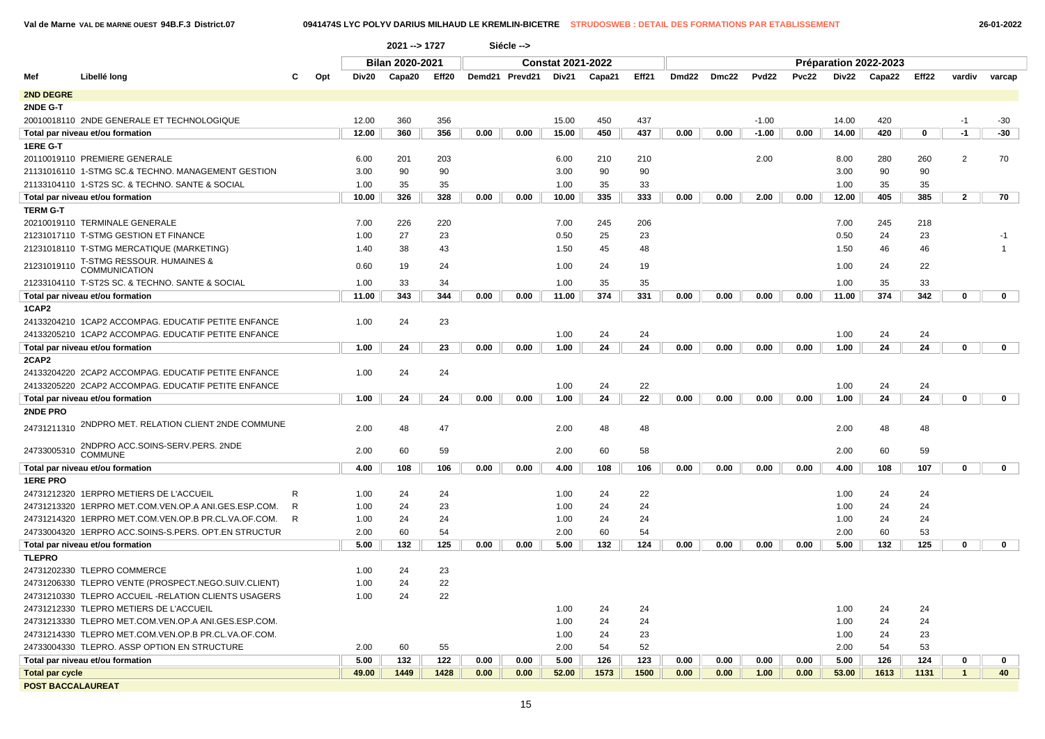Val de Marne VAL DE MARNE OUEST 94B.F.3 District.07 — 0941474S LYC POLYV DARIUS MILHAUD LE KREMLIN-BICETRE — STRUDOSWEB : DETAIL DES FORMATIONS PAR ETABLISSEMENT — 26-01-2022

2021 --> 1727 Siécle -->

| Mef | Libellé long | C | Opt | Bilan 2020-2021 | | | Constat 2021-2022 | | | | | Préparation 2022-2023 | | | | | | | | |
|---|---|---|---|---|---|---|---|---|---|---|---|---|---|---|---|---|---|---|---|---|
| | | | | Div20 | Capa20 | Eff20 | Demd21 | Prevd21 | Div21 | Capa21 | Eff21 | Dmd22 | Dmc22 | Pvd22 | Pvc22 | Div22 | Capa22 | Eff22 | vardiv | varcap |
| **2ND DEGRE** | | | | | | | | | | | | | | | | | | | | |
| **2NDE G-T** | | | | | | | | | | | | | | | | | | | | |
| 20010018110 | 2NDE GENERALE ET TECHNOLOGIQUE | | | 12.00 | 360 | 356 | | | 15.00 | 450 | 437 | | | -1.00 | | 14.00 | 420 | | -1 | -30 |
| **Total par niveau et/ou formation** | | | | **12.00** | **360** | **356** | **0.00** | **0.00** | **15.00** | **450** | **437** | **0.00** | **0.00** | **-1.00** | **0.00** | **14.00** | **420** | **0** | **-1** | **-30** |
| **1ERE G-T** | | | | | | | | | | | | | | | | | | | | |
| 20110019110 | PREMIERE GENERALE | | | 6.00 | 201 | 203 | | | 6.00 | 210 | 210 | | | 2.00 | | 8.00 | 280 | 260 | 2 | 70 |
| 21131016110 | 1-STMG SC.& TECHNO. MANAGEMENT GESTION | | | 3.00 | 90 | 90 | | | 3.00 | 90 | 90 | | | | | 3.00 | 90 | 90 | | |
| 21133104110 | 1-ST2S SC. & TECHNO. SANTE & SOCIAL | | | 1.00 | 35 | 35 | | | 1.00 | 35 | 33 | | | | | 1.00 | 35 | 35 | | |
| **Total par niveau et/ou formation** | | | | **10.00** | **326** | **328** | **0.00** | **0.00** | **10.00** | **335** | **333** | **0.00** | **0.00** | **2.00** | **0.00** | **12.00** | **405** | **385** | **2** | **70** |
| **TERM G-T** | | | | | | | | | | | | | | | | | | | | |
| 20210019110 | TERMINALE GENERALE | | | 7.00 | 226 | 220 | | | 7.00 | 245 | 206 | | | | | 7.00 | 245 | 218 | | |
| 21231017110 | T-STMG GESTION ET FINANCE | | | 1.00 | 27 | 23 | | | 0.50 | 25 | 23 | | | | | 0.50 | 24 | 23 | | -1 |
| 21231018110 | T-STMG MERCATIQUE (MARKETING) | | | 1.40 | 38 | 43 | | | 1.50 | 45 | 48 | | | | | 1.50 | 46 | 46 | | 1 |
| 21231019110 | T-STMG RESSOUR. HUMAINES & COMMUNICATION | | | 0.60 | 19 | 24 | | | 1.00 | 24 | 19 | | | | | 1.00 | 24 | 22 | | |
| 21233104110 | T-ST2S SC. & TECHNO. SANTE & SOCIAL | | | 1.00 | 33 | 34 | | | 1.00 | 35 | 35 | | | | | 1.00 | 35 | 33 | | |
| **Total par niveau et/ou formation** | | | | **11.00** | **343** | **344** | **0.00** | **0.00** | **11.00** | **374** | **331** | **0.00** | **0.00** | **0.00** | **0.00** | **11.00** | **374** | **342** | **0** | **0** |
| **1CAP2** | | | | | | | | | | | | | | | | | | | | |
| 24133204210 | 1CAP2 ACCOMPAG. EDUCATIF PETITE ENFANCE | | | 1.00 | 24 | 23 | | | | | | | | | | | | | | |
| 24133205210 | 1CAP2 ACCOMPAG. EDUCATIF PETITE ENFANCE | | | | | | | | 1.00 | 24 | 24 | | | | | 1.00 | 24 | 24 | | |
| **Total par niveau et/ou formation** | | | | **1.00** | **24** | **23** | **0.00** | **0.00** | **1.00** | **24** | **24** | **0.00** | **0.00** | **0.00** | **0.00** | **1.00** | **24** | **24** | **0** | **0** |
| **2CAP2** | | | | | | | | | | | | | | | | | | | | |
| 24133204220 | 2CAP2 ACCOMPAG. EDUCATIF PETITE ENFANCE | | | 1.00 | 24 | 24 | | | | | | | | | | | | | | |
| 24133205220 | 2CAP2 ACCOMPAG. EDUCATIF PETITE ENFANCE | | | | | | | | 1.00 | 24 | 22 | | | | | 1.00 | 24 | 24 | | |
| **Total par niveau et/ou formation** | | | | **1.00** | **24** | **24** | **0.00** | **0.00** | **1.00** | **24** | **22** | **0.00** | **0.00** | **0.00** | **0.00** | **1.00** | **24** | **24** | **0** | **0** |
| **2NDE PRO** | | | | | | | | | | | | | | | | | | | | |
| 24731211310 | 2NDPRO MET. RELATION CLIENT 2NDE COMMUNE | | | 2.00 | 48 | 47 | | | 2.00 | 48 | 48 | | | | | 2.00 | 48 | 48 | | |
| 24733005310 | 2NDPRO ACC.SOINS-SERV.PERS. 2NDE COMMUNE | | | 2.00 | 60 | 59 | | | 2.00 | 60 | 58 | | | | | 2.00 | 60 | 59 | | |
| **Total par niveau et/ou formation** | | | | **4.00** | **108** | **106** | **0.00** | **0.00** | **4.00** | **108** | **106** | **0.00** | **0.00** | **0.00** | **0.00** | **4.00** | **108** | **107** | **0** | **0** |
| **1ERE PRO** | | | | | | | | | | | | | | | | | | | | |
| 24731212320 | 1ERPRO METIERS DE L'ACCUEIL | R | | 1.00 | 24 | 24 | | | 1.00 | 24 | 22 | | | | | 1.00 | 24 | 24 | | |
| 24731213320 | 1ERPRO MET.COM.VEN.OP.A ANI.GES.ESP.COM. | R | | 1.00 | 24 | 23 | | | 1.00 | 24 | 24 | | | | | 1.00 | 24 | 24 | | |
| 24731214320 | 1ERPRO MET.COM.VEN.OP.B PR.CL.VA.OF.COM. | R | | 1.00 | 24 | 24 | | | 1.00 | 24 | 24 | | | | | 1.00 | 24 | 24 | | |
| 24733004320 | 1ERPRO ACC.SOINS-S.PERS. OPT.EN STRUCTUR | | | 2.00 | 60 | 54 | | | 2.00 | 60 | 54 | | | | | 2.00 | 60 | 53 | | |
| **Total par niveau et/ou formation** | | | | **5.00** | **132** | **125** | **0.00** | **0.00** | **5.00** | **132** | **124** | **0.00** | **0.00** | **0.00** | **0.00** | **5.00** | **132** | **125** | **0** | **0** |
| **TLEPRO** | | | | | | | | | | | | | | | | | | | | |
| 24731202330 | TLEPRO COMMERCE | | | 1.00 | 24 | 23 | | | | | | | | | | | | | | |
| 24731206330 | TLEPRO VENTE (PROSPECT.NEGO.SUIV.CLIENT) | | | 1.00 | 24 | 22 | | | | | | | | | | | | | | |
| 24731210330 | TLEPRO ACCUEIL -RELATION CLIENTS USAGERS | | | 1.00 | 24 | 22 | | | | | | | | | | | | | | |
| 24731212330 | TLEPRO METIERS DE L'ACCUEIL | | | | | | | | 1.00 | 24 | 24 | | | | | 1.00 | 24 | 24 | | |
| 24731213330 | TLEPRO MET.COM.VEN.OP.A ANI.GES.ESP.COM. | | | | | | | | 1.00 | 24 | 24 | | | | | 1.00 | 24 | 24 | | |
| 24731214330 | TLEPRO MET.COM.VEN.OP.B PR.CL.VA.OF.COM. | | | | | | | | 1.00 | 24 | 23 | | | | | 1.00 | 24 | 23 | | |
| 24733004330 | TLEPRO. ASSP OPTION EN STRUCTURE | | | 2.00 | 60 | 55 | | | 2.00 | 54 | 52 | | | | | 2.00 | 54 | 53 | | |
| **Total par niveau et/ou formation** | | | | **5.00** | **132** | **122** | **0.00** | **0.00** | **5.00** | **126** | **123** | **0.00** | **0.00** | **0.00** | **0.00** | **5.00** | **126** | **124** | **0** | **0** |
| **Total par cycle** | | | | **49.00** | **1449** | **1428** | **0.00** | **0.00** | **52.00** | **1573** | **1500** | **0.00** | **0.00** | **1.00** | **0.00** | **53.00** | **1613** | **1131** | **1** | **40** |
| **POST BACCALAUREAT** | | | | | | | | | | | | | | | | | | | | |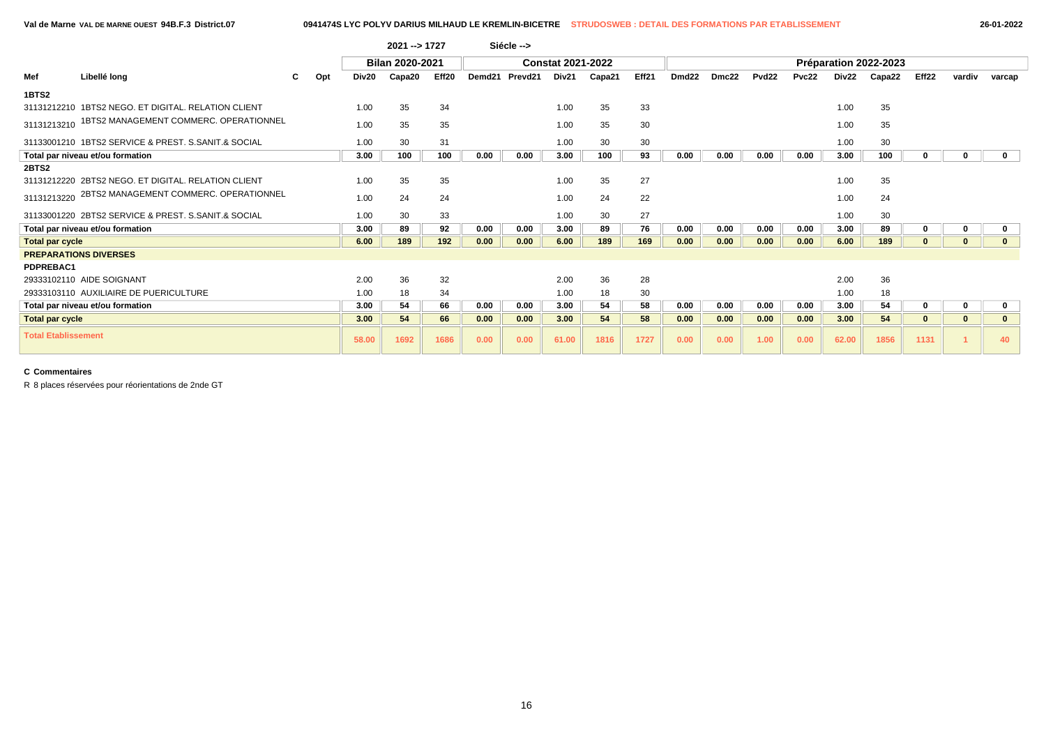Val de Marne VAL DE MARNE OUEST 94B.F.3 District.07 — 0941474S LYC POLYV DARIUS MILHAUD LE KREMLIN-BICETRE — STRUDOSWEB : DETAIL DES FORMATIONS PAR ETABLISSEMENT — 26-01-2022

2021 --> 1727 Siécle -->

| Mef | Libellé long | C | Opt | Bilan 2020-2021 | | | Constat 2021-2022 | | | | | Préparation 2022-2023 | | | | | | | | |
|---|---|---|---|---|---|---|---|---|---|---|---|---|---|---|---|---|---|---|---|---|
| | | | | Div20 | Capa20 | Eff20 | Demd21 | Prevd21 | Div21 | Capa21 | Eff21 | Dmd22 | Dmc22 | Pvd22 | Pvc22 | Div22 | Capa22 | Eff22 | vardiv | varcap |
| **1BTS2** | | | | | | | | | | | | | | | | | | | | |
| 31131212210 | 1BTS2 NEGO. ET DIGITAL. RELATION CLIENT | | | 1.00 | 35 | 34 | | | 1.00 | 35 | 33 | | | | | 1.00 | 35 | | | |
| 31131213210 | 1BTS2 MANAGEMENT COMMERC. OPERATIONNEL | | | 1.00 | 35 | 35 | | | 1.00 | 35 | 30 | | | | | 1.00 | 35 | | | |
| 31133001210 | 1BTS2 SERVICE & PREST. S.SANIT.& SOCIAL | | | 1.00 | 30 | 31 | | | 1.00 | 30 | 30 | | | | | 1.00 | 30 | | | |
| **Total par niveau et/ou formation** | | | | **3.00** | **100** | **100** | **0.00** | **0.00** | **3.00** | **100** | **93** | **0.00** | **0.00** | **0.00** | **0.00** | **3.00** | **100** | **0** | **0** | **0** |
| **2BTS2** | | | | | | | | | | | | | | | | | | | | |
| 31131212220 | 2BTS2 NEGO. ET DIGITAL. RELATION CLIENT | | | 1.00 | 35 | 35 | | | 1.00 | 35 | 27 | | | | | 1.00 | 35 | | | |
| 31131213220 | 2BTS2 MANAGEMENT COMMERC. OPERATIONNEL | | | 1.00 | 24 | 24 | | | 1.00 | 24 | 22 | | | | | 1.00 | 24 | | | |
| 31133001220 | 2BTS2 SERVICE & PREST. S.SANIT.& SOCIAL | | | 1.00 | 30 | 33 | | | 1.00 | 30 | 27 | | | | | 1.00 | 30 | | | |
| **Total par niveau et/ou formation** | | | | **3.00** | **89** | **92** | **0.00** | **0.00** | **3.00** | **89** | **76** | **0.00** | **0.00** | **0.00** | **0.00** | **3.00** | **89** | **0** | **0** | **0** |
| **Total par cycle** | | | | **6.00** | **189** | **192** | **0.00** | **0.00** | **6.00** | **189** | **169** | **0.00** | **0.00** | **0.00** | **0.00** | **6.00** | **189** | **0** | **0** | **0** |
| **PREPARATIONS DIVERSES** | | | | | | | | | | | | | | | | | | | | |
| **PDPREBAC1** | | | | | | | | | | | | | | | | | | | | |
| 29333102110 | AIDE SOIGNANT | | | 2.00 | 36 | 32 | | | 2.00 | 36 | 28 | | | | | 2.00 | 36 | | | |
| 29333103110 | AUXILIAIRE DE PUERICULTURE | | | 1.00 | 18 | 34 | | | 1.00 | 18 | 30 | | | | | 1.00 | 18 | | | |
| **Total par niveau et/ou formation** | | | | **3.00** | **54** | **66** | **0.00** | **0.00** | **3.00** | **54** | **58** | **0.00** | **0.00** | **0.00** | **0.00** | **3.00** | **54** | **0** | **0** | **0** |
| **Total par cycle** | | | | **3.00** | **54** | **66** | **0.00** | **0.00** | **3.00** | **54** | **58** | **0.00** | **0.00** | **0.00** | **0.00** | **3.00** | **54** | **0** | **0** | **0** |
| **Total Etablissement** | | | | **58.00** | **1692** | **1686** | **0.00** | **0.00** | **61.00** | **1816** | **1727** | **0.00** | **0.00** | **1.00** | **0.00** | **62.00** | **1856** | **1131** | **1** | **40** |

**C Commentaires**

R 8 places réservées pour réorientations de 2nde GT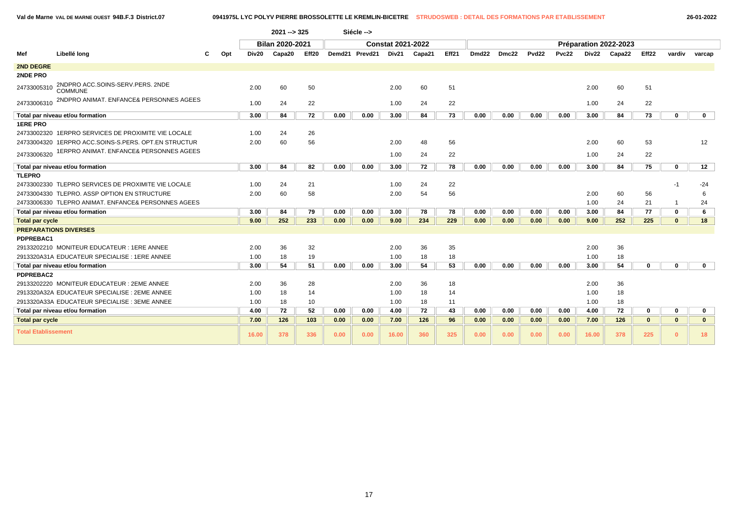Val de Marne VAL DE MARNE OUEST 94B.F.3 District.07 — 0941975L LYC POLYV PIERRE BROSSOLETTE LE KREMLIN-BICETRE — STRUDOSWEB : DETAIL DES FORMATIONS PAR ETABLISSEMENT — 26-01-2022

2021 --> 325 Siécle -->

| Mef | Libellé long | C | Opt | Bilan 2020-2021 | | | Constat 2021-2022 | | | | | Préparation 2022-2023 | | | | | | | | |
|---|---|---|---|---|---|---|---|---|---|---|---|---|---|---|---|---|---|---|---|---|
| | | | | Div20 | Capa20 | Eff20 | Demd21 | Prevd21 | Div21 | Capa21 | Eff21 | Dmd22 | Dmc22 | Pvd22 | Pvc22 | Div22 | Capa22 | Eff22 | vardiv | varcap |
| **2ND DEGRE** | | | | | | | | | | | | | | | | | | | | |
| **2NDE PRO** | | | | | | | | | | | | | | | | | | | | |
| 24733005310 | 2NDPRO ACC.SOINS-SERV.PERS. 2NDE COMMUNE | | | 2.00 | 60 | 50 | | | 2.00 | 60 | 51 | | | | | 2.00 | 60 | 51 | | |
| 24733006310 | 2NDPRO ANIMAT. ENFANCE& PERSONNES AGEES | | | 1.00 | 24 | 22 | | | 1.00 | 24 | 22 | | | | | 1.00 | 24 | 22 | | |
| **Total par niveau et/ou formation** | | | | **3.00** | **84** | **72** | **0.00** | **0.00** | **3.00** | **84** | **73** | **0.00** | **0.00** | **0.00** | **0.00** | **3.00** | **84** | **73** | **0** | **0** |
| **1ERE PRO** | | | | | | | | | | | | | | | | | | | | |
| 24733002320 | 1ERPRO SERVICES DE PROXIMITE VIE LOCALE | | | 1.00 | 24 | 26 | | | | | | | | | | | | | | |
| 24733004320 | 1ERPRO ACC.SOINS-S.PERS. OPT.EN STRUCTUR | | | 2.00 | 60 | 56 | | | 2.00 | 48 | 56 | | | | | 2.00 | 60 | 53 | | 12 |
| 24733006320 | 1ERPRO ANIMAT. ENFANCE& PERSONNES AGEES | | | | | | | | 1.00 | 24 | 22 | | | | | 1.00 | 24 | 22 | | |
| **Total par niveau et/ou formation** | | | | **3.00** | **84** | **82** | **0.00** | **0.00** | **3.00** | **72** | **78** | **0.00** | **0.00** | **0.00** | **0.00** | **3.00** | **84** | **75** | **0** | **12** |
| **TLEPRO** | | | | | | | | | | | | | | | | | | | | |
| 24733002330 | TLEPRO SERVICES DE PROXIMITE VIE LOCALE | | | 1.00 | 24 | 21 | | | 1.00 | 24 | 22 | | | | | | | | -1 | -24 |
| 24733004330 | TLEPRO. ASSP OPTION EN STRUCTURE | | | 2.00 | 60 | 58 | | | 2.00 | 54 | 56 | | | | | 2.00 | 60 | 56 | | 6 |
| 24733006330 | TLEPRO ANIMAT. ENFANCE& PERSONNES AGEES | | | | | | | | | | | | | | | 1.00 | 24 | 21 | 1 | 24 |
| **Total par niveau et/ou formation** | | | | **3.00** | **84** | **79** | **0.00** | **0.00** | **3.00** | **78** | **78** | **0.00** | **0.00** | **0.00** | **0.00** | **3.00** | **84** | **77** | **0** | **6** |
| **Total par cycle** | | | | **9.00** | **252** | **233** | **0.00** | **0.00** | **9.00** | **234** | **229** | **0.00** | **0.00** | **0.00** | **0.00** | **9.00** | **252** | **225** | **0** | **18** |
| **PREPARATIONS DIVERSES** | | | | | | | | | | | | | | | | | | | | |
| **PDPREBAC1** | | | | | | | | | | | | | | | | | | | | |
| 29133202210 | MONITEUR EDUCATEUR : 1ERE ANNEE | | | 2.00 | 36 | 32 | | | 2.00 | 36 | 35 | | | | | 2.00 | 36 | | | |
| 2913320A31A | EDUCATEUR SPECIALISE : 1ERE ANNEE | | | 1.00 | 18 | 19 | | | 1.00 | 18 | 18 | | | | | 1.00 | 18 | | | |
| **Total par niveau et/ou formation** | | | | **3.00** | **54** | **51** | **0.00** | **0.00** | **3.00** | **54** | **53** | **0.00** | **0.00** | **0.00** | **0.00** | **3.00** | **54** | **0** | **0** | **0** |
| **PDPREBAC2** | | | | | | | | | | | | | | | | | | | | |
| 29133202220 | MONITEUR EDUCATEUR : 2EME ANNEE | | | 2.00 | 36 | 28 | | | 2.00 | 36 | 18 | | | | | 2.00 | 36 | | | |
| 2913320A32A | EDUCATEUR SPECIALISE : 2EME ANNEE | | | 1.00 | 18 | 14 | | | 1.00 | 18 | 14 | | | | | 1.00 | 18 | | | |
| 2913320A33A | EDUCATEUR SPECIALISE : 3EME ANNEE | | | 1.00 | 18 | 10 | | | 1.00 | 18 | 11 | | | | | 1.00 | 18 | | | |
| **Total par niveau et/ou formation** | | | | **4.00** | **72** | **52** | **0.00** | **0.00** | **4.00** | **72** | **43** | **0.00** | **0.00** | **0.00** | **0.00** | **4.00** | **72** | **0** | **0** | **0** |
| **Total par cycle** | | | | **7.00** | **126** | **103** | **0.00** | **0.00** | **7.00** | **126** | **96** | **0.00** | **0.00** | **0.00** | **0.00** | **7.00** | **126** | **0** | **0** | **0** |
| **Total Etablissement** | | | | **16.00** | **378** | **336** | **0.00** | **0.00** | **16.00** | **360** | **325** | **0.00** | **0.00** | **0.00** | **0.00** | **16.00** | **378** | **225** | **0** | **18** |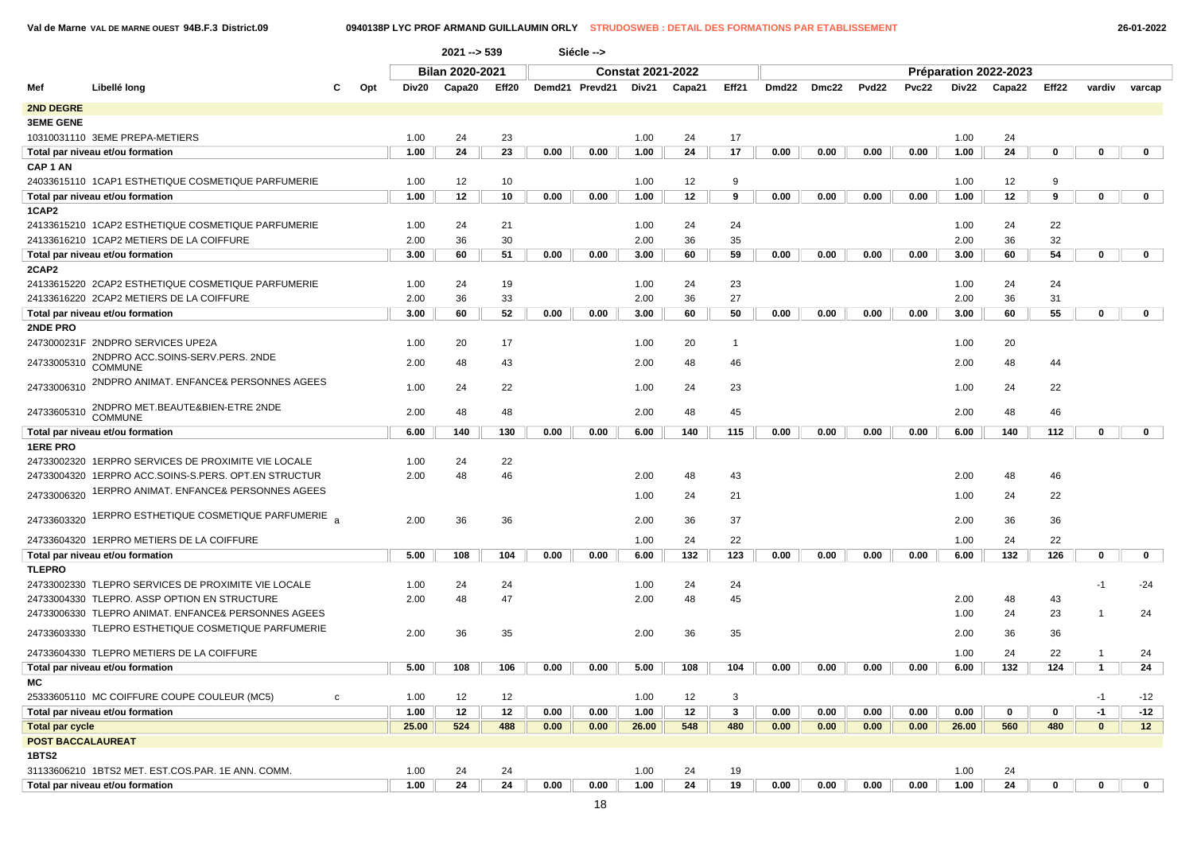Val de Marne VAL DE MARNE OUEST 94B.F.3 District.09 — 0940138P LYC PROF ARMAND GUILLAUMIN ORLY — STRUDOSWEB : DETAIL DES FORMATIONS PAR ETABLISSEMENT — 26-01-2022

2021 --> 539 Siécle -->

| Mef | Libellé long | C | Opt | Bilan 2020-2021 | | | Constat 2021-2022 | | | | | Préparation 2022-2023 | | | | | | | | |
|---|---|---|---|---|---|---|---|---|---|---|---|---|---|---|---|---|---|---|---|---|
| | | | | Div20 | Capa20 | Eff20 | Demd21 | Prevd21 | Div21 | Capa21 | Eff21 | Dmd22 | Dmc22 | Pvd22 | Pvc22 | Div22 | Capa22 | Eff22 | vardiv | varcap |
| **2ND DEGRE** | | | | | | | | | | | | | | | | | | | | |
| **3EME GENE** | | | | | | | | | | | | | | | | | | | | |
| 10310031110 | 3EME PREPA-METIERS | | | 1.00 | 24 | 23 | | | 1.00 | 24 | 17 | | | | | 1.00 | 24 | | | |
| **Total par niveau et/ou formation** | | | | 1.00 | 24 | 23 | 0.00 | 0.00 | 1.00 | 24 | 17 | 0.00 | 0.00 | 0.00 | 0.00 | 1.00 | 24 | 0 | 0 | 0 |
| **CAP 1 AN** | | | | | | | | | | | | | | | | | | | | |
| 24033615110 | 1CAP1 ESTHETIQUE COSMETIQUE PARFUMERIE | | | 1.00 | 12 | 10 | | | 1.00 | 12 | 9 | | | | | 1.00 | 12 | 9 | | |
| **Total par niveau et/ou formation** | | | | 1.00 | 12 | 10 | 0.00 | 0.00 | 1.00 | 12 | 9 | 0.00 | 0.00 | 0.00 | 0.00 | 1.00 | 12 | 9 | 0 | 0 |
| **1CAP2** | | | | | | | | | | | | | | | | | | | | |
| 24133615210 | 1CAP2 ESTHETIQUE COSMETIQUE PARFUMERIE | | | 1.00 | 24 | 21 | | | 1.00 | 24 | 24 | | | | | 1.00 | 24 | 22 | | |
| 24133616210 | 1CAP2 METIERS DE LA COIFFURE | | | 2.00 | 36 | 30 | | | 2.00 | 36 | 35 | | | | | 2.00 | 36 | 32 | | |
| **Total par niveau et/ou formation** | | | | 3.00 | 60 | 51 | 0.00 | 0.00 | 3.00 | 60 | 59 | 0.00 | 0.00 | 0.00 | 0.00 | 3.00 | 60 | 54 | 0 | 0 |
| **2CAP2** | | | | | | | | | | | | | | | | | | | | |
| 24133615220 | 2CAP2 ESTHETIQUE COSMETIQUE PARFUMERIE | | | 1.00 | 24 | 19 | | | 1.00 | 24 | 23 | | | | | 1.00 | 24 | 24 | | |
| 24133616220 | 2CAP2 METIERS DE LA COIFFURE | | | 2.00 | 36 | 33 | | | 2.00 | 36 | 27 | | | | | 2.00 | 36 | 31 | | |
| **Total par niveau et/ou formation** | | | | 3.00 | 60 | 52 | 0.00 | 0.00 | 3.00 | 60 | 50 | 0.00 | 0.00 | 0.00 | 0.00 | 3.00 | 60 | 55 | 0 | 0 |
| **2NDE PRO** | | | | | | | | | | | | | | | | | | | | |
| 2473000231F | 2NDPRO SERVICES UPE2A | | | 1.00 | 20 | 17 | | | 1.00 | 20 | 1 | | | | | 1.00 | 20 | | | |
| 24733005310 | 2NDPRO ACC.SOINS-SERV.PERS. 2NDE COMMUNE | | | 2.00 | 48 | 43 | | | 2.00 | 48 | 46 | | | | | 2.00 | 48 | 44 | | |
| 24733006310 | 2NDPRO ANIMAT. ENFANCE& PERSONNES AGEES | | | 1.00 | 24 | 22 | | | 1.00 | 24 | 23 | | | | | 1.00 | 24 | 22 | | |
| 24733605310 | 2NDPRO MET.BEAUTE&BIEN-ETRE 2NDE COMMUNE | | | 2.00 | 48 | 48 | | | 2.00 | 48 | 45 | | | | | 2.00 | 48 | 46 | | |
| **Total par niveau et/ou formation** | | | | 6.00 | 140 | 130 | 0.00 | 0.00 | 6.00 | 140 | 115 | 0.00 | 0.00 | 0.00 | 0.00 | 6.00 | 140 | 112 | 0 | 0 |
| **1ERE PRO** | | | | | | | | | | | | | | | | | | | | |
| 24733002320 | 1ERPRO SERVICES DE PROXIMITE VIE LOCALE | | | 1.00 | 24 | 22 | | | | | | | | | | | | | | |
| 24733004320 | 1ERPRO ACC.SOINS-S.PERS. OPT.EN STRUCTUR | | | 2.00 | 48 | 46 | | | 2.00 | 48 | 43 | | | | | 2.00 | 48 | 46 | | |
| 24733006320 | 1ERPRO ANIMAT. ENFANCE& PERSONNES AGEES | | | | | | | | 1.00 | 24 | 21 | | | | | 1.00 | 24 | 22 | | |
| 24733603320 | 1ERPRO ESTHETIQUE COSMETIQUE PARFUMERIE | | a | 2.00 | 36 | 36 | | | 2.00 | 36 | 37 | | | | | 2.00 | 36 | 36 | | |
| 24733604320 | 1ERPRO METIERS DE LA COIFFURE | | | | | | | | 1.00 | 24 | 22 | | | | | 1.00 | 24 | 22 | | |
| **Total par niveau et/ou formation** | | | | 5.00 | 108 | 104 | 0.00 | 0.00 | 6.00 | 132 | 123 | 0.00 | 0.00 | 0.00 | 0.00 | 6.00 | 132 | 126 | 0 | 0 |
| **TLEPRO** | | | | | | | | | | | | | | | | | | | | |
| 24733002330 | TLEPRO SERVICES DE PROXIMITE VIE LOCALE | | | 1.00 | 24 | 24 | | | 1.00 | 24 | 24 | | | | | | | | -1 | -24 |
| 24733004330 | TLEPRO. ASSP OPTION EN STRUCTURE | | | 2.00 | 48 | 47 | | | 2.00 | 48 | 45 | | | | | 2.00 | 48 | 43 | | |
| 24733006330 | TLEPRO ANIMAT. ENFANCE& PERSONNES AGEES | | | | | | | | | | | | | | | 1.00 | 24 | 23 | 1 | 24 |
| 24733603330 | TLEPRO ESTHETIQUE COSMETIQUE PARFUMERIE | | | 2.00 | 36 | 35 | | | 2.00 | 36 | 35 | | | | | 2.00 | 36 | 36 | | |
| 24733604330 | TLEPRO METIERS DE LA COIFFURE | | | | | | | | | | | | | | | 1.00 | 24 | 22 | 1 | 24 |
| **Total par niveau et/ou formation** | | | | 5.00 | 108 | 106 | 0.00 | 0.00 | 5.00 | 108 | 104 | 0.00 | 0.00 | 0.00 | 0.00 | 6.00 | 132 | 124 | 1 | 24 |
| **MC** | | | | | | | | | | | | | | | | | | | | |
| 25333605110 | MC COIFFURE COUPE COULEUR (MC5) | c | | 1.00 | 12 | 12 | | | 1.00 | 12 | 3 | | | | | | | | -1 | -12 |
| **Total par niveau et/ou formation** | | | | 1.00 | 12 | 12 | 0.00 | 0.00 | 1.00 | 12 | 3 | 0.00 | 0.00 | 0.00 | 0.00 | 0.00 | 0 | 0 | -1 | -12 |
| **Total par cycle** | | | | 25.00 | 524 | 488 | 0.00 | 0.00 | 26.00 | 548 | 480 | 0.00 | 0.00 | 0.00 | 0.00 | 26.00 | 560 | 480 | 0 | 12 |
| **POST BACCALAUREAT** | | | | | | | | | | | | | | | | | | | | |
| **1BTS2** | | | | | | | | | | | | | | | | | | | | |
| 31133606210 | 1BTS2 MET. EST.COS.PAR. 1E ANN. COMM. | | | 1.00 | 24 | 24 | | | 1.00 | 24 | 19 | | | | | 1.00 | 24 | | | |
| **Total par niveau et/ou formation** | | | | 1.00 | 24 | 24 | 0.00 | 0.00 | 1.00 | 24 | 19 | 0.00 | 0.00 | 0.00 | 0.00 | 1.00 | 24 | 0 | 0 | 0 |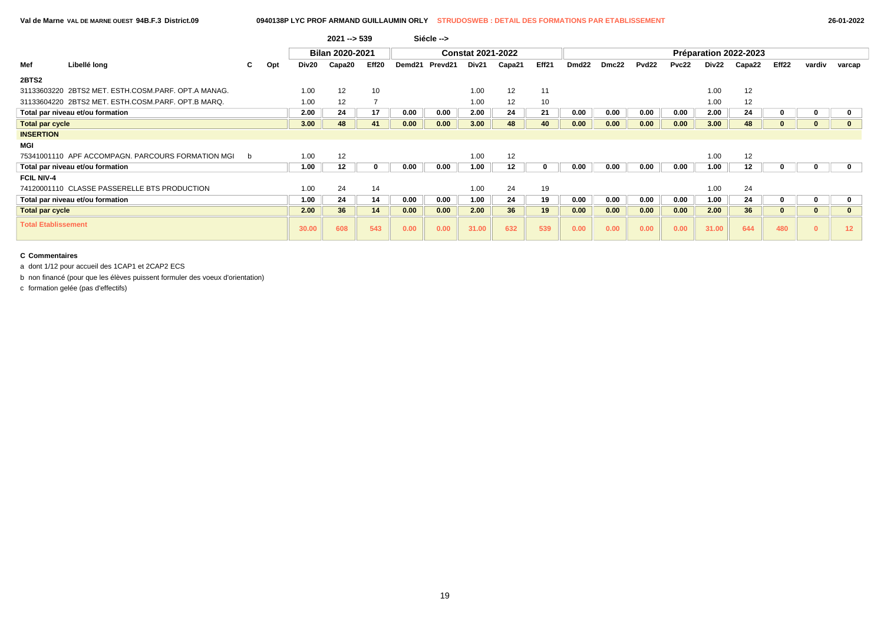Val de Marne VAL DE MARNE OUEST 94B.F.3 District.09 — 0940138P LYC PROF ARMAND GUILLAUMIN ORLY — STRUDOSWEB : DETAIL DES FORMATIONS PAR ETABLISSEMENT — 26-01-2022

2021 --> 539 Siécle -->

| Mef | Libellé long | C | Opt | Bilan 2020-2021 | | | Constat 2021-2022 | | | | | Préparation 2022-2023 | | | | | | | | |
|---|---|---|---|---|---|---|---|---|---|---|---|---|---|---|---|---|---|---|---|---|
| | | | | Div20 | Capa20 | Eff20 | Demd21 | Prevd21 | Div21 | Capa21 | Eff21 | Dmd22 | Dmc22 | Pvd22 | Pvc22 | Div22 | Capa22 | Eff22 | vardiv | varcap |
| **2BTS2** | | | | | | | | | | | | | | | | | | | | |
| 31133603220 | 2BTS2 MET. ESTH.COSM.PARF. OPT.A MANAG. | | | 1.00 | 12 | 10 | | | 1.00 | 12 | 11 | | | | | 1.00 | 12 | | | |
| 31133604220 | 2BTS2 MET. ESTH.COSM.PARF. OPT.B MARQ. | | | 1.00 | 12 | 7 | | | 1.00 | 12 | 10 | | | | | 1.00 | 12 | | | |
| **Total par niveau et/ou formation** | | | | **2.00** | **24** | **17** | **0.00** | **0.00** | **2.00** | **24** | **21** | **0.00** | **0.00** | **0.00** | **0.00** | **2.00** | **24** | **0** | **0** | **0** |
| **Total par cycle** | | | | **3.00** | **48** | **41** | **0.00** | **0.00** | **3.00** | **48** | **40** | **0.00** | **0.00** | **0.00** | **0.00** | **3.00** | **48** | **0** | **0** | **0** |
| **INSERTION** | | | | | | | | | | | | | | | | | | | | |
| **MGI** | | | | | | | | | | | | | | | | | | | | |
| 75341001110 | APF ACCOMPAGN. PARCOURS FORMATION MGI | b | | 1.00 | 12 | | | | 1.00 | 12 | | | | | | 1.00 | 12 | | | |
| **Total par niveau et/ou formation** | | | | **1.00** | **12** | **0** | **0.00** | **0.00** | **1.00** | **12** | **0** | **0.00** | **0.00** | **0.00** | **0.00** | **1.00** | **12** | **0** | **0** | **0** |
| **FCIL NIV-4** | | | | | | | | | | | | | | | | | | | | |
| 74120001110 | CLASSE PASSERELLE BTS PRODUCTION | | | 1.00 | 24 | 14 | | | 1.00 | 24 | 19 | | | | | 1.00 | 24 | | | |
| **Total par niveau et/ou formation** | | | | **1.00** | **24** | **14** | **0.00** | **0.00** | **1.00** | **24** | **19** | **0.00** | **0.00** | **0.00** | **0.00** | **1.00** | **24** | **0** | **0** | **0** |
| **Total par cycle** | | | | **2.00** | **36** | **14** | **0.00** | **0.00** | **2.00** | **36** | **19** | **0.00** | **0.00** | **0.00** | **0.00** | **2.00** | **36** | **0** | **0** | **0** |
| **Total Etablissement** | | | | **30.00** | **608** | **543** | **0.00** | **0.00** | **31.00** | **632** | **539** | **0.00** | **0.00** | **0.00** | **0.00** | **31.00** | **644** | **480** | **0** | **12** |

**C Commentaires**

a dont 1/12 pour accueil des 1CAP1 et 2CAP2 ECS

b non financé (pour que les élèves puissent formuler des voeux d'orientation)

c formation gelée (pas d'effectifs)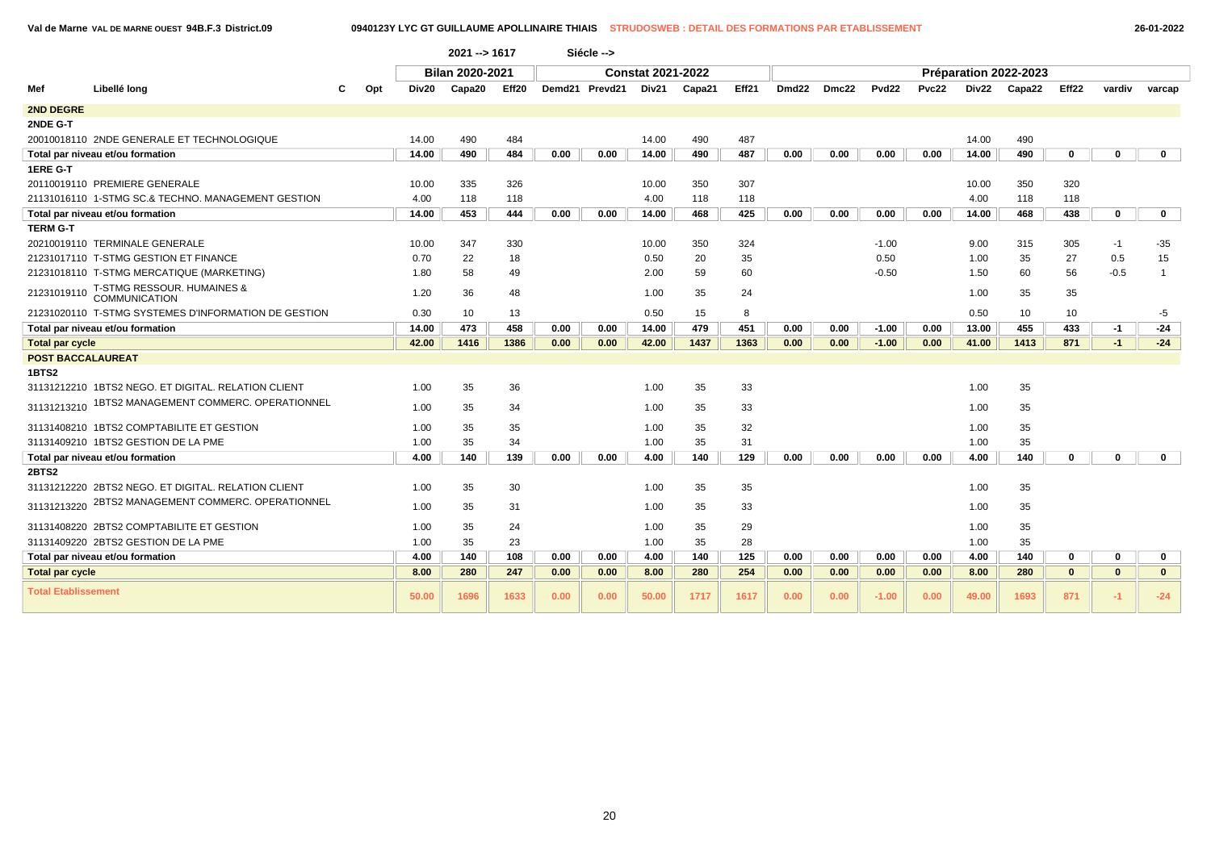Val de Marne VAL DE MARNE OUEST 94B.F.3 District.09 — 0940123Y LYC GT GUILLAUME APOLLINAIRE THIAIS — STRUDOSWEB : DETAIL DES FORMATIONS PAR ETABLISSEMENT — 26-01-2022

2021 --> 1617 Siécle -->

| Mef | Libellé long | C | Opt | Bilan 2020-2021 | | | Constat 2021-2022 | | | | | Préparation 2022-2023 | | | | | | | | |
|---|---|---|---|---|---|---|---|---|---|---|---|---|---|---|---|---|---|---|---|---|
| | | | | Div20 | Capa20 | Eff20 | Demd21 | Prevd21 | Div21 | Capa21 | Eff21 | Dmd22 | Dmc22 | Pvd22 | Pvc22 | Div22 | Capa22 | Eff22 | vardiv | varcap |
| **2ND DEGRE** | | | | | | | | | | | | | | | | | | | | |
| **2NDE G-T** | | | | | | | | | | | | | | | | | | | | |
| 20010018110 | 2NDE GENERALE ET TECHNOLOGIQUE | | | 14.00 | 490 | 484 | | | 14.00 | 490 | 487 | | | | | 14.00 | 490 | | | |
| **Total par niveau et/ou formation** | | | | **14.00** | **490** | **484** | **0.00** | **0.00** | **14.00** | **490** | **487** | **0.00** | **0.00** | **0.00** | **0.00** | **14.00** | **490** | **0** | **0** | **0** |
| **1ERE G-T** | | | | | | | | | | | | | | | | | | | | |
| 20110019110 | PREMIERE GENERALE | | | 10.00 | 335 | 326 | | | 10.00 | 350 | 307 | | | | | 10.00 | 350 | 320 | | |
| 21131016110 | 1-STMG SC.& TECHNO. MANAGEMENT GESTION | | | 4.00 | 118 | 118 | | | 4.00 | 118 | 118 | | | | | 4.00 | 118 | 118 | | |
| **Total par niveau et/ou formation** | | | | **14.00** | **453** | **444** | **0.00** | **0.00** | **14.00** | **468** | **425** | **0.00** | **0.00** | **0.00** | **0.00** | **14.00** | **468** | **438** | **0** | **0** |
| **TERM G-T** | | | | | | | | | | | | | | | | | | | | |
| 20210019110 | TERMINALE GENERALE | | | 10.00 | 347 | 330 | | | 10.00 | 350 | 324 | | | -1.00 | | 9.00 | 315 | 305 | -1 | -35 |
| 21231017110 | T-STMG GESTION ET FINANCE | | | 0.70 | 22 | 18 | | | 0.50 | 20 | 35 | | | 0.50 | | 1.00 | 35 | 27 | 0.5 | 15 |
| 21231018110 | T-STMG MERCATIQUE (MARKETING) | | | 1.80 | 58 | 49 | | | 2.00 | 59 | 60 | | | -0.50 | | 1.50 | 60 | 56 | -0.5 | 1 |
| 21231019110 | T-STMG RESSOUR. HUMAINES & COMMUNICATION | | | 1.20 | 36 | 48 | | | 1.00 | 35 | 24 | | | | | 1.00 | 35 | 35 | | |
| 21231020110 | T-STMG SYSTEMES D'INFORMATION DE GESTION | | | 0.30 | 10 | 13 | | | 0.50 | 15 | 8 | | | | | 0.50 | 10 | 10 | | -5 |
| **Total par niveau et/ou formation** | | | | **14.00** | **473** | **458** | **0.00** | **0.00** | **14.00** | **479** | **451** | **0.00** | **0.00** | **-1.00** | **0.00** | **13.00** | **455** | **433** | **-1** | **-24** |
| **Total par cycle** | | | | **42.00** | **1416** | **1386** | **0.00** | **0.00** | **42.00** | **1437** | **1363** | **0.00** | **0.00** | **-1.00** | **0.00** | **41.00** | **1413** | **871** | **-1** | **-24** |
| **POST BACCALAUREAT** | | | | | | | | | | | | | | | | | | | | |
| **1BTS2** | | | | | | | | | | | | | | | | | | | | |
| 31131212210 | 1BTS2 NEGO. ET DIGITAL. RELATION CLIENT | | | 1.00 | 35 | 36 | | | 1.00 | 35 | 33 | | | | | 1.00 | 35 | | | |
| 31131213210 | 1BTS2 MANAGEMENT COMMERC. OPERATIONNEL | | | 1.00 | 35 | 34 | | | 1.00 | 35 | 33 | | | | | 1.00 | 35 | | | |
| 31131408210 | 1BTS2 COMPTABILITE ET GESTION | | | 1.00 | 35 | 35 | | | 1.00 | 35 | 32 | | | | | 1.00 | 35 | | | |
| 31131409210 | 1BTS2 GESTION DE LA PME | | | 1.00 | 35 | 34 | | | 1.00 | 35 | 31 | | | | | 1.00 | 35 | | | |
| **Total par niveau et/ou formation** | | | | **4.00** | **140** | **139** | **0.00** | **0.00** | **4.00** | **140** | **129** | **0.00** | **0.00** | **0.00** | **0.00** | **4.00** | **140** | **0** | **0** | **0** |
| **2BTS2** | | | | | | | | | | | | | | | | | | | | |
| 31131212220 | 2BTS2 NEGO. ET DIGITAL. RELATION CLIENT | | | 1.00 | 35 | 30 | | | 1.00 | 35 | 35 | | | | | 1.00 | 35 | | | |
| 31131213220 | 2BTS2 MANAGEMENT COMMERC. OPERATIONNEL | | | 1.00 | 35 | 31 | | | 1.00 | 35 | 33 | | | | | 1.00 | 35 | | | |
| 31131408220 | 2BTS2 COMPTABILITE ET GESTION | | | 1.00 | 35 | 24 | | | 1.00 | 35 | 29 | | | | | 1.00 | 35 | | | |
| 31131409220 | 2BTS2 GESTION DE LA PME | | | 1.00 | 35 | 23 | | | 1.00 | 35 | 28 | | | | | 1.00 | 35 | | | |
| **Total par niveau et/ou formation** | | | | **4.00** | **140** | **108** | **0.00** | **0.00** | **4.00** | **140** | **125** | **0.00** | **0.00** | **0.00** | **0.00** | **4.00** | **140** | **0** | **0** | **0** |
| **Total par cycle** | | | | **8.00** | **280** | **247** | **0.00** | **0.00** | **8.00** | **280** | **254** | **0.00** | **0.00** | **0.00** | **0.00** | **8.00** | **280** | **0** | **0** | **0** |
| **Total Etablissement** | | | | **50.00** | **1696** | **1633** | **0.00** | **0.00** | **50.00** | **1717** | **1617** | **0.00** | **0.00** | **-1.00** | **0.00** | **49.00** | **1693** | **871** | **-1** | **-24** |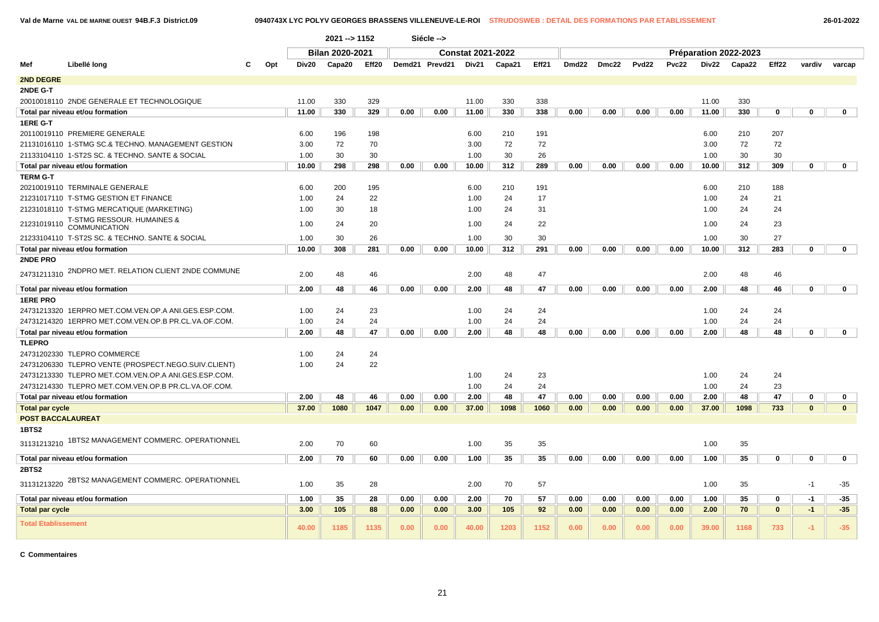Val de Marne VAL DE MARNE OUEST 94B.F.3 District.09 — 0940743X LYC POLYV GEORGES BRASSENS VILLENEUVE-LE-ROI — STRUDOSWEB : DETAIL DES FORMATIONS PAR ETABLISSEMENT — 26-01-2022

2021 --> 1152 Siécle -->

| Mef | Libellé long | C | Opt | Bilan 2020-2021 | | | Constat 2021-2022 | | | | | Préparation 2022-2023 | | | | | | | | |
|---|---|---|---|---|---|---|---|---|---|---|---|---|---|---|---|---|---|---|---|---|
| | | | | Div20 | Capa20 | Eff20 | Demd21 | Prevd21 | Div21 | Capa21 | Eff21 | Dmd22 | Dmc22 | Pvd22 | Pvc22 | Div22 | Capa22 | Eff22 | vardiv | varcap |
| **2ND DEGRE** | | | | | | | | | | | | | | | | | | | | |
| **2NDE G-T** | | | | | | | | | | | | | | | | | | | | |
| 20010018110 | 2NDE GENERALE ET TECHNOLOGIQUE | | | 11.00 | 330 | 329 | | | 11.00 | 330 | 338 | | | | | 11.00 | 330 | | | |
| **Total par niveau et/ou formation** | | | | 11.00 | 330 | 329 | 0.00 | 0.00 | 11.00 | 330 | 338 | 0.00 | 0.00 | 0.00 | 0.00 | 11.00 | 330 | 0 | 0 | 0 |
| **1ERE G-T** | | | | | | | | | | | | | | | | | | | | |
| 20110019110 | PREMIERE GENERALE | | | 6.00 | 196 | 198 | | | 6.00 | 210 | 191 | | | | | 6.00 | 210 | 207 | | |
| 21131016110 | 1-STMG SC.& TECHNO. MANAGEMENT GESTION | | | 3.00 | 72 | 70 | | | 3.00 | 72 | 72 | | | | | 3.00 | 72 | 72 | | |
| 21133104110 | 1-ST2S SC. & TECHNO. SANTE & SOCIAL | | | 1.00 | 30 | 30 | | | 1.00 | 30 | 26 | | | | | 1.00 | 30 | 30 | | |
| **Total par niveau et/ou formation** | | | | 10.00 | 298 | 298 | 0.00 | 0.00 | 10.00 | 312 | 289 | 0.00 | 0.00 | 0.00 | 0.00 | 10.00 | 312 | 309 | 0 | 0 |
| **TERM G-T** | | | | | | | | | | | | | | | | | | | | |
| 20210019110 | TERMINALE GENERALE | | | 6.00 | 200 | 195 | | | 6.00 | 210 | 191 | | | | | 6.00 | 210 | 188 | | |
| 21231017110 | T-STMG GESTION ET FINANCE | | | 1.00 | 24 | 22 | | | 1.00 | 24 | 17 | | | | | 1.00 | 24 | 21 | | |
| 21231018110 | T-STMG MERCATIQUE (MARKETING) | | | 1.00 | 30 | 18 | | | 1.00 | 24 | 31 | | | | | 1.00 | 24 | 24 | | |
| 21231019110 | T-STMG RESSOUR. HUMAINES & COMMUNICATION | | | 1.00 | 24 | 20 | | | 1.00 | 24 | 22 | | | | | 1.00 | 24 | 23 | | |
| 21233104110 | T-ST2S SC. & TECHNO. SANTE & SOCIAL | | | 1.00 | 30 | 26 | | | 1.00 | 30 | 30 | | | | | 1.00 | 30 | 27 | | |
| **Total par niveau et/ou formation** | | | | 10.00 | 308 | 281 | 0.00 | 0.00 | 10.00 | 312 | 291 | 0.00 | 0.00 | 0.00 | 0.00 | 10.00 | 312 | 283 | 0 | 0 |
| **2NDE PRO** | | | | | | | | | | | | | | | | | | | | |
| 24731211310 | 2NDPRO MET. RELATION CLIENT 2NDE COMMUNE | | | 2.00 | 48 | 46 | | | 2.00 | 48 | 47 | | | | | 2.00 | 48 | 46 | | |
| **Total par niveau et/ou formation** | | | | 2.00 | 48 | 46 | 0.00 | 0.00 | 2.00 | 48 | 47 | 0.00 | 0.00 | 0.00 | 0.00 | 2.00 | 48 | 46 | 0 | 0 |
| **1ERE PRO** | | | | | | | | | | | | | | | | | | | | |
| 24731213320 | 1ERPRO MET.COM.VEN.OP.A ANI.GES.ESP.COM. | | | 1.00 | 24 | 23 | | | 1.00 | 24 | 24 | | | | | 1.00 | 24 | 24 | | |
| 24731214320 | 1ERPRO MET.COM.VEN.OP.B PR.CL.VA.OF.COM. | | | 1.00 | 24 | 24 | | | 1.00 | 24 | 24 | | | | | 1.00 | 24 | 24 | | |
| **Total par niveau et/ou formation** | | | | 2.00 | 48 | 47 | 0.00 | 0.00 | 2.00 | 48 | 48 | 0.00 | 0.00 | 0.00 | 0.00 | 2.00 | 48 | 48 | 0 | 0 |
| **TLEPRO** | | | | | | | | | | | | | | | | | | | | |
| 24731202330 | TLEPRO COMMERCE | | | 1.00 | 24 | 24 | | | | | | | | | | | | | | |
| 24731206330 | TLEPRO VENTE (PROSPECT.NEGO.SUIV.CLIENT) | | | 1.00 | 24 | 22 | | | | | | | | | | | | | | |
| 24731213330 | TLEPRO MET.COM.VEN.OP.A ANI.GES.ESP.COM. | | | | | | | | 1.00 | 24 | 23 | | | | | 1.00 | 24 | 24 | | |
| 24731214330 | TLEPRO MET.COM.VEN.OP.B PR.CL.VA.OF.COM. | | | | | | | | 1.00 | 24 | 24 | | | | | 1.00 | 24 | 23 | | |
| **Total par niveau et/ou formation** | | | | 2.00 | 48 | 46 | 0.00 | 0.00 | 2.00 | 48 | 47 | 0.00 | 0.00 | 0.00 | 0.00 | 2.00 | 48 | 47 | 0 | 0 |
| **Total par cycle** | | | | 37.00 | 1080 | 1047 | 0.00 | 0.00 | 37.00 | 1098 | 1060 | 0.00 | 0.00 | 0.00 | 0.00 | 37.00 | 1098 | 733 | 0 | 0 |
| **POST BACCALAUREAT** | | | | | | | | | | | | | | | | | | | | |
| **1BTS2** | | | | | | | | | | | | | | | | | | | | |
| 31131213210 | 1BTS2 MANAGEMENT COMMERC. OPERATIONNEL | | | 2.00 | 70 | 60 | | | 1.00 | 35 | 35 | | | | | 1.00 | 35 | | | |
| **Total par niveau et/ou formation** | | | | 2.00 | 70 | 60 | 0.00 | 0.00 | 1.00 | 35 | 35 | 0.00 | 0.00 | 0.00 | 0.00 | 1.00 | 35 | 0 | 0 | 0 |
| **2BTS2** | | | | | | | | | | | | | | | | | | | | |
| 31131213220 | 2BTS2 MANAGEMENT COMMERC. OPERATIONNEL | | | 1.00 | 35 | 28 | | | 2.00 | 70 | 57 | | | | | 1.00 | 35 | | -1 | -35 |
| **Total par niveau et/ou formation** | | | | 1.00 | 35 | 28 | 0.00 | 0.00 | 2.00 | 70 | 57 | 0.00 | 0.00 | 0.00 | 0.00 | 1.00 | 35 | 0 | -1 | -35 |
| **Total par cycle** | | | | 3.00 | 105 | 88 | 0.00 | 0.00 | 3.00 | 105 | 92 | 0.00 | 0.00 | 0.00 | 0.00 | 2.00 | 70 | 0 | -1 | -35 |
| **Total Etablissement** | | | | 40.00 | 1185 | 1135 | 0.00 | 0.00 | 40.00 | 1203 | 1152 | 0.00 | 0.00 | 0.00 | 0.00 | 39.00 | 1168 | 733 | -1 | -35 |

**C Commentaires**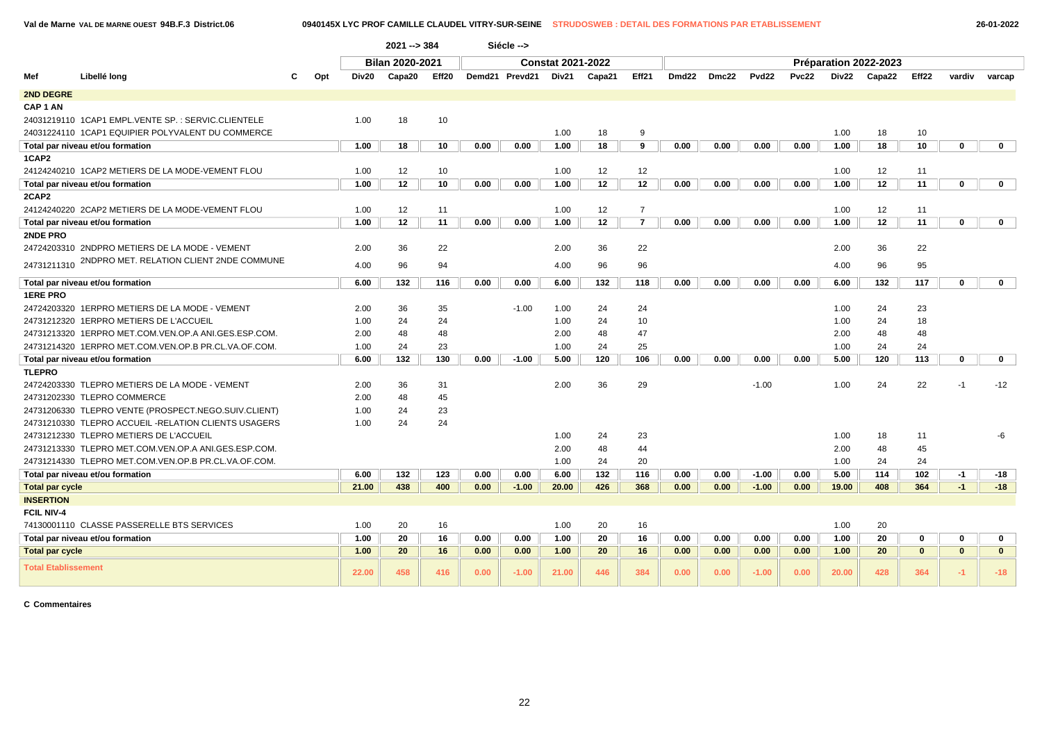Val de Marne VAL DE MARNE OUEST 94B.F.3 District.06 — 0940145X LYC PROF CAMILLE CLAUDEL VITRY-SUR-SEINE — STRUDOSWEB : DETAIL DES FORMATIONS PAR ETABLISSEMENT — 26-01-2022

2021 --> 384 — Siécle -->

| Mef | Libellé long | C | Opt | Bilan 2020-2021 | | | Constat 2021-2022 | | | | | Préparation 2022-2023 | | | | | | | | |
|---|---|---|---|---|---|---|---|---|---|---|---|---|---|---|---|---|---|---|---|---|
| | | | | Div20 | Capa20 | Eff20 | Demd21 | Prevd21 | Div21 | Capa21 | Eff21 | Dmd22 | Dmc22 | Pvd22 | Pvc22 | Div22 | Capa22 | Eff22 | vardiv | varcap |
| **2ND DEGRE** | | | | | | | | | | | | | | | | | | | | |
| **CAP 1 AN** | | | | | | | | | | | | | | | | | | | | |
| 24031219110 | 1CAP1 EMPL.VENTE SP. : SERVIC.CLIENTELE | | | 1.00 | 18 | 10 | | | | | | | | | | | | | | |
| 24031224110 | 1CAP1 EQUIPIER POLYVALENT DU COMMERCE | | | | | | | | 1.00 | 18 | 9 | | | | | 1.00 | 18 | 10 | | |
| **Total par niveau et/ou formation** | | | | **1.00** | **18** | **10** | **0.00** | **0.00** | **1.00** | **18** | **9** | **0.00** | **0.00** | **0.00** | **0.00** | **1.00** | **18** | **10** | **0** | **0** |
| **1CAP2** | | | | | | | | | | | | | | | | | | | | |
| 24124240210 | 1CAP2 METIERS DE LA MODE-VEMENT FLOU | | | 1.00 | 12 | 10 | | | 1.00 | 12 | 12 | | | | | 1.00 | 12 | 11 | | |
| **Total par niveau et/ou formation** | | | | **1.00** | **12** | **10** | **0.00** | **0.00** | **1.00** | **12** | **12** | **0.00** | **0.00** | **0.00** | **0.00** | **1.00** | **12** | **11** | **0** | **0** |
| **2CAP2** | | | | | | | | | | | | | | | | | | | | |
| 24124240220 | 2CAP2 METIERS DE LA MODE-VEMENT FLOU | | | 1.00 | 12 | 11 | | | 1.00 | 12 | 7 | | | | | 1.00 | 12 | 11 | | |
| **Total par niveau et/ou formation** | | | | **1.00** | **12** | **11** | **0.00** | **0.00** | **1.00** | **12** | **7** | **0.00** | **0.00** | **0.00** | **0.00** | **1.00** | **12** | **11** | **0** | **0** |
| **2NDE PRO** | | | | | | | | | | | | | | | | | | | | |
| 24724203310 | 2NDPRO METIERS DE LA MODE - VEMENT | | | 2.00 | 36 | 22 | | | 2.00 | 36 | 22 | | | | | 2.00 | 36 | 22 | | |
| 24731211310 | 2NDPRO MET. RELATION CLIENT 2NDE COMMUNE | | | 4.00 | 96 | 94 | | | 4.00 | 96 | 96 | | | | | 4.00 | 96 | 95 | | |
| **Total par niveau et/ou formation** | | | | **6.00** | **132** | **116** | **0.00** | **0.00** | **6.00** | **132** | **118** | **0.00** | **0.00** | **0.00** | **0.00** | **6.00** | **132** | **117** | **0** | **0** |
| **1ERE PRO** | | | | | | | | | | | | | | | | | | | | |
| 24724203320 | 1ERPRO METIERS DE LA MODE - VEMENT | | | 2.00 | 36 | 35 | | -1.00 | 1.00 | 24 | 24 | | | | | 1.00 | 24 | 23 | | |
| 24731212320 | 1ERPRO METIERS DE L'ACCUEIL | | | 1.00 | 24 | 24 | | | 1.00 | 24 | 10 | | | | | 1.00 | 24 | 18 | | |
| 24731213320 | 1ERPRO MET.COM.VEN.OP.A ANI.GES.ESP.COM. | | | 2.00 | 48 | 48 | | | 2.00 | 48 | 47 | | | | | 2.00 | 48 | 48 | | |
| 24731214320 | 1ERPRO MET.COM.VEN.OP.B PR.CL.VA.OF.COM. | | | 1.00 | 24 | 23 | | | 1.00 | 24 | 25 | | | | | 1.00 | 24 | 24 | | |
| **Total par niveau et/ou formation** | | | | **6.00** | **132** | **130** | **0.00** | **-1.00** | **5.00** | **120** | **106** | **0.00** | **0.00** | **0.00** | **0.00** | **5.00** | **120** | **113** | **0** | **0** |
| **TLEPRO** | | | | | | | | | | | | | | | | | | | | |
| 24724203330 | TLEPRO METIERS DE LA MODE - VEMENT | | | 2.00 | 36 | 31 | | | 2.00 | 36 | 29 | | | -1.00 | | 1.00 | 24 | 22 | -1 | -12 |
| 24731202330 | TLEPRO COMMERCE | | | 2.00 | 48 | 45 | | | | | | | | | | | | | | |
| 24731206330 | TLEPRO VENTE (PROSPECT.NEGO.SUIV.CLIENT) | | | 1.00 | 24 | 23 | | | | | | | | | | | | | | |
| 24731210330 | TLEPRO ACCUEIL -RELATION CLIENTS USAGERS | | | 1.00 | 24 | 24 | | | | | | | | | | | | | | |
| 24731212330 | TLEPRO METIERS DE L'ACCUEIL | | | | | | | | 1.00 | 24 | 23 | | | | | 1.00 | 18 | 11 | | -6 |
| 24731213330 | TLEPRO MET.COM.VEN.OP.A ANI.GES.ESP.COM. | | | | | | | | 2.00 | 48 | 44 | | | | | 2.00 | 48 | 45 | | |
| 24731214330 | TLEPRO MET.COM.VEN.OP.B PR.CL.VA.OF.COM. | | | | | | | | 1.00 | 24 | 20 | | | | | 1.00 | 24 | 24 | | |
| **Total par niveau et/ou formation** | | | | **6.00** | **132** | **123** | **0.00** | **0.00** | **6.00** | **132** | **116** | **0.00** | **0.00** | **-1.00** | **0.00** | **5.00** | **114** | **102** | **-1** | **-18** |
| **Total par cycle** | | | | **21.00** | **438** | **400** | **0.00** | **-1.00** | **20.00** | **426** | **368** | **0.00** | **0.00** | **-1.00** | **0.00** | **19.00** | **408** | **364** | **-1** | **-18** |
| **INSERTION** | | | | | | | | | | | | | | | | | | | | |
| **FCIL NIV-4** | | | | | | | | | | | | | | | | | | | | |
| 74130001110 | CLASSE PASSERELLE BTS SERVICES | | | 1.00 | 20 | 16 | | | 1.00 | 20 | 16 | | | | | 1.00 | 20 | | | |
| **Total par niveau et/ou formation** | | | | **1.00** | **20** | **16** | **0.00** | **0.00** | **1.00** | **20** | **16** | **0.00** | **0.00** | **0.00** | **0.00** | **1.00** | **20** | **0** | **0** | **0** |
| **Total par cycle** | | | | **1.00** | **20** | **16** | **0.00** | **0.00** | **1.00** | **20** | **16** | **0.00** | **0.00** | **0.00** | **0.00** | **1.00** | **20** | **0** | **0** | **0** |
| **Total Etablissement** | | | | **22.00** | **458** | **416** | **0.00** | **-1.00** | **21.00** | **446** | **384** | **0.00** | **0.00** | **-1.00** | **0.00** | **20.00** | **428** | **364** | **-1** | **-18** |

**C Commentaires**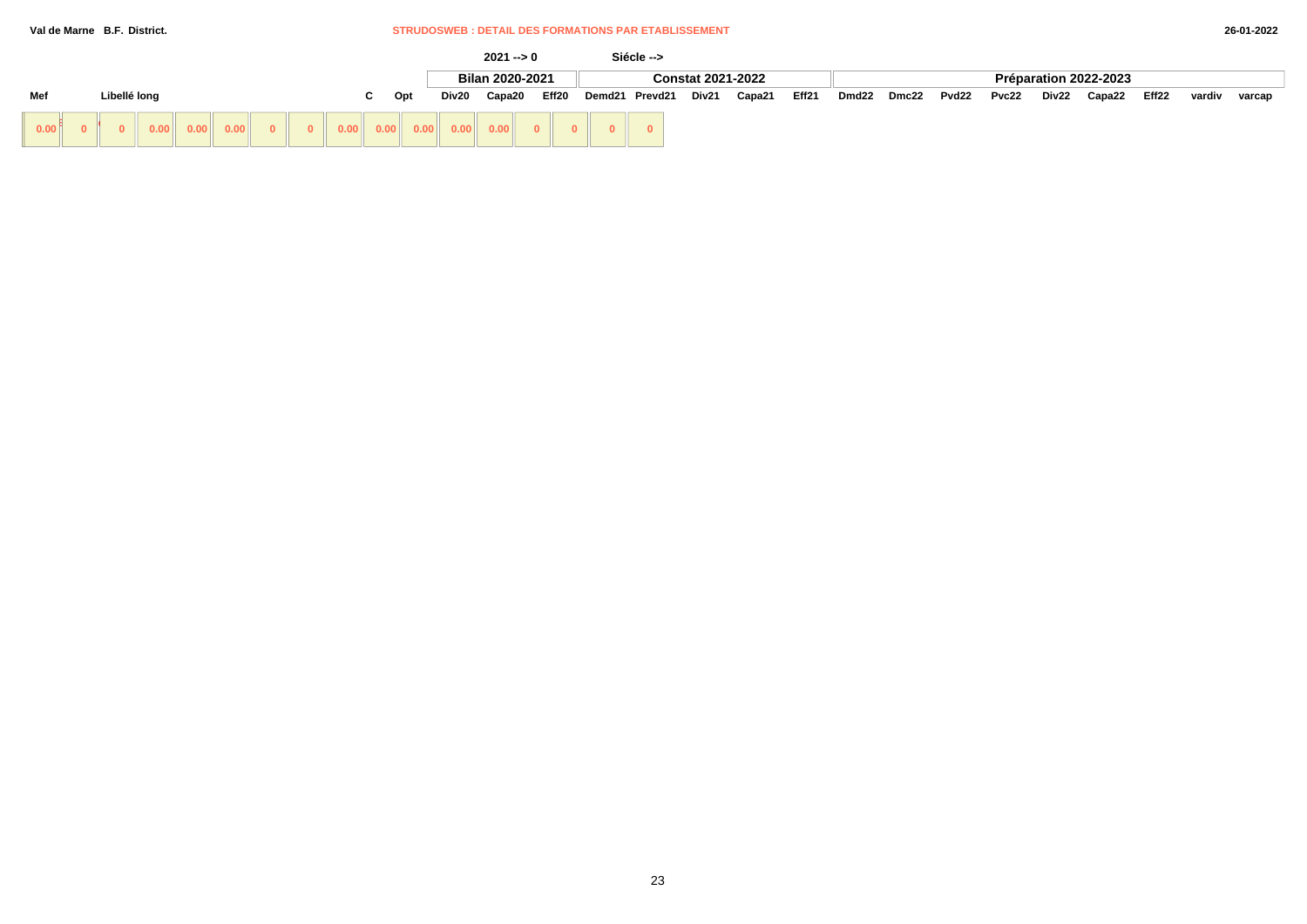Val de Marne B.F. District. **STRUDOSWEB : DETAIL DES FORMATIONS PAR ETABLISSEMENT** 26-01-2022

2021 --> 0 Siécle -->

| Mef | Libellé long | C | Opt | Bilan 2020-2021 | | | Constat 2021-2022 | | | | | Préparation 2022-2023 | | | | | | | | |
|---|---|---|---|---|---|---|---|---|---|---|---|---|---|---|---|---|---|---|---|---|
| | | | | Div20 | Capa20 | Eff20 | Demd21 | Prevd21 | Div21 | Capa21 | Eff21 | Dmd22 | Dmc22 | Pvd22 | Pvc22 | Div22 | Capa22 | Eff22 | vardiv | varcap |
| 0.00 | 0 | 0 | 0.00 | 0.00 | 0.00 | 0 | 0 | 0.00 | 0.00 | 0.00 | 0.00 | 0.00 | 0 | 0 | 0 | 0 | | | | |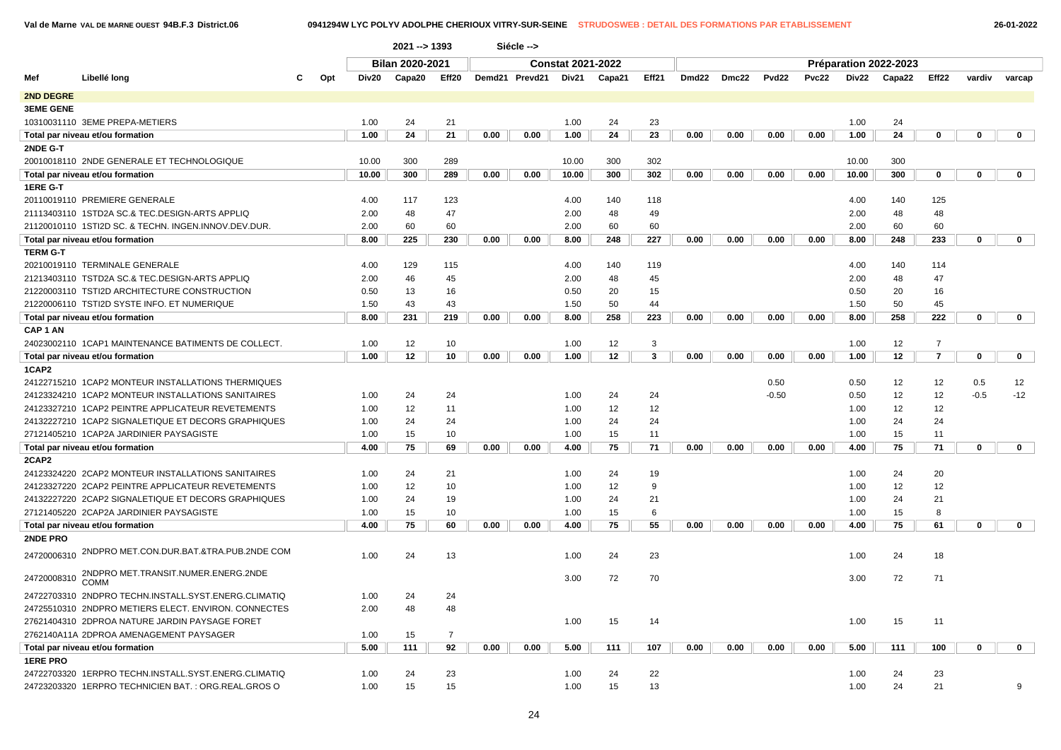Val de Marne VAL DE MARNE OUEST 94B.F.3 District.06 — 0941294W LYC POLYV ADOLPHE CHERIOUX VITRY-SUR-SEINE — STRUDOSWEB : DETAIL DES FORMATIONS PAR ETABLISSEMENT — 26-01-2022

2021 --> 1393 Siécle -->

| Mef | Libellé long | C | Opt | Bilan 2020-2021 Div20 | Capa20 | Eff20 | Constat 2021-2022 Demd21 | Prevd21 | Div21 | Capa21 | Eff21 | Préparation 2022-2023 Dmd22 | Dmc22 | Pvd22 | Pvc22 | Div22 | Capa22 | Eff22 | vardiv | varcap |
|---|---|---|---|---|---|---|---|---|---|---|---|---|---|---|---|---|---|---|---|---|
| **2ND DEGRE** | | | | | | | | | | | | | | | | | | | | |
| **3EME GENE** | | | | | | | | | | | | | | | | | | | | |
| 10310031110 | 3EME PREPA-METIERS | | | 1.00 | 24 | 21 | | | 1.00 | 24 | 23 | | | | | 1.00 | 24 | | | |
| **Total par niveau et/ou formation** | | | | 1.00 | 24 | 21 | 0.00 | 0.00 | 1.00 | 24 | 23 | 0.00 | 0.00 | 0.00 | 0.00 | 1.00 | 24 | 0 | 0 | 0 |
| **2NDE G-T** | | | | | | | | | | | | | | | | | | | | |
| 20010018110 | 2NDE GENERALE ET TECHNOLOGIQUE | | | 10.00 | 300 | 289 | | | 10.00 | 300 | 302 | | | | | 10.00 | 300 | | | |
| **Total par niveau et/ou formation** | | | | 10.00 | 300 | 289 | 0.00 | 0.00 | 10.00 | 300 | 302 | 0.00 | 0.00 | 0.00 | 0.00 | 10.00 | 300 | 0 | 0 | 0 |
| **1ERE G-T** | | | | | | | | | | | | | | | | | | | | |
| 20110019110 | PREMIERE GENERALE | | | 4.00 | 117 | 123 | | | 4.00 | 140 | 118 | | | | | 4.00 | 140 | 125 | | |
| 21113403110 | 1STD2A SC.& TEC.DESIGN-ARTS APPLIQ | | | 2.00 | 48 | 47 | | | 2.00 | 48 | 49 | | | | | 2.00 | 48 | 48 | | |
| 21120010110 | 1STI2D SC. & TECHN. INGEN.INNOV.DEV.DUR. | | | 2.00 | 60 | 60 | | | 2.00 | 60 | 60 | | | | | 2.00 | 60 | 60 | | |
| **Total par niveau et/ou formation** | | | | 8.00 | 225 | 230 | 0.00 | 0.00 | 8.00 | 248 | 227 | 0.00 | 0.00 | 0.00 | 0.00 | 8.00 | 248 | 233 | 0 | 0 |
| **TERM G-T** | | | | | | | | | | | | | | | | | | | | |
| 20210019110 | TERMINALE GENERALE | | | 4.00 | 129 | 115 | | | 4.00 | 140 | 119 | | | | | 4.00 | 140 | 114 | | |
| 21213403110 | TSTD2A SC.& TEC.DESIGN-ARTS APPLIQ | | | 2.00 | 46 | 45 | | | 2.00 | 48 | 45 | | | | | 2.00 | 48 | 47 | | |
| 21220003110 | TSTI2D ARCHITECTURE CONSTRUCTION | | | 0.50 | 13 | 16 | | | 0.50 | 20 | 15 | | | | | 0.50 | 20 | 16 | | |
| 21220006110 | TSTI2D SYSTE INFO. ET NUMERIQUE | | | 1.50 | 43 | 43 | | | 1.50 | 50 | 44 | | | | | 1.50 | 50 | 45 | | |
| **Total par niveau et/ou formation** | | | | 8.00 | 231 | 219 | 0.00 | 0.00 | 8.00 | 258 | 223 | 0.00 | 0.00 | 0.00 | 0.00 | 8.00 | 258 | 222 | 0 | 0 |
| **CAP 1 AN** | | | | | | | | | | | | | | | | | | | | |
| 24023002110 | 1CAP1 MAINTENANCE BATIMENTS DE COLLECT. | | | 1.00 | 12 | 10 | | | 1.00 | 12 | 3 | | | | | 1.00 | 12 | 7 | | |
| **Total par niveau et/ou formation** | | | | 1.00 | 12 | 10 | 0.00 | 0.00 | 1.00 | 12 | 3 | 0.00 | 0.00 | 0.00 | 0.00 | 1.00 | 12 | 7 | 0 | 0 |
| **1CAP2** | | | | | | | | | | | | | | | | | | | | |
| 24122715210 | 1CAP2 MONTEUR INSTALLATIONS THERMIQUES | | | | | | | | | | | | | 0.50 | | 0.50 | 12 | 12 | 0.5 | 12 |
| 24123324210 | 1CAP2 MONTEUR INSTALLATIONS SANITAIRES | | | 1.00 | 24 | 24 | | | 1.00 | 24 | 24 | | | -0.50 | | 0.50 | 12 | 12 | -0.5 | -12 |
| 24123327210 | 1CAP2 PEINTRE APPLICATEUR REVETEMENTS | | | 1.00 | 12 | 11 | | | 1.00 | 12 | 12 | | | | | 1.00 | 12 | 12 | | |
| 24132227210 | 1CAP2 SIGNALETIQUE ET DECORS GRAPHIQUES | | | 1.00 | 24 | 24 | | | 1.00 | 24 | 24 | | | | | 1.00 | 24 | 24 | | |
| 27121405210 | 1CAP2A JARDINIER PAYSAGISTE | | | 1.00 | 15 | 10 | | | 1.00 | 15 | 11 | | | | | 1.00 | 15 | 11 | | |
| **Total par niveau et/ou formation** | | | | 4.00 | 75 | 69 | 0.00 | 0.00 | 4.00 | 75 | 71 | 0.00 | 0.00 | 0.00 | 0.00 | 4.00 | 75 | 71 | 0 | 0 |
| **2CAP2** | | | | | | | | | | | | | | | | | | | | |
| 24123324220 | 2CAP2 MONTEUR INSTALLATIONS SANITAIRES | | | 1.00 | 24 | 21 | | | 1.00 | 24 | 19 | | | | | 1.00 | 24 | 20 | | |
| 24123327220 | 2CAP2 PEINTRE APPLICATEUR REVETEMENTS | | | 1.00 | 12 | 10 | | | 1.00 | 12 | 9 | | | | | 1.00 | 12 | 12 | | |
| 24132227220 | 2CAP2 SIGNALETIQUE ET DECORS GRAPHIQUES | | | 1.00 | 24 | 19 | | | 1.00 | 24 | 21 | | | | | 1.00 | 24 | 21 | | |
| 27121405220 | 2CAP2A JARDINIER PAYSAGISTE | | | 1.00 | 15 | 10 | | | 1.00 | 15 | 6 | | | | | 1.00 | 15 | 8 | | |
| **Total par niveau et/ou formation** | | | | 4.00 | 75 | 60 | 0.00 | 0.00 | 4.00 | 75 | 55 | 0.00 | 0.00 | 0.00 | 0.00 | 4.00 | 75 | 61 | 0 | 0 |
| **2NDE PRO** | | | | | | | | | | | | | | | | | | | | |
| 24720006310 | 2NDPRO MET.CON.DUR.BAT.&TRA.PUB.2NDE COM | | | 1.00 | 24 | 13 | | | 1.00 | 24 | 23 | | | | | 1.00 | 24 | 18 | | |
| 24720008310 | 2NDPRO MET.TRANSIT.NUMER.ENERG.2NDE COMM | | | | | | | | 3.00 | 72 | 70 | | | | | 3.00 | 72 | 71 | | |
| 24722703310 | 2NDPRO TECHN.INSTALL.SYST.ENERG.CLIMATIQ | | | 1.00 | 24 | 24 | | | | | | | | | | | | | | |
| 24725510310 | 2NDPRO METIERS ELECT. ENVIRON. CONNECTES | | | 2.00 | 48 | 48 | | | | | | | | | | | | | | |
| 27621404310 | 2DPROA NATURE JARDIN PAYSAGE FORET | | | | | | | | 1.00 | 15 | 14 | | | | | 1.00 | 15 | 11 | | |
| 2762140A11A | 2DPROA AMENAGEMENT PAYSAGER | | | 1.00 | 15 | 7 | | | | | | | | | | | | | | |
| **Total par niveau et/ou formation** | | | | 5.00 | 111 | 92 | 0.00 | 0.00 | 5.00 | 111 | 107 | 0.00 | 0.00 | 0.00 | 0.00 | 5.00 | 111 | 100 | 0 | 0 |
| **1ERE PRO** | | | | | | | | | | | | | | | | | | | | |
| 24722703320 | 1ERPRO TECHN.INSTALL.SYST.ENERG.CLIMATIQ | | | 1.00 | 24 | 23 | | | 1.00 | 24 | 22 | | | | | 1.00 | 24 | 23 | | |
| 24723203320 | 1ERPRO TECHNICIEN BAT. : ORG.REAL.GROS O | | | 1.00 | 15 | 15 | | | 1.00 | 15 | 13 | | | | | 1.00 | 24 | 21 | | 9 |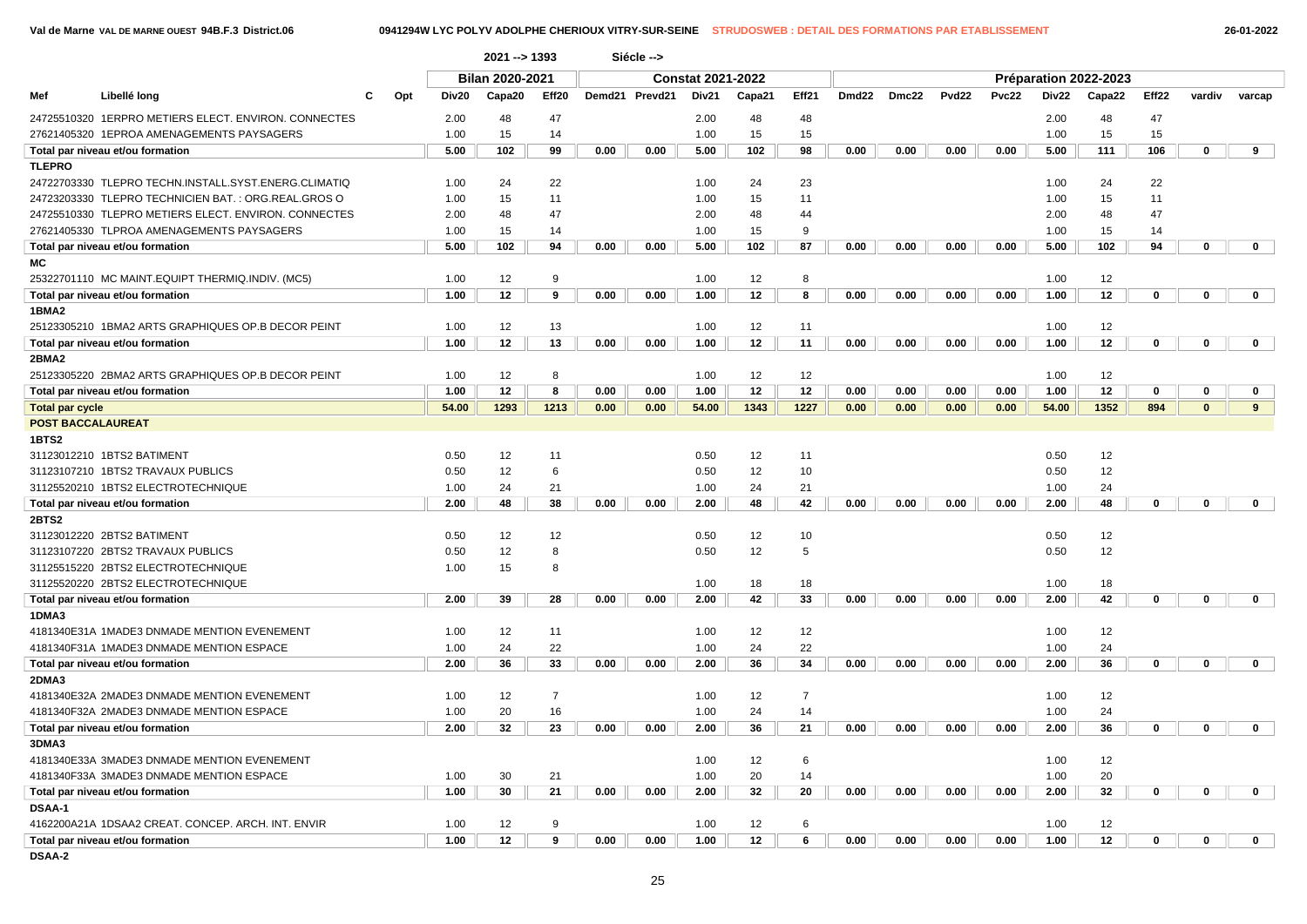Val de Marne VAL DE MARNE OUEST 94B.F.3 District.06 — 0941294W LYC POLYV ADOLPHE CHERIOUX VITRY-SUR-SEINE — STRUDOSWEB : DETAIL DES FORMATIONS PAR ETABLISSEMENT — 26-01-2022

2021 --> 1393 Siécle -->

| Mef | Libellé long | C | Opt | Bilan 2020-2021 Div20 | Capa20 | Eff20 | Constat 2021-2022 Demd21 | Prevd21 | Div21 | Capa21 | Eff21 | Préparation 2022-2023 Dmd22 | Dmc22 | Pvd22 | Pvc22 | Div22 | Capa22 | Eff22 | vardiv | varcap |
|---|---|---|---|---|---|---|---|---|---|---|---|---|---|---|---|---|---|---|---|---|
| 24725510320 | 1ERPRO METIERS ELECT. ENVIRON. CONNECTES | | | 2.00 | 48 | 47 | | | 2.00 | 48 | 48 | | | | | 2.00 | 48 | 47 | | |
| 27621405320 | 1EPROA AMENAGEMENTS PAYSAGERS | | | 1.00 | 15 | 14 | | | 1.00 | 15 | 15 | | | | | 1.00 | 15 | 15 | | |
| **Total par niveau et/ou formation** | | | | **5.00** | **102** | **99** | **0.00** | **0.00** | **5.00** | **102** | **98** | **0.00** | **0.00** | **0.00** | **0.00** | **5.00** | **111** | **106** | **0** | **9** |
| **TLEPRO** | | | | | | | | | | | | | | | | | | | | |
| 24722703330 | TLEPRO TECHN.INSTALL.SYST.ENERG.CLIMATIQ | | | 1.00 | 24 | 22 | | | 1.00 | 24 | 23 | | | | | 1.00 | 24 | 22 | | |
| 24723203330 | TLEPRO TECHNICIEN BAT. : ORG.REAL.GROS O | | | 1.00 | 15 | 11 | | | 1.00 | 15 | 11 | | | | | 1.00 | 15 | 11 | | |
| 24725510330 | TLEPRO METIERS ELECT. ENVIRON. CONNECTES | | | 2.00 | 48 | 47 | | | 2.00 | 48 | 44 | | | | | 2.00 | 48 | 47 | | |
| 27621405330 | TLPROA AMENAGEMENTS PAYSAGERS | | | 1.00 | 15 | 14 | | | 1.00 | 15 | 9 | | | | | 1.00 | 15 | 14 | | |
| **Total par niveau et/ou formation** | | | | **5.00** | **102** | **94** | **0.00** | **0.00** | **5.00** | **102** | **87** | **0.00** | **0.00** | **0.00** | **0.00** | **5.00** | **102** | **94** | **0** | **0** |
| **MC** | | | | | | | | | | | | | | | | | | | | |
| 25322701110 | MC MAINT.EQUIPT THERMIQ.INDIV. (MC5) | | | 1.00 | 12 | 9 | | | 1.00 | 12 | 8 | | | | | 1.00 | 12 | | | |
| **Total par niveau et/ou formation** | | | | **1.00** | **12** | **9** | **0.00** | **0.00** | **1.00** | **12** | **8** | **0.00** | **0.00** | **0.00** | **0.00** | **1.00** | **12** | **0** | **0** | **0** |
| **1BMA2** | | | | | | | | | | | | | | | | | | | | |
| 25123305210 | 1BMA2 ARTS GRAPHIQUES OP.B DECOR PEINT | | | 1.00 | 12 | 13 | | | 1.00 | 12 | 11 | | | | | 1.00 | 12 | | | |
| **Total par niveau et/ou formation** | | | | **1.00** | **12** | **13** | **0.00** | **0.00** | **1.00** | **12** | **11** | **0.00** | **0.00** | **0.00** | **0.00** | **1.00** | **12** | **0** | **0** | **0** |
| **2BMA2** | | | | | | | | | | | | | | | | | | | | |
| 25123305220 | 2BMA2 ARTS GRAPHIQUES OP.B DECOR PEINT | | | 1.00 | 12 | 8 | | | 1.00 | 12 | 12 | | | | | 1.00 | 12 | | | |
| **Total par niveau et/ou formation** | | | | **1.00** | **12** | **8** | **0.00** | **0.00** | **1.00** | **12** | **12** | **0.00** | **0.00** | **0.00** | **0.00** | **1.00** | **12** | **0** | **0** | **0** |
| **Total par cycle** | | | | **54.00** | **1293** | **1213** | **0.00** | **0.00** | **54.00** | **1343** | **1227** | **0.00** | **0.00** | **0.00** | **0.00** | **54.00** | **1352** | **894** | **0** | **9** |
| **POST BACCALAUREAT** | | | | | | | | | | | | | | | | | | | | |
| **1BTS2** | | | | | | | | | | | | | | | | | | | | |
| 31123012210 | 1BTS2 BATIMENT | | | 0.50 | 12 | 11 | | | 0.50 | 12 | 11 | | | | | 0.50 | 12 | | | |
| 31123107210 | 1BTS2 TRAVAUX PUBLICS | | | 0.50 | 12 | 6 | | | 0.50 | 12 | 10 | | | | | 0.50 | 12 | | | |
| 31125520210 | 1BTS2 ELECTROTECHNIQUE | | | 1.00 | 24 | 21 | | | 1.00 | 24 | 21 | | | | | 1.00 | 24 | | | |
| **Total par niveau et/ou formation** | | | | **2.00** | **48** | **38** | **0.00** | **0.00** | **2.00** | **48** | **42** | **0.00** | **0.00** | **0.00** | **0.00** | **2.00** | **48** | **0** | **0** | **0** |
| **2BTS2** | | | | | | | | | | | | | | | | | | | | |
| 31123012220 | 2BTS2 BATIMENT | | | 0.50 | 12 | 12 | | | 0.50 | 12 | 10 | | | | | 0.50 | 12 | | | |
| 31123107220 | 2BTS2 TRAVAUX PUBLICS | | | 0.50 | 12 | 8 | | | 0.50 | 12 | 5 | | | | | 0.50 | 12 | | | |
| 31125515220 | 2BTS2 ELECTROTECHNIQUE | | | 1.00 | 15 | 8 | | | | | | | | | | | | | | |
| 31125520220 | 2BTS2 ELECTROTECHNIQUE | | | | | | | | 1.00 | 18 | 18 | | | | | 1.00 | 18 | | | |
| **Total par niveau et/ou formation** | | | | **2.00** | **39** | **28** | **0.00** | **0.00** | **2.00** | **42** | **33** | **0.00** | **0.00** | **0.00** | **0.00** | **2.00** | **42** | **0** | **0** | **0** |
| **1DMA3** | | | | | | | | | | | | | | | | | | | | |
| 4181340E31A | 1MADE3 DNMADE MENTION EVENEMENT | | | 1.00 | 12 | 11 | | | 1.00 | 12 | 12 | | | | | 1.00 | 12 | | | |
| 4181340F31A | 1MADE3 DNMADE MENTION ESPACE | | | 1.00 | 24 | 22 | | | 1.00 | 24 | 22 | | | | | 1.00 | 24 | | | |
| **Total par niveau et/ou formation** | | | | **2.00** | **36** | **33** | **0.00** | **0.00** | **2.00** | **36** | **34** | **0.00** | **0.00** | **0.00** | **0.00** | **2.00** | **36** | **0** | **0** | **0** |
| **2DMA3** | | | | | | | | | | | | | | | | | | | | |
| 4181340E32A | 2MADE3 DNMADE MENTION EVENEMENT | | | 1.00 | 12 | 7 | | | 1.00 | 12 | 7 | | | | | 1.00 | 12 | | | |
| 4181340F32A | 2MADE3 DNMADE MENTION ESPACE | | | 1.00 | 20 | 16 | | | 1.00 | 24 | 14 | | | | | 1.00 | 24 | | | |
| **Total par niveau et/ou formation** | | | | **2.00** | **32** | **23** | **0.00** | **0.00** | **2.00** | **36** | **21** | **0.00** | **0.00** | **0.00** | **0.00** | **2.00** | **36** | **0** | **0** | **0** |
| **3DMA3** | | | | | | | | | | | | | | | | | | | | |
| 4181340E33A | 3MADE3 DNMADE MENTION EVENEMENT | | | | | | | | 1.00 | 12 | 6 | | | | | 1.00 | 12 | | | |
| 4181340F33A | 3MADE3 DNMADE MENTION ESPACE | | | 1.00 | 30 | 21 | | | 1.00 | 20 | 14 | | | | | 1.00 | 20 | | | |
| **Total par niveau et/ou formation** | | | | **1.00** | **30** | **21** | **0.00** | **0.00** | **2.00** | **32** | **20** | **0.00** | **0.00** | **0.00** | **0.00** | **2.00** | **32** | **0** | **0** | **0** |
| **DSAA-1** | | | | | | | | | | | | | | | | | | | | |
| 4162200A21A | 1DSAA2 CREAT. CONCEP. ARCH. INT. ENVIR | | | 1.00 | 12 | 9 | | | 1.00 | 12 | 6 | | | | | 1.00 | 12 | | | |
| **Total par niveau et/ou formation** | | | | **1.00** | **12** | **9** | **0.00** | **0.00** | **1.00** | **12** | **6** | **0.00** | **0.00** | **0.00** | **0.00** | **1.00** | **12** | **0** | **0** | **0** |
| **DSAA-2** | | | | | | | | | | | | | | | | | | | | |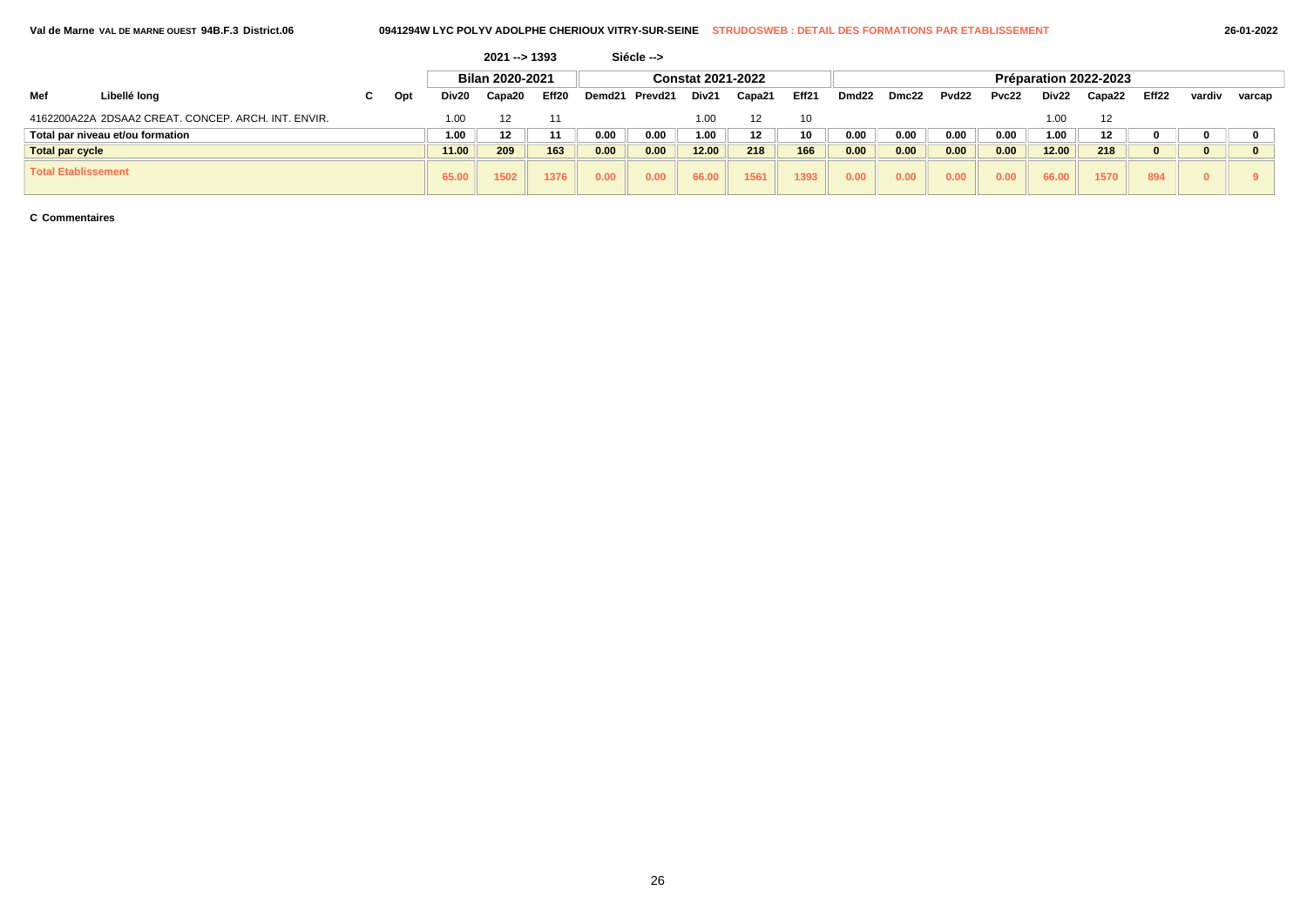Val de Marne VAL DE MARNE OUEST 94B.F.3 District.06 — 0941294W LYC POLYV ADOLPHE CHERIOUX VITRY-SUR-SEINE — STRUDOSWEB : DETAIL DES FORMATIONS PAR ETABLISSEMENT — 26-01-2022

2021 --> 1393 — Siécle -->

| Mef | Libellé long | C | Opt | Bilan 2020-2021 | | | Constat 2021-2022 | | | | | Préparation 2022-2023 | | | | | | | | |
|---|---|---|---|---|---|---|---|---|---|---|---|---|---|---|---|---|---|---|---|---|
| | | | | Div20 | Capa20 | Eff20 | Demd21 | Prevd21 | Div21 | Capa21 | Eff21 | Dmd22 | Dmc22 | Pvd22 | Pvc22 | Div22 | Capa22 | Eff22 | vardiv | varcap |
| 4162200A22A | 2DSAA2 CREAT. CONCEP. ARCH. INT. ENVIR. | | | 1.00 | 12 | 11 | | | 1.00 | 12 | 10 | | | | | 1.00 | 12 | | | |
| **Total par niveau et/ou formation** | | | | **1.00** | **12** | **11** | **0.00** | **0.00** | **1.00** | **12** | **10** | **0.00** | **0.00** | **0.00** | **0.00** | **1.00** | **12** | **0** | **0** | **0** |
| **Total par cycle** | | | | **11.00** | **209** | **163** | **0.00** | **0.00** | **12.00** | **218** | **166** | **0.00** | **0.00** | **0.00** | **0.00** | **12.00** | **218** | **0** | **0** | **0** |
| **Total Etablissement** | | | | **65.00** | **1502** | **1376** | **0.00** | **0.00** | **66.00** | **1561** | **1393** | **0.00** | **0.00** | **0.00** | **0.00** | **66.00** | **1570** | **894** | **0** | **9** |

**C Commentaires**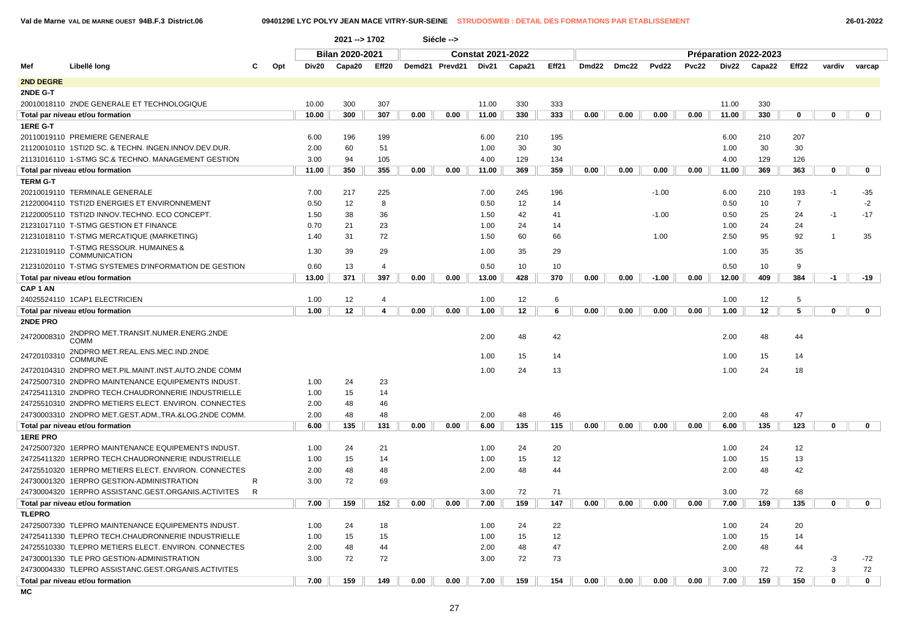Val de Marne VAL DE MARNE OUEST 94B.F.3 District.06 — 0940129E LYC POLYV JEAN MACE VITRY-SUR-SEINE — STRUDOSWEB : DETAIL DES FORMATIONS PAR ETABLISSEMENT — 26-01-2022

2021 --> 1702 Siécle -->

| Mef | Libellé long | C | Opt | Bilan 2020-2021 Div20 | Capa20 | Eff20 | Constat 2021-2022 Demd21 | Prevd21 | Div21 | Capa21 | Eff21 | Préparation 2022-2023 Dmd22 | Dmc22 | Pvd22 | Pvc22 | Div22 | Capa22 | Eff22 | vardiv | varcap |
|---|---|---|---|---|---|---|---|---|---|---|---|---|---|---|---|---|---|---|---|---|
| **2ND DEGRE** | | | | | | | | | | | | | | | | | | | | |
| **2NDE G-T** | | | | | | | | | | | | | | | | | | | | |
| 20010018110 | 2NDE GENERALE ET TECHNOLOGIQUE | | | 10.00 | 300 | 307 | | | 11.00 | 330 | 333 | | | | | 11.00 | 330 | | | |
| **Total par niveau et/ou formation** | | | | 10.00 | 300 | 307 | 0.00 | 0.00 | 11.00 | 330 | 333 | 0.00 | 0.00 | 0.00 | 0.00 | 11.00 | 330 | 0 | 0 | 0 |
| **1ERE G-T** | | | | | | | | | | | | | | | | | | | | |
| 20110019110 | PREMIERE GENERALE | | | 6.00 | 196 | 199 | | | 6.00 | 210 | 195 | | | | | 6.00 | 210 | 207 | | |
| 21120010110 | 1STI2D SC.& TECHN. INGEN.INNOV.DEV.DUR. | | | 2.00 | 60 | 51 | | | 1.00 | 30 | 30 | | | | | 1.00 | 30 | 30 | | |
| 21131016110 | 1-STMG SC.& TECHNO. MANAGEMENT GESTION | | | 3.00 | 94 | 105 | | | 4.00 | 129 | 134 | | | | | 4.00 | 129 | 126 | | |
| **Total par niveau et/ou formation** | | | | 11.00 | 350 | 355 | 0.00 | 0.00 | 11.00 | 369 | 359 | 0.00 | 0.00 | 0.00 | 0.00 | 11.00 | 369 | 363 | 0 | 0 |
| **TERM G-T** | | | | | | | | | | | | | | | | | | | | |
| 20210019110 | TERMINALE GENERALE | | | 7.00 | 217 | 225 | | | 7.00 | 245 | 196 | | | -1.00 | | 6.00 | 210 | 193 | -1 | -35 |
| 21220004110 | TSTI2D ENERGIES ET ENVIRONNEMENT | | | 0.50 | 12 | 8 | | | 0.50 | 12 | 14 | | | | | 0.50 | 10 | 7 | | -2 |
| 21220005110 | TSTI2D INNOV.TECHNO. ECO CONCEPT. | | | 1.50 | 38 | 36 | | | 1.50 | 42 | 41 | | | -1.00 | | 0.50 | 25 | 24 | -1 | -17 |
| 21231017110 | T-STMG GESTION ET FINANCE | | | 0.70 | 21 | 23 | | | 1.00 | 24 | 14 | | | | | 1.00 | 24 | 24 | | |
| 21231018110 | T-STMG MERCATIQUE (MARKETING) | | | 1.40 | 31 | 72 | | | 1.50 | 60 | 66 | | | 1.00 | | 2.50 | 95 | 92 | 1 | 35 |
| 21231019110 | T-STMG RESSOUR. HUMAINES & COMMUNICATION | | | 1.30 | 39 | 29 | | | 1.00 | 35 | 29 | | | | | 1.00 | 35 | 35 | | |
| 21231020110 | T-STMG SYSTEMES D'INFORMATION DE GESTION | | | 0.60 | 13 | 4 | | | 0.50 | 10 | 10 | | | | | 0.50 | 10 | 9 | | |
| **Total par niveau et/ou formation** | | | | 13.00 | 371 | 397 | 0.00 | 0.00 | 13.00 | 428 | 370 | 0.00 | 0.00 | -1.00 | 0.00 | 12.00 | 409 | 384 | -1 | -19 |
| **CAP 1 AN** | | | | | | | | | | | | | | | | | | | | |
| 24025524110 | 1CAP1 ELECTRICIEN | | | 1.00 | 12 | 4 | | | 1.00 | 12 | 6 | | | | | 1.00 | 12 | 5 | | |
| **Total par niveau et/ou formation** | | | | 1.00 | 12 | 4 | 0.00 | 0.00 | 1.00 | 12 | 6 | 0.00 | 0.00 | 0.00 | 0.00 | 1.00 | 12 | 5 | 0 | 0 |
| **2NDE PRO** | | | | | | | | | | | | | | | | | | | | |
| 24720008310 | 2NDPRO MET.TRANSIT.NUMER.ENERG.2NDE COMM | | | | | | | | 2.00 | 48 | 42 | | | | | 2.00 | 48 | 44 | | |
| 24720103310 | 2NDPRO MET.REAL.ENS.MEC.IND.2NDE COMMUNE | | | | | | | | 1.00 | 15 | 14 | | | | | 1.00 | 15 | 14 | | |
| 24720104310 | 2NDPRO MET.PIL.MAINT.INST.AUTO.2NDE COMM | | | | | | | | 1.00 | 24 | 13 | | | | | 1.00 | 24 | 18 | | |
| 24725007310 | 2NDPRO MAINTENANCE EQUIPEMENTS INDUST. | | | 1.00 | 24 | 23 | | | | | | | | | | | | | | |
| 24725411310 | 2NDPRO TECH.CHAUDRONNERIE INDUSTRIELLE | | | 1.00 | 15 | 14 | | | | | | | | | | | | | | |
| 24725510310 | 2NDPRO METIERS ELECT. ENVIRON. CONNECTES | | | 2.00 | 48 | 46 | | | | | | | | | | | | | | |
| 24730003310 | 2NDPRO MET.GEST.ADM.,TRA.&LOG.2NDE COMM. | | | 2.00 | 48 | 48 | | | 2.00 | 48 | 46 | | | | | 2.00 | 48 | 47 | | |
| **Total par niveau et/ou formation** | | | | 6.00 | 135 | 131 | 0.00 | 0.00 | 6.00 | 135 | 115 | 0.00 | 0.00 | 0.00 | 0.00 | 6.00 | 135 | 123 | 0 | 0 |
| **1ERE PRO** | | | | | | | | | | | | | | | | | | | | |
| 24725007320 | 1ERPRO MAINTENANCE EQUIPEMENTS INDUST. | | | 1.00 | 24 | 21 | | | 1.00 | 24 | 20 | | | | | 1.00 | 24 | 12 | | |
| 24725411320 | 1ERPRO TECH.CHAUDRONNERIE INDUSTRIELLE | | | 1.00 | 15 | 14 | | | 1.00 | 15 | 12 | | | | | 1.00 | 15 | 13 | | |
| 24725510320 | 1ERPRO METIERS ELECT. ENVIRON. CONNECTES | | | 2.00 | 48 | 48 | | | 2.00 | 48 | 44 | | | | | 2.00 | 48 | 42 | | |
| 24730001320 | 1ERPRO GESTION-ADMINISTRATION | R | | 3.00 | 72 | 69 | | | | | | | | | | | | | | |
| 24730004320 | 1ERPRO ASSISTANC.GEST.ORGANIS.ACTIVITES | R | | | | | | | 3.00 | 72 | 71 | | | | | 3.00 | 72 | 68 | | |
| **Total par niveau et/ou formation** | | | | 7.00 | 159 | 152 | 0.00 | 0.00 | 7.00 | 159 | 147 | 0.00 | 0.00 | 0.00 | 0.00 | 7.00 | 159 | 135 | 0 | 0 |
| **TLEPRO** | | | | | | | | | | | | | | | | | | | | |
| 24725007330 | TLEPRO MAINTENANCE EQUIPEMENTS INDUST. | | | 1.00 | 24 | 18 | | | 1.00 | 24 | 22 | | | | | 1.00 | 24 | 20 | | |
| 24725411330 | TLEPRO TECH.CHAUDRONNERIE INDUSTRIELLE | | | 1.00 | 15 | 15 | | | 1.00 | 15 | 12 | | | | | 1.00 | 15 | 14 | | |
| 24725510330 | TLEPRO METIERS ELECT. ENVIRON. CONNECTES | | | 2.00 | 48 | 44 | | | 2.00 | 48 | 47 | | | | | 2.00 | 48 | 44 | | |
| 24730001330 | TLE PRO GESTION-ADMINISTRATION | | | 3.00 | 72 | 72 | | | 3.00 | 72 | 73 | | | | | | | | -3 | -72 |
| 24730004330 | TLEPRO ASSISTANC.GEST.ORGANIS.ACTIVITES | | | | | | | | | | | | | | | 3.00 | 72 | 72 | 3 | 72 |
| **Total par niveau et/ou formation** | | | | 7.00 | 159 | 149 | 0.00 | 0.00 | 7.00 | 159 | 154 | 0.00 | 0.00 | 0.00 | 0.00 | 7.00 | 159 | 150 | 0 | 0 |
| **MC** | | | | | | | | | | | | | | | | | | | | |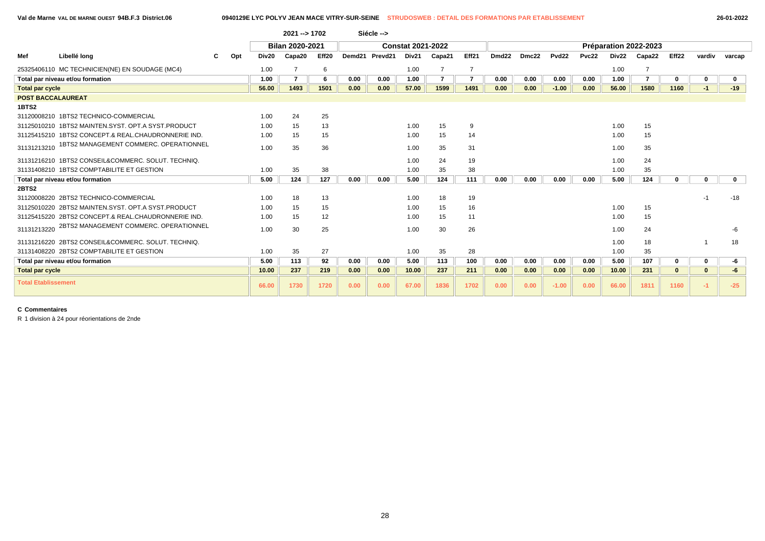| | | | | 2021 --> 1702 | | | Siécle --> | | | | | | | | | | | | | |
|---|---|---|---|---|---|---|---|---|---|---|---|---|---|---|---|---|---|---|---|---|
| | | | | Bilan 2020-2021 | | | Constat 2021-2022 | | | | | Préparation 2022-2023 | | | | | | | | |
| Mef | Libellé long | C | Opt | Div20 | Capa20 | Eff20 | Demd21 | Prevd21 | Div21 | Capa21 | Eff21 | Dmd22 | Dmc22 | Pvd22 | Pvc22 | Div22 | Capa22 | Eff22 | vardiv | varcap |
| 25325406110 | MC TECHNICIEN(NE) EN SOUDAGE (MC4) | | | 1.00 | 7 | 6 | | | 1.00 | 7 | 7 | | | | | 1.00 | 7 | | | |
| **Total par niveau et/ou formation** | | | | **1.00** | **7** | **6** | **0.00** | **0.00** | **1.00** | **7** | **7** | **0.00** | **0.00** | **0.00** | **0.00** | **1.00** | **7** | **0** | **0** | **0** |
| **Total par cycle** | | | | **56.00** | **1493** | **1501** | **0.00** | **0.00** | **57.00** | **1599** | **1491** | **0.00** | **0.00** | **-1.00** | **0.00** | **56.00** | **1580** | **1160** | **-1** | **-19** |
| **POST BACCALAUREAT** | | | | | | | | | | | | | | | | | | | | |
| **1BTS2** | | | | | | | | | | | | | | | | | | | | |
| 31120008210 | 1BTS2 TECHNICO-COMMERCIAL | | | 1.00 | 24 | 25 | | | | | | | | | | | | | | |
| 31125010210 | 1BTS2 MAINTEN.SYST. OPT.A SYST.PRODUCT | | | 1.00 | 15 | 13 | | | 1.00 | 15 | 9 | | | | | 1.00 | 15 | | | |
| 31125415210 | 1BTS2 CONCEPT.& REAL.CHAUDRONNERIE IND. | | | 1.00 | 15 | 15 | | | 1.00 | 15 | 14 | | | | | 1.00 | 15 | | | |
| 31131213210 | 1BTS2 MANAGEMENT COMMERC. OPERATIONNEL | | | 1.00 | 35 | 36 | | | 1.00 | 35 | 31 | | | | | 1.00 | 35 | | | |
| 31131216210 | 1BTS2 CONSEIL&COMMERC. SOLUT. TECHNIQ. | | | | | | | | 1.00 | 24 | 19 | | | | | 1.00 | 24 | | | |
| 31131408210 | 1BTS2 COMPTABILITE ET GESTION | | | 1.00 | 35 | 38 | | | 1.00 | 35 | 38 | | | | | 1.00 | 35 | | | |
| **Total par niveau et/ou formation** | | | | **5.00** | **124** | **127** | **0.00** | **0.00** | **5.00** | **124** | **111** | **0.00** | **0.00** | **0.00** | **0.00** | **5.00** | **124** | **0** | **0** | **0** |
| **2BTS2** | | | | | | | | | | | | | | | | | | | | |
| 31120008220 | 2BTS2 TECHNICO-COMMERCIAL | | | 1.00 | 18 | 13 | | | 1.00 | 18 | 19 | | | | | | | | -1 | -18 |
| 31125010220 | 2BTS2 MAINTEN.SYST. OPT.A SYST.PRODUCT | | | 1.00 | 15 | 15 | | | 1.00 | 15 | 16 | | | | | 1.00 | 15 | | | |
| 31125415220 | 2BTS2 CONCEPT.& REAL.CHAUDRONNERIE IND. | | | 1.00 | 15 | 12 | | | 1.00 | 15 | 11 | | | | | 1.00 | 15 | | | |
| 31131213220 | 2BTS2 MANAGEMENT COMMERC. OPERATIONNEL | | | 1.00 | 30 | 25 | | | 1.00 | 30 | 26 | | | | | 1.00 | 24 | | | -6 |
| 31131216220 | 2BTS2 CONSEIL&COMMERC. SOLUT. TECHNIQ. | | | | | | | | | | | | | | | 1.00 | 18 | | 1 | 18 |
| 31131408220 | 2BTS2 COMPTABILITE ET GESTION | | | 1.00 | 35 | 27 | | | 1.00 | 35 | 28 | | | | | 1.00 | 35 | | | |
| **Total par niveau et/ou formation** | | | | **5.00** | **113** | **92** | **0.00** | **0.00** | **5.00** | **113** | **100** | **0.00** | **0.00** | **0.00** | **0.00** | **5.00** | **107** | **0** | **0** | **-6** |
| **Total par cycle** | | | | **10.00** | **237** | **219** | **0.00** | **0.00** | **10.00** | **237** | **211** | **0.00** | **0.00** | **0.00** | **0.00** | **10.00** | **231** | **0** | **0** | **-6** |
| **Total Etablissement** | | | | **66.00** | **1730** | **1720** | **0.00** | **0.00** | **67.00** | **1836** | **1702** | **0.00** | **0.00** | **-1.00** | **0.00** | **66.00** | **1811** | **1160** | **-1** | **-25** |

**C Commentaires**

R 1 division à 24 pour réorientations de 2nde